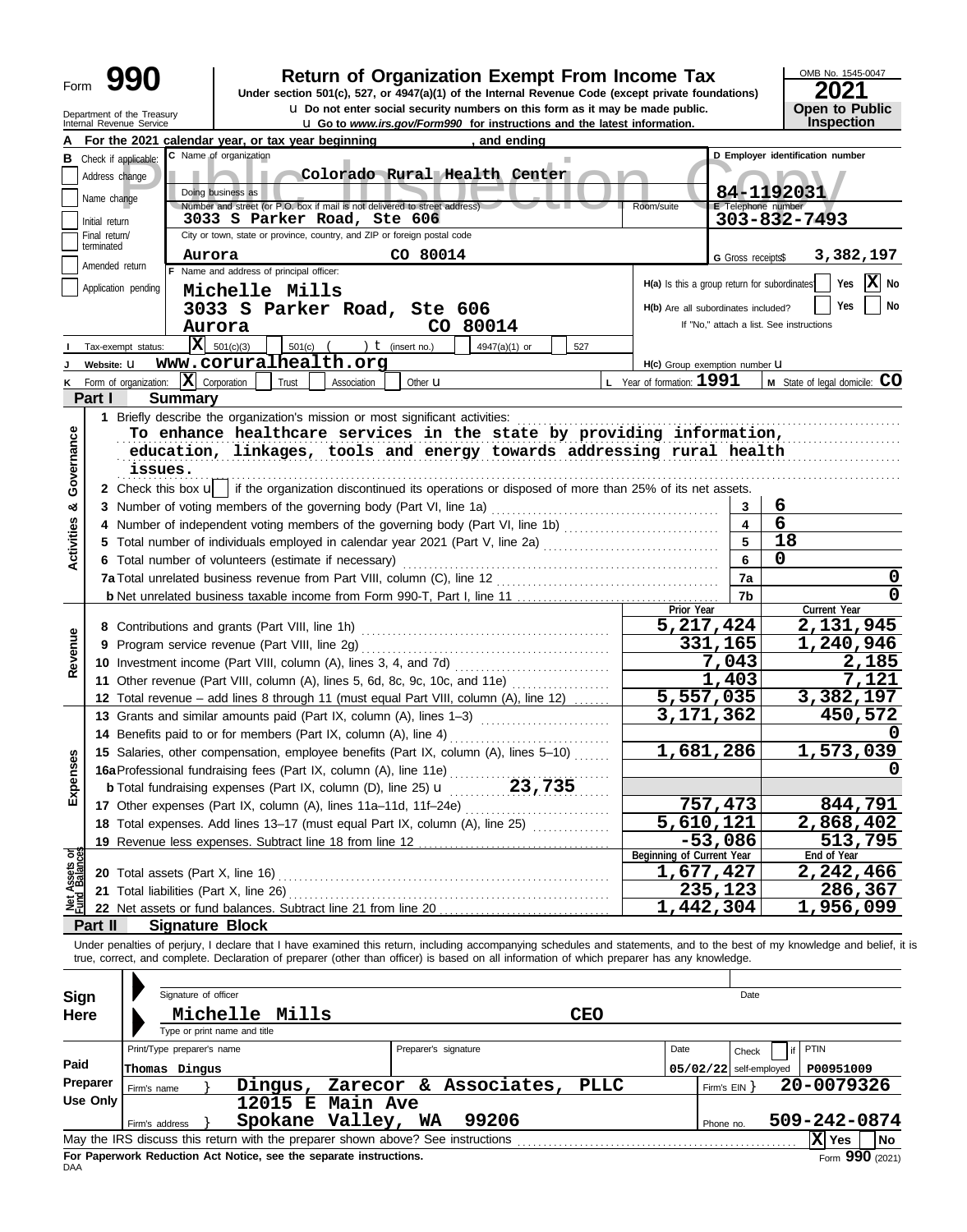Form **990**

# Return of Organization Exempt From Income Tax

Under section 501(c), 527, or 4947(a)(1) of the Internal Revenue Code (except private foundations)

u Do not enter social security numbers on this form as it may be made public.

u Go to *www.irs.gov/Form990* for instructions and the latest information.

Department of the Treasury
Internal Revenue Service

OMB No. 1545-0047

**2021**

**Open to Public Inspection**

**A** For the 2021 calendar year, or tax year beginning , and ending

**B** Check if applicable:
- Address change
- Name change
- Initial return
- Final return/terminated
- Amended return
- Application pending

**C** Name of organization: **Colorado Rural Health Center**

Doing business as

Number and street (or P.O. box if mail is not delivered to street address): **3033 S Parker Road, Ste 606** Room/suite

City or town, state or province, country, and ZIP or foreign postal code: **Aurora CO 80014**

**D** Employer identification number: **84-1192031**

**E** Telephone number: **303-832-7493**

**G** Gross receipts$ **3,382,197**

**F** Name and address of principal officer:
**Michelle Mills**
**3033 S Parker Road, Ste 606**
**Aurora CO 80014**

H(a) Is this a group return for subordinates? Yes [ ] No [X]

H(b) Are all subordinates included? Yes [ ] No [ ]
If "No," attach a list. See instructions

**I** Tax-exempt status: [X] 501(c)(3) [ ] 501(c) ( ) t (insert no.) [ ] 4947(a)(1) or [ ] 527

**J** Website: u **www.coruralhealth.org**

H(c) Group exemption number u

**K** Form of organization: [X] Corporation [ ] Trust [ ] Association [ ] Other u

**L** Year of formation: **1991**

**M** State of legal domicile: **CO**

## Part I Summary

**Activities & Governance**

1 Briefly describe the organization's mission or most significant activities:
**To enhance healthcare services in the state by providing information, education, linkages, tools and energy towards addressing rural health issues.**

2 Check this box u [ ] if the organization discontinued its operations or disposed of more than 25% of its net assets.

| | | | |
|---|---|---|---|
| 3 | Number of voting members of the governing body (Part VI, line 1a) | 3 | 6 |
| 4 | Number of independent voting members of the governing body (Part VI, line 1b) | 4 | 6 |
| 5 | Total number of individuals employed in calendar year 2021 (Part V, line 2a) | 5 | 18 |
| 6 | Total number of volunteers (estimate if necessary) | 6 | 0 |
| 7a | Total unrelated business revenue from Part VIII, column (C), line 12 | 7a | 0 |
| b | Net unrelated business taxable income from Form 990-T, Part I, line 11 | 7b | 0 |

| | | Prior Year | Current Year |
|---|---|---|---|
| **Revenue** | | | |
| 8 | Contributions and grants (Part VIII, line 1h) | 5,217,424 | 2,131,945 |
| 9 | Program service revenue (Part VIII, line 2g) | 331,165 | 1,240,946 |
| 10 | Investment income (Part VIII, column (A), lines 3, 4, and 7d) | 7,043 | 2,185 |
| 11 | Other revenue (Part VIII, column (A), lines 5, 6d, 8c, 9c, 10c, and 11e) | 1,403 | 7,121 |
| 12 | Total revenue – add lines 8 through 11 (must equal Part VIII, column (A), line 12) | 5,557,035 | 3,382,197 |
| **Expenses** | | | |
| 13 | Grants and similar amounts paid (Part IX, column (A), lines 1–3) | 3,171,362 | 450,572 |
| 14 | Benefits paid to or for members (Part IX, column (A), line 4) | | 0 |
| 15 | Salaries, other compensation, employee benefits (Part IX, column (A), lines 5–10) | 1,681,286 | 1,573,039 |
| 16a | Professional fundraising fees (Part IX, column (A), line 11e) | | 0 |
| b | Total fundraising expenses (Part IX, column (D), line 25) u 23,735 | | |
| 17 | Other expenses (Part IX, column (A), lines 11a–11d, 11f–24e) | 757,473 | 844,791 |
| 18 | Total expenses. Add lines 13–17 (must equal Part IX, column (A), line 25) | 5,610,121 | 2,868,402 |
| 19 | Revenue less expenses. Subtract line 18 from line 12 | -53,086 | 513,795 |
| **Net Assets or Fund Balances** | | **Beginning of Current Year** | **End of Year** |
| 20 | Total assets (Part X, line 16) | 1,677,427 | 2,242,466 |
| 21 | Total liabilities (Part X, line 26) | 235,123 | 286,367 |
| 22 | Net assets or fund balances. Subtract line 21 from line 20 | 1,442,304 | 1,956,099 |

## Part II Signature Block

Under penalties of perjury, I declare that I have examined this return, including accompanying schedules and statements, and to the best of my knowledge and belief, it is true, correct, and complete. Declaration of preparer (other than officer) is based on all information of which preparer has any knowledge.

**Sign Here**

Signature of officer | Date

**Michelle Mills CEO**
Type or print name and title

**Paid Preparer Use Only**

| Print/Type preparer's name | Preparer's signature | Date | Check [ ] if self-employed | PTIN |
|---|---|---|---|---|
| Thomas Dingus | | 05/02/22 | | P00951009 |

Firm's name } **Dingus, Zarecor & Associates, PLLC** Firm's EIN } **20-0079326**

Firm's address } **12015 E Main Ave, Spokane Valley, WA 99206** Phone no. **509-242-0874**

May the IRS discuss this return with the preparer shown above? See instructions [X] Yes [ ] No

**For Paperwork Reduction Act Notice, see the separate instructions.**

DAA

Form **990** (2021)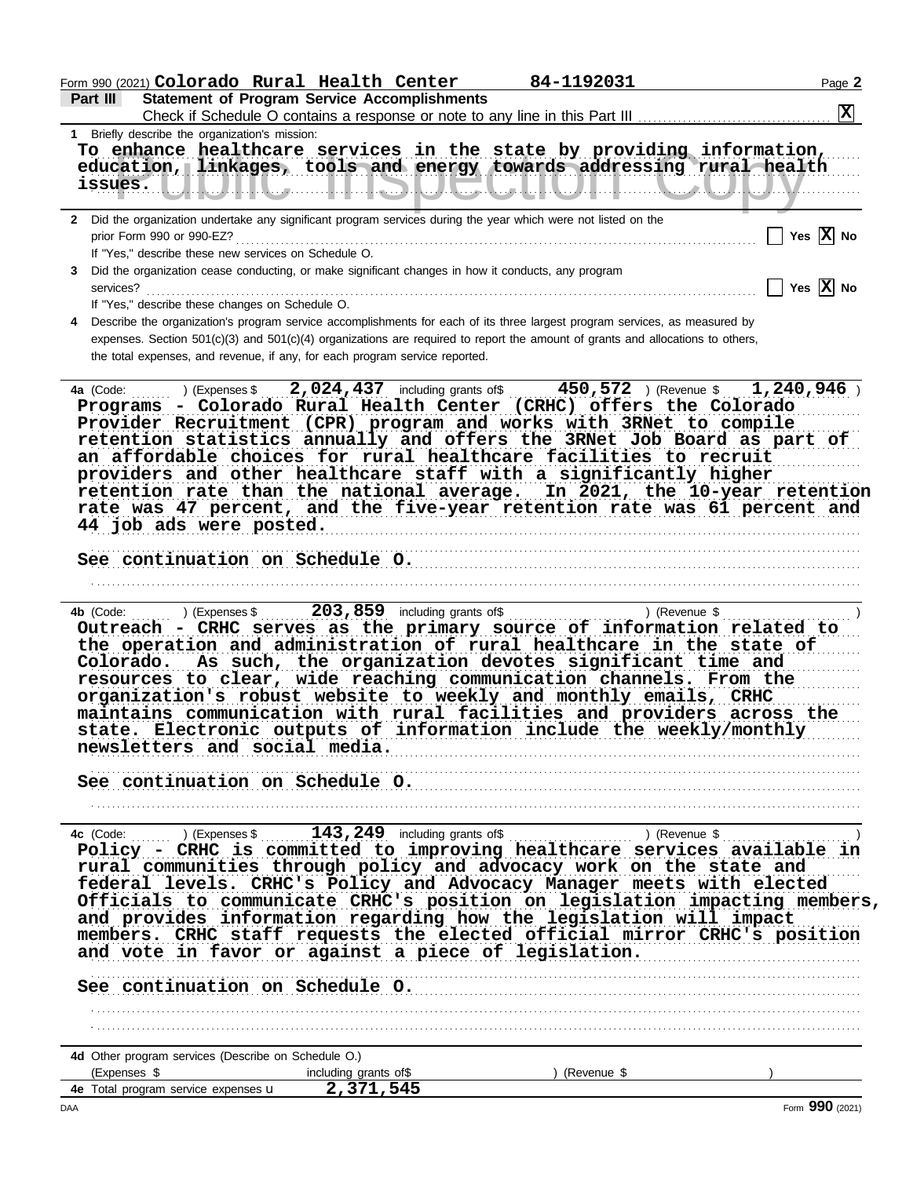Form 990 (2021) **Colorado Rural Health Center** **84-1192031**

## Part III Statement of Program Service Accomplishments

Check if Schedule O contains a response or note to any line in this Part III .......... [X]

**1** Briefly describe the organization's mission:

**To enhance healthcare services in the state by providing information, education, linkages, tools and energy towards addressing rural health issues.**

**2** Did the organization undertake any significant program services during the year which were not listed on the prior Form 990 or 990-EZ? .......... [ ] Yes [X] No

If "Yes," describe these new services on Schedule O.

**3** Did the organization cease conducting, or make significant changes in how it conducts, any program services? .......... [ ] Yes [X] No

If "Yes," describe these changes on Schedule O.

**4** Describe the organization's program service accomplishments for each of its three largest program services, as measured by expenses. Section 501(c)(3) and 501(c)(4) organizations are required to report the amount of grants and allocations to others, the total expenses, and revenue, if any, for each program service reported.

**4a** (Code: ) (Expenses $ **2,024,437** including grants of$ **450,572** ) (Revenue $ **1,240,946** )

**Programs - Colorado Rural Health Center (CRHC) offers the Colorado Provider Recruitment (CPR) program and works with 3RNet to compile retention statistics annually and offers the 3RNet Job Board as part of an affordable choices for rural healthcare facilities to recruit providers and other healthcare staff with a significantly higher retention rate than the national average. In 2021, the 10-year retention rate was 47 percent, and the five-year retention rate was 61 percent and 44 job ads were posted.**

**See continuation on Schedule O.**

**4b** (Code: ) (Expenses $ **203,859** including grants of$ ) (Revenue $ )

**Outreach - CRHC serves as the primary source of information related to the operation and administration of rural healthcare in the state of Colorado. As such, the organization devotes significant time and resources to clear, wide reaching communication channels. From the organization's robust website to weekly and monthly emails, CRHC maintains communication with rural facilities and providers across the state. Electronic outputs of information include the weekly/monthly newsletters and social media.**

**See continuation on Schedule O.**

**4c** (Code: ) (Expenses $ **143,249** including grants of$ ) (Revenue $ )

**Policy - CRHC is committed to improving healthcare services available in rural communities through policy and advocacy work on the state and federal levels. CRHC's Policy and Advocacy Manager meets with elected Officials to communicate CRHC's position on legislation impacting members, and provides information regarding how the legislation will impact members. CRHC staff requests the elected official mirror CRHC's position and vote in favor or against a piece of legislation.**

**See continuation on Schedule O.**

**4d** Other program services (Describe on Schedule O.)

(Expenses $ including grants of$ ) (Revenue $ )

**4e** Total program service expenses u **2,371,545**

Form **990** (2021)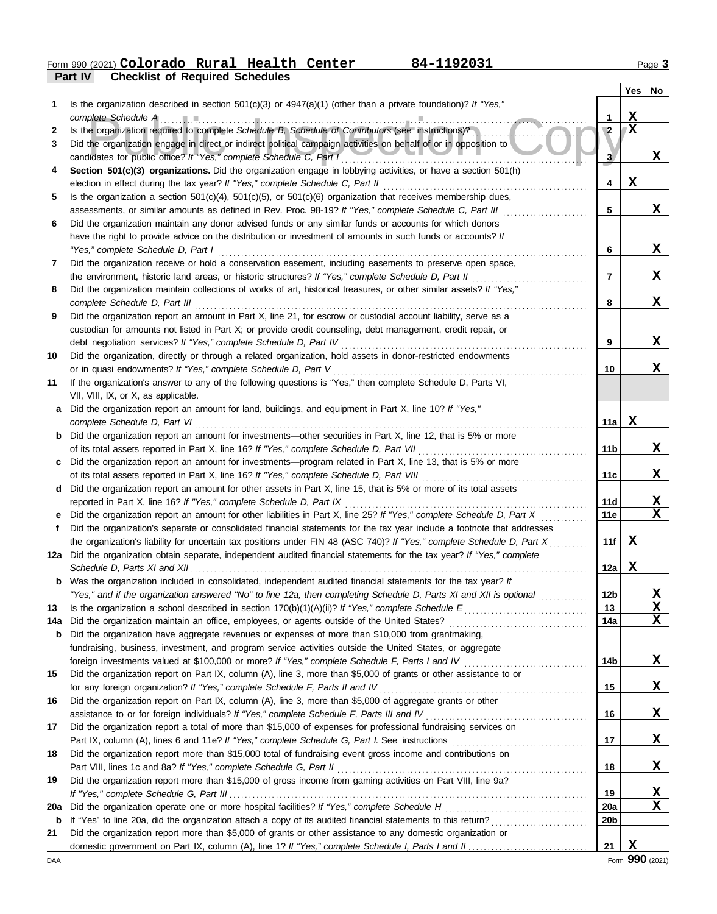Form 990 (2021) **Colorado Rural Health Center** **84-1192031**

**Part IV Checklist of Required Schedules**

| | | | Yes | No |
|---|---|---|---|---|
| 1 | Is the organization described in section 501(c)(3) or 4947(a)(1) (other than a private foundation)? *If "Yes," complete Schedule A* | 1 | X | |
| 2 | Is the organization required to complete *Schedule B, Schedule of Contributors* (see instructions)? | 2 | X | |
| 3 | Did the organization engage in direct or indirect political campaign activities on behalf of or in opposition to candidates for public office? *If "Yes," complete Schedule C, Part I* | 3 | | X |
| 4 | **Section 501(c)(3) organizations.** Did the organization engage in lobbying activities, or have a section 501(h) election in effect during the tax year? *If "Yes," complete Schedule C, Part II* | 4 | X | |
| 5 | Is the organization a section 501(c)(4), 501(c)(5), or 501(c)(6) organization that receives membership dues, assessments, or similar amounts as defined in Rev. Proc. 98-19? *If "Yes," complete Schedule C, Part III* | 5 | | X |
| 6 | Did the organization maintain any donor advised funds or any similar funds or accounts for which donors have the right to provide advice on the distribution or investment of amounts in such funds or accounts? *If "Yes," complete Schedule D, Part I* | 6 | | X |
| 7 | Did the organization receive or hold a conservation easement, including easements to preserve open space, the environment, historic land areas, or historic structures? *If "Yes," complete Schedule D, Part II* | 7 | | X |
| 8 | Did the organization maintain collections of works of art, historical treasures, or other similar assets? *If "Yes," complete Schedule D, Part III* | 8 | | X |
| 9 | Did the organization report an amount in Part X, line 21, for escrow or custodial account liability, serve as a custodian for amounts not listed in Part X; or provide credit counseling, debt management, credit repair, or debt negotiation services? *If "Yes," complete Schedule D, Part IV* | 9 | | X |
| 10 | Did the organization, directly or through a related organization, hold assets in donor-restricted endowments or in quasi endowments? *If "Yes," complete Schedule D, Part V* | 10 | | X |
| 11 | If the organization's answer to any of the following questions is "Yes," then complete Schedule D, Parts VI, VII, VIII, IX, or X, as applicable. | | | |
| a | Did the organization report an amount for land, buildings, and equipment in Part X, line 10? *If "Yes," complete Schedule D, Part VI* | 11a | X | |
| b | Did the organization report an amount for investments—other securities in Part X, line 12, that is 5% or more of its total assets reported in Part X, line 16? *If "Yes," complete Schedule D, Part VII* | 11b | | X |
| c | Did the organization report an amount for investments—program related in Part X, line 13, that is 5% or more of its total assets reported in Part X, line 16? *If "Yes," complete Schedule D, Part VIII* | 11c | | X |
| d | Did the organization report an amount for other assets in Part X, line 15, that is 5% or more of its total assets reported in Part X, line 16? *If "Yes," complete Schedule D, Part IX* | 11d | | X |
| e | Did the organization report an amount for other liabilities in Part X, line 25? *If "Yes," complete Schedule D, Part X* | 11e | | X |
| f | Did the organization's separate or consolidated financial statements for the tax year include a footnote that addresses the organization's liability for uncertain tax positions under FIN 48 (ASC 740)? *If "Yes," complete Schedule D, Part X* | 11f | X | |
| 12a | Did the organization obtain separate, independent audited financial statements for the tax year? *If "Yes," complete Schedule D, Parts XI and XII* | 12a | X | |
| b | Was the organization included in consolidated, independent audited financial statements for the tax year? *If "Yes," and if the organization answered "No" to line 12a, then completing Schedule D, Parts XI and XII is optional* | 12b | | X |
| 13 | Is the organization a school described in section 170(b)(1)(A)(ii)? *If "Yes," complete Schedule E* | 13 | | X |
| 14a | Did the organization maintain an office, employees, or agents outside of the United States? | 14a | | X |
| b | Did the organization have aggregate revenues or expenses of more than $10,000 from grantmaking, fundraising, business, investment, and program service activities outside the United States, or aggregate foreign investments valued at $100,000 or more? *If "Yes," complete Schedule F, Parts I and IV* | 14b | | X |
| 15 | Did the organization report on Part IX, column (A), line 3, more than $5,000 of grants or other assistance to or for any foreign organization? *If "Yes," complete Schedule F, Parts II and IV* | 15 | | X |
| 16 | Did the organization report on Part IX, column (A), line 3, more than $5,000 of aggregate grants or other assistance to or for foreign individuals? *If "Yes," complete Schedule F, Parts III and IV* | 16 | | X |
| 17 | Did the organization report a total of more than $15,000 of expenses for professional fundraising services on Part IX, column (A), lines 6 and 11e? *If "Yes," complete Schedule G, Part I.* See instructions | 17 | | X |
| 18 | Did the organization report more than $15,000 total of fundraising event gross income and contributions on Part VIII, lines 1c and 8a? *If "Yes," complete Schedule G, Part II* | 18 | | X |
| 19 | Did the organization report more than $15,000 of gross income from gaming activities on Part VIII, line 9a? *If "Yes," complete Schedule G, Part III* | 19 | | X |
| 20a | Did the organization operate one or more hospital facilities? *If "Yes," complete Schedule H* | 20a | | X |
| b | If "Yes" to line 20a, did the organization attach a copy of its audited financial statements to this return? | 20b | | |
| 21 | Did the organization report more than $5,000 of grants or other assistance to any domestic organization or domestic government on Part IX, column (A), line 1? *If "Yes," complete Schedule I, Parts I and II* | 21 | X | |

Form **990** (2021)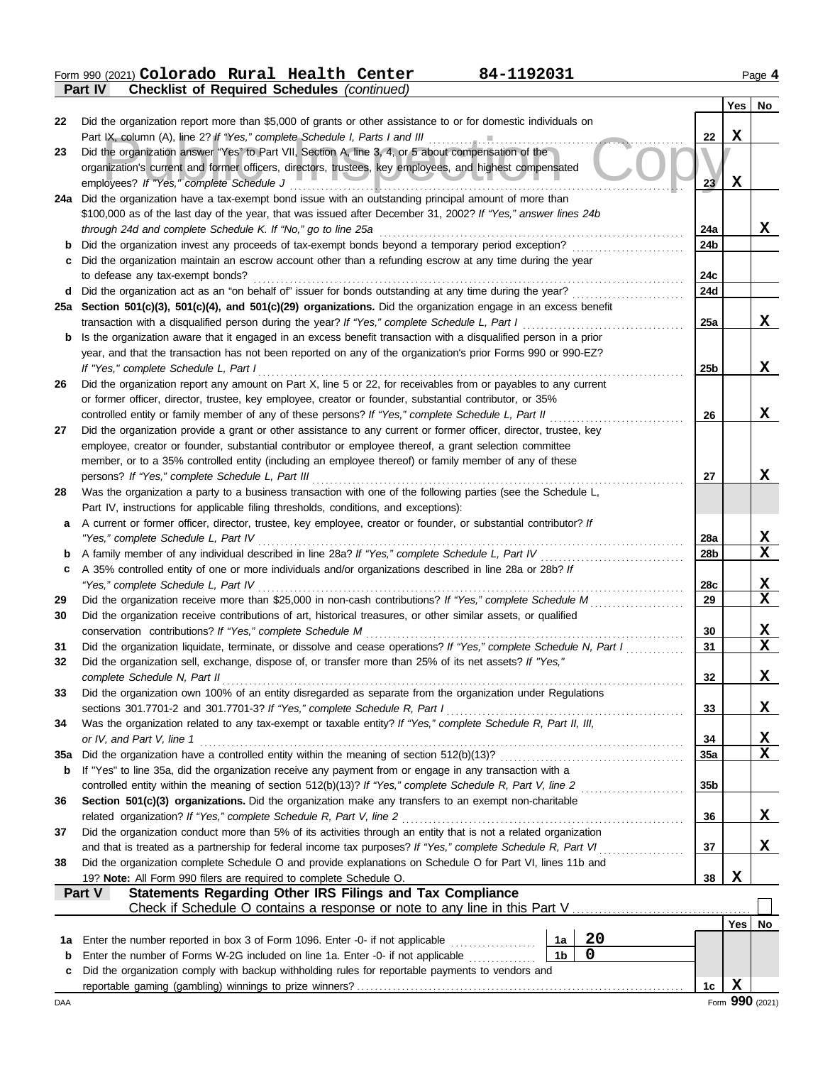Form 990 (2021) **Colorado Rural Health Center** 84-1192031

## Part IV Checklist of Required Schedules *(continued)*

| | | | Yes | No |
|---|---|---|---|---|
| 22 | Did the organization report more than $5,000 of grants or other assistance to or for domestic individuals on Part IX, column (A), line 2? *If "Yes," complete Schedule I, Parts I and III* | 22 | X | |
| 23 | Did the organization answer "Yes" to Part VII, Section A, line 3, 4, or 5 about compensation of the organization's current and former officers, directors, trustees, key employees, and highest compensated employees? *If "Yes," complete Schedule J* | 23 | X | |
| 24a | Did the organization have a tax-exempt bond issue with an outstanding principal amount of more than $100,000 as of the last day of the year, that was issued after December 31, 2002? *If "Yes," answer lines 24b through 24d and complete Schedule K. If "No," go to line 25a* | 24a | | X |
| b | Did the organization invest any proceeds of tax-exempt bonds beyond a temporary period exception? | 24b | | |
| c | Did the organization maintain an escrow account other than a refunding escrow at any time during the year to defease any tax-exempt bonds? | 24c | | |
| d | Did the organization act as an "on behalf of" issuer for bonds outstanding at any time during the year? | 24d | | |
| 25a | **Section 501(c)(3), 501(c)(4), and 501(c)(29) organizations.** Did the organization engage in an excess benefit transaction with a disqualified person during the year? *If "Yes," complete Schedule L, Part I* | 25a | | X |
| b | Is the organization aware that it engaged in an excess benefit transaction with a disqualified person in a prior year, and that the transaction has not been reported on any of the organization's prior Forms 990 or 990-EZ? *If "Yes," complete Schedule L, Part I* | 25b | | X |
| 26 | Did the organization report any amount on Part X, line 5 or 22, for receivables from or payables to any current or former officer, director, trustee, key employee, creator or founder, substantial contributor, or 35% controlled entity or family member of any of these persons? *If "Yes," complete Schedule L, Part II* | 26 | | X |
| 27 | Did the organization provide a grant or other assistance to any current or former officer, director, trustee, key employee, creator or founder, substantial contributor or employee thereof, a grant selection committee member, or to a 35% controlled entity (including an employee thereof) or family member of any of these persons? *If "Yes," complete Schedule L, Part III* | 27 | | X |
| 28 | Was the organization a party to a business transaction with one of the following parties (see the Schedule L, Part IV, instructions for applicable filing thresholds, conditions, and exceptions): | | | |
| a | A current or former officer, director, trustee, key employee, creator or founder, or substantial contributor? *If "Yes," complete Schedule L, Part IV* | 28a | | X |
| b | A family member of any individual described in line 28a? *If "Yes," complete Schedule L, Part IV* | 28b | | X |
| c | A 35% controlled entity of one or more individuals and/or organizations described in line 28a or 28b? *If "Yes," complete Schedule L, Part IV* | 28c | | X |
| 29 | Did the organization receive more than $25,000 in non-cash contributions? *If "Yes," complete Schedule M* | 29 | | X |
| 30 | Did the organization receive contributions of art, historical treasures, or other similar assets, or qualified conservation contributions? *If "Yes," complete Schedule M* | 30 | | X |
| 31 | Did the organization liquidate, terminate, or dissolve and cease operations? *If "Yes," complete Schedule N, Part I* | 31 | | X |
| 32 | Did the organization sell, exchange, dispose of, or transfer more than 25% of its net assets? *If "Yes," complete Schedule N, Part II* | 32 | | X |
| 33 | Did the organization own 100% of an entity disregarded as separate from the organization under Regulations sections 301.7701-2 and 301.7701-3? *If "Yes," complete Schedule R, Part I* | 33 | | X |
| 34 | Was the organization related to any tax-exempt or taxable entity? *If "Yes," complete Schedule R, Part II, III, or IV, and Part V, line 1* | 34 | | X |
| 35a | Did the organization have a controlled entity within the meaning of section 512(b)(13)? | 35a | | X |
| b | If "Yes" to line 35a, did the organization receive any payment from or engage in any transaction with a controlled entity within the meaning of section 512(b)(13)? *If "Yes," complete Schedule R, Part V, line 2* | 35b | | |
| 36 | **Section 501(c)(3) organizations.** Did the organization make any transfers to an exempt non-charitable related organization? *If "Yes," complete Schedule R, Part V, line 2* | 36 | | X |
| 37 | Did the organization conduct more than 5% of its activities through an entity that is not a related organization and that is treated as a partnership for federal income tax purposes? *If "Yes," complete Schedule R, Part VI* | 37 | | X |
| 38 | Did the organization complete Schedule O and provide explanations on Schedule O for Part VI, lines 11b and 19? **Note:** All Form 990 filers are required to complete Schedule O. | 38 | X | |

## Part V Statements Regarding Other IRS Filings and Tax Compliance

Check if Schedule O contains a response or note to any line in this Part V ☐

| | | | | | Yes | No |
|---|---|---|---|---|---|---|
| 1a | Enter the number reported in box 3 of Form 1096. Enter -0- if not applicable | 1a | 20 | | | |
| b | Enter the number of Forms W-2G included on line 1a. Enter -0- if not applicable | 1b | 0 | | | |
| c | Did the organization comply with backup withholding rules for reportable payments to vendors and reportable gaming (gambling) winnings to prize winners? | | | 1c | X | |

DAA Form 990 (2021)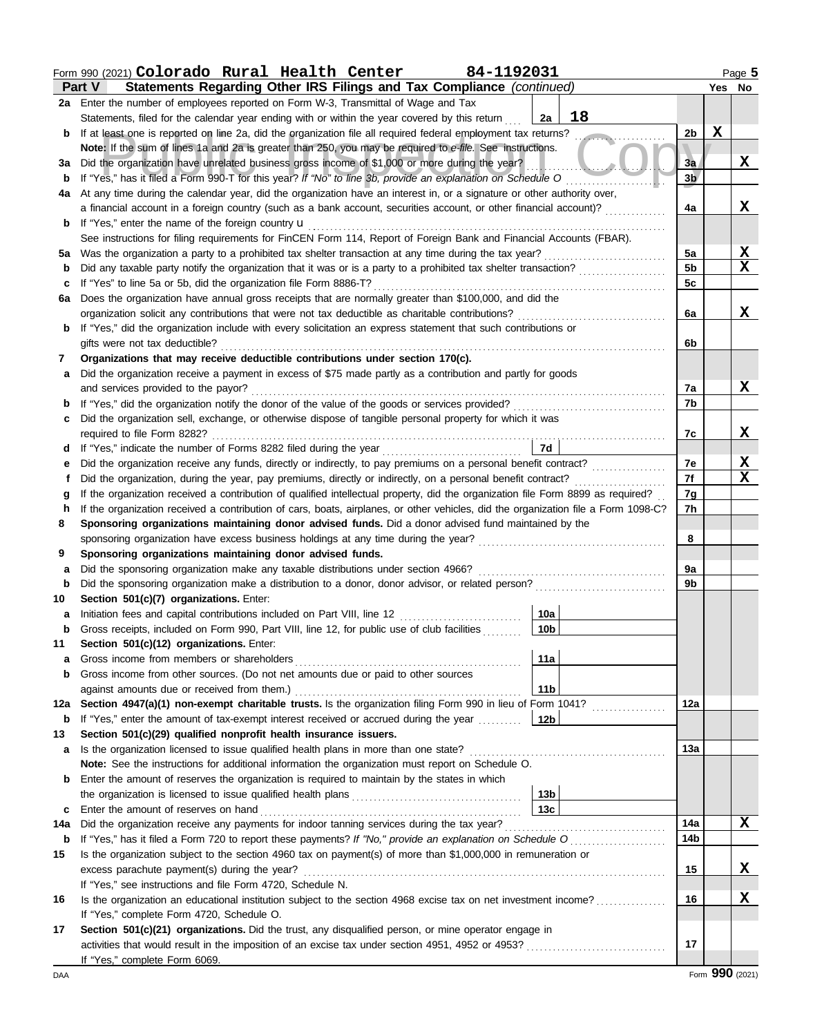Form 990 (2021) **Colorado Rural Health Center** **84-1192031** Page **5**

## Part V Statements Regarding Other IRS Filings and Tax Compliance *(continued)*

| | | | Yes | No |
|---|---|---|---|---|
| **2a** | Enter the number of employees reported on Form W-3, Transmittal of Wage and Tax Statements, filed for the calendar year ending with or within the year covered by this return ... **2a** 18 | | | |
| **b** | If at least one is reported on line 2a, did the organization file all required federal employment tax returns? | 2b | X | |
| | **Note:** If the sum of lines 1a and 2a is greater than 250, you may be required to *e-file*. See instructions. | | | |
| **3a** | Did the organization have unrelated business gross income of $1,000 or more during the year? | 3a | | X |
| **b** | If "Yes," has it filed a Form 990-T for this year? *If "No" to line 3b, provide an explanation on Schedule O* | 3b | | |
| **4a** | At any time during the calendar year, did the organization have an interest in, or a signature or other authority over, a financial account in a foreign country (such as a bank account, securities account, or other financial account)? | 4a | | X |
| **b** | If "Yes," enter the name of the foreign country u | | | |
| | See instructions for filing requirements for FinCEN Form 114, Report of Foreign Bank and Financial Accounts (FBAR). | | | |
| **5a** | Was the organization a party to a prohibited tax shelter transaction at any time during the tax year? | 5a | | X |
| **b** | Did any taxable party notify the organization that it was or is a party to a prohibited tax shelter transaction? | 5b | | X |
| **c** | If "Yes" to line 5a or 5b, did the organization file Form 8886-T? | 5c | | |
| **6a** | Does the organization have annual gross receipts that are normally greater than $100,000, and did the organization solicit any contributions that were not tax deductible as charitable contributions? | 6a | | X |
| **b** | If "Yes," did the organization include with every solicitation an express statement that such contributions or gifts were not tax deductible? | 6b | | |
| **7** | **Organizations that may receive deductible contributions under section 170(c).** | | | |
| **a** | Did the organization receive a payment in excess of $75 made partly as a contribution and partly for goods and services provided to the payor? | 7a | | X |
| **b** | If "Yes," did the organization notify the donor of the value of the goods or services provided? | 7b | | |
| **c** | Did the organization sell, exchange, or otherwise dispose of tangible personal property for which it was required to file Form 8282? | 7c | | X |
| **d** | If "Yes," indicate the number of Forms 8282 filed during the year ... **7d** | | | |
| **e** | Did the organization receive any funds, directly or indirectly, to pay premiums on a personal benefit contract? | 7e | | X |
| **f** | Did the organization, during the year, pay premiums, directly or indirectly, on a personal benefit contract? | 7f | | X |
| **g** | If the organization received a contribution of qualified intellectual property, did the organization file Form 8899 as required? | 7g | | |
| **h** | If the organization received a contribution of cars, boats, airplanes, or other vehicles, did the organization file a Form 1098-C? | 7h | | |
| **8** | **Sponsoring organizations maintaining donor advised funds.** Did a donor advised fund maintained by the sponsoring organization have excess business holdings at any time during the year? | 8 | | |
| **9** | **Sponsoring organizations maintaining donor advised funds.** | | | |
| **a** | Did the sponsoring organization make any taxable distributions under section 4966? | 9a | | |
| **b** | Did the sponsoring organization make a distribution to a donor, donor advisor, or related person? | 9b | | |
| **10** | **Section 501(c)(7) organizations.** Enter: | | | |
| **a** | Initiation fees and capital contributions included on Part VIII, line 12 ... **10a** | | | |
| **b** | Gross receipts, included on Form 990, Part VIII, line 12, for public use of club facilities ... **10b** | | | |
| **11** | **Section 501(c)(12) organizations.** Enter: | | | |
| **a** | Gross income from members or shareholders ... **11a** | | | |
| **b** | Gross income from other sources. (Do not net amounts due or paid to other sources against amounts due or received from them.) ... **11b** | | | |
| **12a** | **Section 4947(a)(1) non-exempt charitable trusts.** Is the organization filing Form 990 in lieu of Form 1041? | 12a | | |
| **b** | If "Yes," enter the amount of tax-exempt interest received or accrued during the year ... **12b** | | | |
| **13** | **Section 501(c)(29) qualified nonprofit health insurance issuers.** | | | |
| **a** | Is the organization licensed to issue qualified health plans in more than one state? | 13a | | |
| | **Note:** See the instructions for additional information the organization must report on Schedule O. | | | |
| **b** | Enter the amount of reserves the organization is required to maintain by the states in which the organization is licensed to issue qualified health plans ... **13b** | | | |
| **c** | Enter the amount of reserves on hand ... **13c** | | | |
| **14a** | Did the organization receive any payments for indoor tanning services during the tax year? | 14a | | X |
| **b** | If "Yes," has it filed a Form 720 to report these payments? *If "No," provide an explanation on Schedule O* | 14b | | |
| **15** | Is the organization subject to the section 4960 tax on payment(s) of more than $1,000,000 in remuneration or excess parachute payment(s) during the year? | 15 | | X |
| | If "Yes," see instructions and file Form 4720, Schedule N. | | | |
| **16** | Is the organization an educational institution subject to the section 4968 excise tax on net investment income? | 16 | | X |
| | If "Yes," complete Form 4720, Schedule O. | | | |
| **17** | **Section 501(c)(21) organizations.** Did the trust, any disqualified person, or mine operator engage in activities that would result in the imposition of an excise tax under section 4951, 4952 or 4953? | 17 | | |
| | If "Yes," complete Form 6069. | | | |

DAA Form **990** (2021)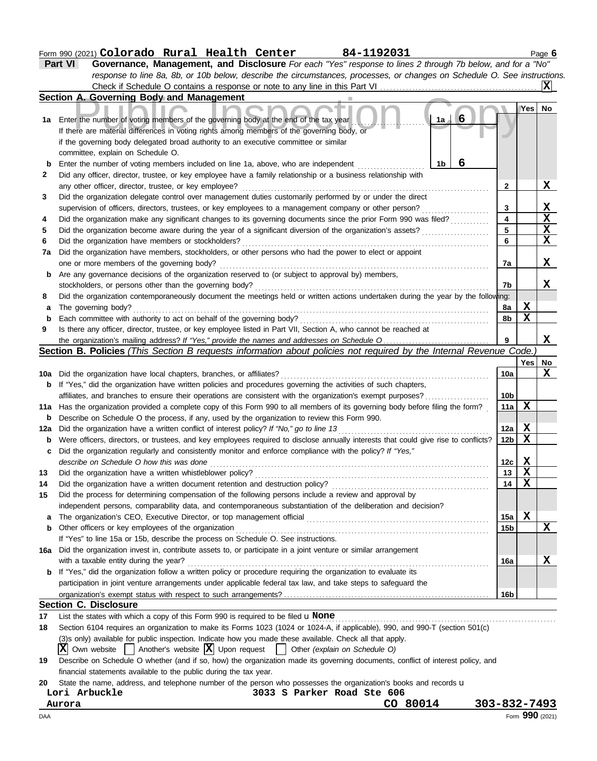Form 990 (2021) **Colorado Rural Health Center** **84-1192031**

**Part VI Governance, Management, and Disclosure** *For each "Yes" response to lines 2 through 7b below, and for a "No" response to line 8a, 8b, or 10b below, describe the circumstances, processes, or changes on Schedule O. See instructions.*

Check if Schedule O contains a response or note to any line in this Part VI .................... **X**

## Section A. Governing Body and Management

| | | | Yes | No |
|---|---|---|---|---|
| **1a** | Enter the number of voting members of the governing body at the end of the tax year ..... 1a **6**<br>If there are material differences in voting rights among members of the governing body, or if the governing body delegated broad authority to an executive committee or similar committee, explain on Schedule O. | | | |
| **b** | Enter the number of voting members included on line 1a, above, who are independent ..... 1b **6** | | | |
| **2** | Did any officer, director, trustee, or key employee have a family relationship or a business relationship with any other officer, director, trustee, or key employee? | 2 | | X |
| **3** | Did the organization delegate control over management duties customarily performed by or under the direct supervision of officers, directors, trustees, or key employees to a management company or other person? | 3 | | X |
| **4** | Did the organization make any significant changes to its governing documents since the prior Form 990 was filed? | 4 | | X |
| **5** | Did the organization become aware during the year of a significant diversion of the organization's assets? | 5 | | X |
| **6** | Did the organization have members or stockholders? | 6 | | X |
| **7a** | Did the organization have members, stockholders, or other persons who had the power to elect or appoint one or more members of the governing body? | 7a | | X |
| **b** | Are any governance decisions of the organization reserved to (or subject to approval by) members, stockholders, or persons other than the governing body? | 7b | | X |
| **8** | Did the organization contemporaneously document the meetings held or written actions undertaken during the year by the following: | | | |
| **a** | The governing body? | 8a | X | |
| **b** | Each committee with authority to act on behalf of the governing body? | 8b | X | |
| **9** | Is there any officer, director, trustee, or key employee listed in Part VII, Section A, who cannot be reached at the organization's mailing address? *If "Yes," provide the names and addresses on Schedule O* | 9 | | X |

## Section B. Policies *(This Section B requests information about policies not required by the Internal Revenue Code.)*

| | | | Yes | No |
|---|---|---|---|---|
| **10a** | Did the organization have local chapters, branches, or affiliates? | 10a | | X |
| **b** | If "Yes," did the organization have written policies and procedures governing the activities of such chapters, affiliates, and branches to ensure their operations are consistent with the organization's exempt purposes? | 10b | | |
| **11a** | Has the organization provided a complete copy of this Form 990 to all members of its governing body before filing the form? | 11a | X | |
| **b** | Describe on Schedule O the process, if any, used by the organization to review this Form 990. | | | |
| **12a** | Did the organization have a written conflict of interest policy? *If "No," go to line 13* | 12a | X | |
| **b** | Were officers, directors, or trustees, and key employees required to disclose annually interests that could give rise to conflicts? | 12b | X | |
| **c** | Did the organization regularly and consistently monitor and enforce compliance with the policy? *If "Yes," describe on Schedule O how this was done* | 12c | X | |
| **13** | Did the organization have a written whistleblower policy? | 13 | X | |
| **14** | Did the organization have a written document retention and destruction policy? | 14 | X | |
| **15** | Did the process for determining compensation of the following persons include a review and approval by independent persons, comparability data, and contemporaneous substantiation of the deliberation and decision? | | | |
| **a** | The organization's CEO, Executive Director, or top management official | 15a | X | |
| **b** | Other officers or key employees of the organization | 15b | | X |
| | If "Yes" to line 15a or 15b, describe the process on Schedule O. See instructions. | | | |
| **16a** | Did the organization invest in, contribute assets to, or participate in a joint venture or similar arrangement with a taxable entity during the year? | 16a | | X |
| **b** | If "Yes," did the organization follow a written policy or procedure requiring the organization to evaluate its participation in joint venture arrangements under applicable federal tax law, and take steps to safeguard the organization's exempt status with respect to such arrangements? | 16b | | |

## Section C. Disclosure

**17** List the states with which a copy of this Form 990 is required to be filed u **None**

**18** Section 6104 requires an organization to make its Forms 1023 (1024 or 1024-A, if applicable), 990, and 990-T (section 501(c) (3)s only) available for public inspection. Indicate how you made these available. Check all that apply.

[X] Own website [ ] Another's website [X] Upon request [ ] Other *(explain on Schedule O)*

**19** Describe on Schedule O whether (and if so, how) the organization made its governing documents, conflict of interest policy, and financial statements available to the public during the tax year.

**20** State the name, address, and telephone number of the person who possesses the organization's books and records u

**Lori Arbuckle** **3033 S Parker Road Ste 606**
**Aurora** **CO 80014** **303-832-7493**

Form **990** (2021)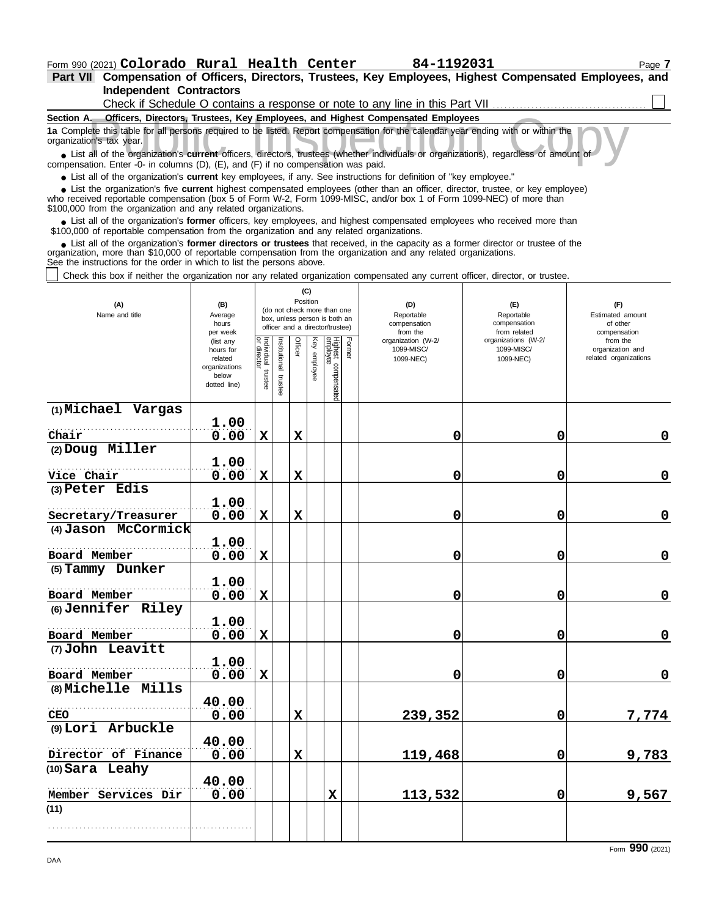Form 990 (2021) **Colorado Rural Health Center** **84-1192031**

**Part VII Compensation of Officers, Directors, Trustees, Key Employees, Highest Compensated Employees, and Independent Contractors**

Check if Schedule O contains a response or note to any line in this Part VII ☐

**Section A. Officers, Directors, Trustees, Key Employees, and Highest Compensated Employees**

**1a** Complete this table for all persons required to be listed. Report compensation for the calendar year ending with or within the organization's tax year.

- List all of the organization's **current** officers, directors, trustees (whether individuals or organizations), regardless of amount of compensation. Enter -0- in columns (D), (E), and (F) if no compensation was paid.
- List all of the organization's **current** key employees, if any. See instructions for definition of "key employee."
- List the organization's five **current** highest compensated employees (other than an officer, director, trustee, or key employee) who received reportable compensation (box 5 of Form W-2, Form 1099-MISC, and/or box 1 of Form 1099-NEC) of more than $100,000 from the organization and any related organizations.
- List all of the organization's **former** officers, key employees, and highest compensated employees who received more than $100,000 of reportable compensation from the organization and any related organizations.
- List all of the organization's **former directors or trustees** that received, in the capacity as a former director or trustee of the organization, more than $10,000 of reportable compensation from the organization and any related organizations.

See the instructions for the order in which to list the persons above.

☐ Check this box if neither the organization nor any related organization compensated any current officer, director, or trustee.

| (A) Name and title | (B) Average hours per week (list any hours for related organizations below dotted line) | (C) Position: Individual trustee or director | Institutional trustee | Officer | Key employee | Highest compensated employee | Former | (D) Reportable compensation from the organization (W-2/1099-MISC/1099-NEC) | (E) Reportable compensation from related organizations (W-2/1099-MISC/1099-NEC) | (F) Estimated amount of other compensation from the organization and related organizations |
|---|---|---|---|---|---|---|---|---|---|---|
| (1) Michael Vargas<br>Chair | 1.00<br>0.00 | X | | X | | | | 0 | 0 | 0 |
| (2) Doug Miller<br>Vice Chair | 1.00<br>0.00 | X | | X | | | | 0 | 0 | 0 |
| (3) Peter Edis<br>Secretary/Treasurer | 1.00<br>0.00 | X | | X | | | | 0 | 0 | 0 |
| (4) Jason McCormick<br>Board Member | 1.00<br>0.00 | X | | | | | | 0 | 0 | 0 |
| (5) Tammy Dunker<br>Board Member | 1.00<br>0.00 | X | | | | | | 0 | 0 | 0 |
| (6) Jennifer Riley<br>Board Member | 1.00<br>0.00 | X | | | | | | 0 | 0 | 0 |
| (7) John Leavitt<br>Board Member | 1.00<br>0.00 | X | | | | | | 0 | 0 | 0 |
| (8) Michelle Mills<br>CEO | 40.00<br>0.00 | | | X | | | | 239,352 | 0 | 7,774 |
| (9) Lori Arbuckle<br>Director of Finance | 40.00<br>0.00 | | | X | | | | 119,468 | 0 | 9,783 |
| (10) Sara Leahy<br>Member Services Dir | 40.00<br>0.00 | | | | | X | | 113,532 | 0 | 9,567 |
| (11) | | | | | | | | | | |

Form **990** (2021)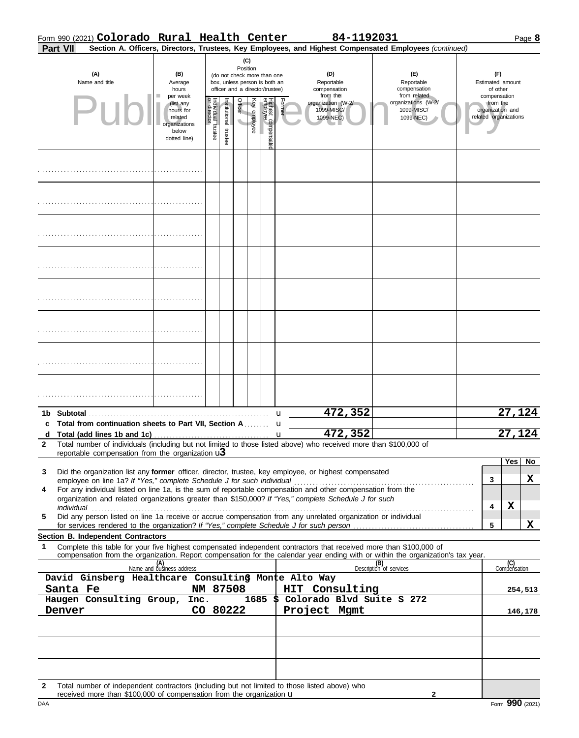Form 990 (2021) **Colorado Rural Health Center** **84-1192031**

**Part VII** **Section A. Officers, Directors, Trustees, Key Employees, and Highest Compensated Employees** *(continued)*

| (A) Name and title | (B) Average hours per week (list any hours for related organizations below dotted line) | (C) Position: Individual trustee or director | Institutional trustee | Officer | Key employee | Highest compensated employee | Former | (D) Reportable compensation from the organization (W-2/1099-MISC/1099-NEC) | (E) Reportable compensation from related organizations (W-2/1099-MISC/1099-NEC) | (F) Estimated amount of other compensation from the organization and related organizations |
|---|---|---|---|---|---|---|---|---|---|---|
| | | | | | | | | | | |
| | | | | | | | | | | |
| | | | | | | | | | | |
| | | | | | | | | | | |
| | | | | | | | | | | |
| | | | | | | | | | | |
| | | | | | | | | | | |
| | | | | | | | | | | |
| **1b Subtotal** | | | | | | | | 472,352 | | 27,124 |
| **c Total from continuation sheets to Part VII, Section A** | | | | | | | | | | |
| **d Total (add lines 1b and 1c)** | | | | | | | | 472,352 | | 27,124 |

**2** Total number of individuals (including but not limited to those listed above) who received more than $100,000 of reportable compensation from the organization u 3

| | | Yes | No |
|---|---|---|---|
| **3** Did the organization list any **former** officer, director, trustee, key employee, or highest compensated employee on line 1a? *If "Yes," complete Schedule J for such individual* | 3 | | X |
| **4** For any individual listed on line 1a, is the sum of reportable compensation and other compensation from the organization and related organizations greater than $150,000? *If "Yes," complete Schedule J for such individual* | 4 | X | |
| **5** Did any person listed on line 1a receive or accrue compensation from any unrelated organization or individual for services rendered to the organization? *If "Yes," complete Schedule J for such person* | 5 | | X |

**Section B. Independent Contractors**

**1** Complete this table for your five highest compensated independent contractors that received more than $100,000 of compensation from the organization. Report compensation for the calendar year ending with or within the organization's tax year.

| (A) Name and business address | (B) Description of services | (C) Compensation |
|---|---|---|
| David Ginsberg Healthcare Consulting 8 Monte Alto Way Santa Fe NM 87508 | HIT Consulting | 254,513 |
| Haugen Consulting Group, Inc. 1685 S Colorado Blvd Suite S 272 Denver CO 80222 | Project Mgmt | 146,178 |
| | | |
| | | |
| | | |

**2** Total number of independent contractors (including but not limited to those listed above) who received more than $100,000 of compensation from the organization u 2

DAA Form **990** (2021)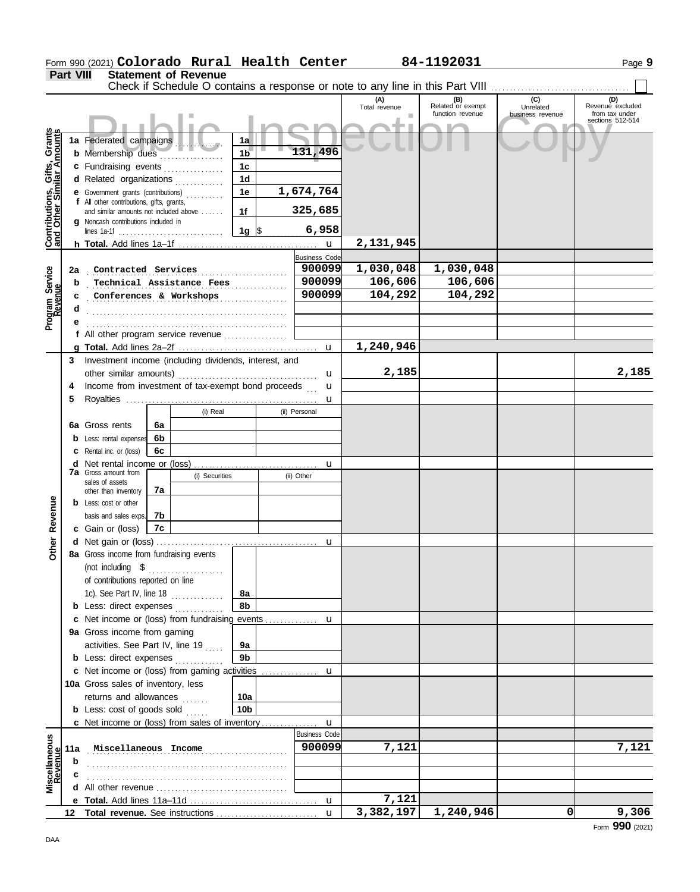Form 990 (2021) **Colorado Rural Health Center** **84-1192031**

## Part VIII Statement of Revenue

Check if Schedule O contains a response or note to any line in this Part VIII ☐

Public Inspection Copy

| | | | | (A) Total revenue | (B) Related or exempt function revenue | (C) Unrelated business revenue | (D) Revenue excluded from tax under sections 512-514 |
|---|---|---|---|---|---|---|---|
| **Contributions, Gifts, Grants and Other Similar Amounts** | 1a Federated campaigns | 1a | | | | | |
| | b Membership dues | 1b | 131,496 | | | | |
| | c Fundraising events | 1c | | | | | |
| | d Related organizations | 1d | | | | | |
| | e Government grants (contributions) | 1e | 1,674,764 | | | | |
| | f All other contributions, gifts, grants, and similar amounts not included above | 1f | 325,685 | | | | |
| | g Noncash contributions included in lines 1a-1f | 1g | $ 6,958 | | | | |
| | h **Total.** Add lines 1a–1f | | u | 2,131,945 | | | |
| **Program Service Revenue** | | | Business Code | | | | |
| | 2a Contracted Services | | 900099 | 1,030,048 | 1,030,048 | | |
| | b Technical Assistance Fees | | 900099 | 106,606 | 106,606 | | |
| | c Conferences & Workshops | | 900099 | 104,292 | 104,292 | | |
| | d | | | | | | |
| | e | | | | | | |
| | f All other program service revenue | | | | | | |
| | g **Total.** Add lines 2a–2f | | u | 1,240,946 | | | |
| **Other Revenue** | 3 Investment income (including dividends, interest, and other similar amounts) | | u | 2,185 | | | 2,185 |
| | 4 Income from investment of tax-exempt bond proceeds | | u | | | | |
| | 5 Royalties | | u | | | | |
| | | (i) Real | (ii) Personal | | | | |
| | 6a Gross rents 6a | | | | | | |
| | b Less: rental expenses 6b | | | | | | |
| | c Rental inc. or (loss) 6c | | | | | | |
| | d Net rental income or (loss) | | u | | | | |
| | | (i) Securities | (ii) Other | | | | |
| | 7a Gross amount from sales of assets other than inventory 7a | | | | | | |
| | b Less: cost or other basis and sales exps. 7b | | | | | | |
| | c Gain or (loss) 7c | | | | | | |
| | d Net gain or (loss) | | u | | | | |
| | 8a Gross income from fundraising events (not including $ ........ of contributions reported on line 1c). See Part IV, line 18 | 8a | | | | | |
| | b Less: direct expenses | 8b | | | | | |
| | c Net income or (loss) from fundraising events | | u | | | | |
| | 9a Gross income from gaming activities. See Part IV, line 19 | 9a | | | | | |
| | b Less: direct expenses | 9b | | | | | |
| | c Net income or (loss) from gaming activities | | u | | | | |
| | 10a Gross sales of inventory, less returns and allowances | 10a | | | | | |
| | b Less: cost of goods sold | 10b | | | | | |
| | c Net income or (loss) from sales of inventory | | u | | | | |
| **Miscellaneous Revenue** | | | Business Code | | | | |
| | 11a Miscellaneous Income | | 900099 | 7,121 | | | 7,121 |
| | b | | | | | | |
| | c | | | | | | |
| | d All other revenue | | | | | | |
| | e **Total.** Add lines 11a–11d | | u | 7,121 | | | |
| | 12 **Total revenue.** See instructions | | u | 3,382,197 | 1,240,946 | 0 | 9,306 |

DAA

Form **990** (2021)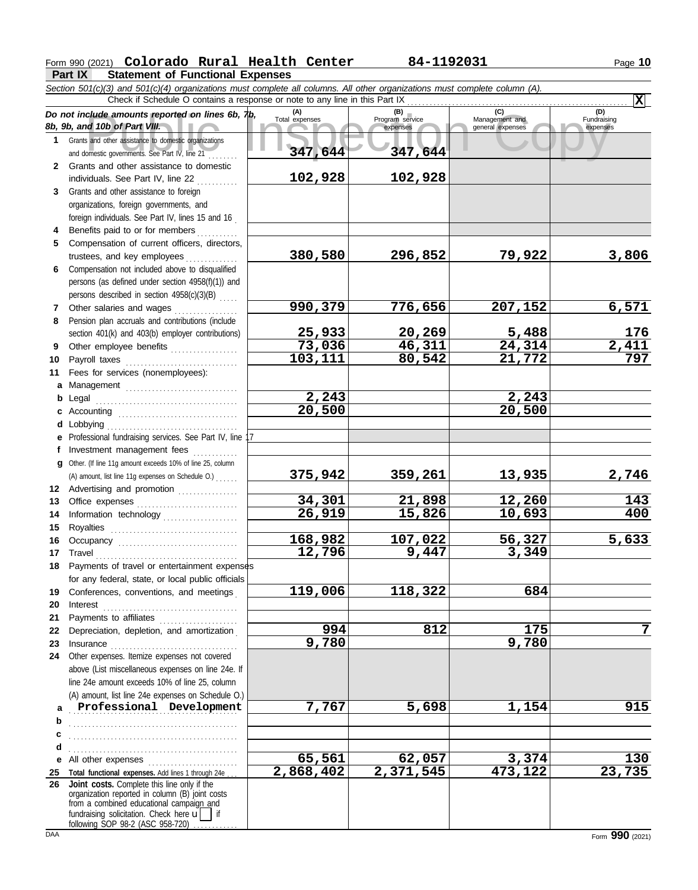Form 990 (2021) **Colorado Rural Health Center** **84-1192031** Page **10**

## Part IX Statement of Functional Expenses

*Section 501(c)(3) and 501(c)(4) organizations must complete all columns. All other organizations must complete column (A).*

Check if Schedule O contains a response or note to any line in this Part IX .......... **X**

| *Do not include amounts reported on lines 6b, 7b, 8b, 9b, and 10b of Part VIII.* | (A) Total expenses | (B) Program service expenses | (C) Management and general expenses | (D) Fundraising expenses |
|---|---|---|---|---|
| **1** Grants and other assistance to domestic organizations and domestic governments. See Part IV, line 21 | 347,644 | 347,644 | | |
| **2** Grants and other assistance to domestic individuals. See Part IV, line 22 | 102,928 | 102,928 | | |
| **3** Grants and other assistance to foreign organizations, foreign governments, and foreign individuals. See Part IV, lines 15 and 16 | | | | |
| **4** Benefits paid to or for members | | | | |
| **5** Compensation of current officers, directors, trustees, and key employees | 380,580 | 296,852 | 79,922 | 3,806 |
| **6** Compensation not included above to disqualified persons (as defined under section 4958(f)(1)) and persons described in section 4958(c)(3)(B) | | | | |
| **7** Other salaries and wages | 990,379 | 776,656 | 207,152 | 6,571 |
| **8** Pension plan accruals and contributions (include section 401(k) and 403(b) employer contributions) | 25,933 | 20,269 | 5,488 | 176 |
| **9** Other employee benefits | 73,036 | 46,311 | 24,314 | 2,411 |
| **10** Payroll taxes | 103,111 | 80,542 | 21,772 | 797 |
| **11** Fees for services (nonemployees): | | | | |
| **a** Management | | | | |
| **b** Legal | 2,243 | | 2,243 | |
| **c** Accounting | 20,500 | | 20,500 | |
| **d** Lobbying | | | | |
| **e** Professional fundraising services. See Part IV, line 17 | | | | |
| **f** Investment management fees | | | | |
| **g** Other. (If line 11g amount exceeds 10% of line 25, column (A) amount, list line 11g expenses on Schedule O.) | 375,942 | 359,261 | 13,935 | 2,746 |
| **12** Advertising and promotion | | | | |
| **13** Office expenses | 34,301 | 21,898 | 12,260 | 143 |
| **14** Information technology | 26,919 | 15,826 | 10,693 | 400 |
| **15** Royalties | | | | |
| **16** Occupancy | 168,982 | 107,022 | 56,327 | 5,633 |
| **17** Travel | 12,796 | 9,447 | 3,349 | |
| **18** Payments of travel or entertainment expenses for any federal, state, or local public officials | | | | |
| **19** Conferences, conventions, and meetings | 119,006 | 118,322 | 684 | |
| **20** Interest | | | | |
| **21** Payments to affiliates | | | | |
| **22** Depreciation, depletion, and amortization | 994 | 812 | 175 | 7 |
| **23** Insurance | 9,780 | | 9,780 | |
| **24** Other expenses. Itemize expenses not covered above (List miscellaneous expenses on line 24e. If line 24e amount exceeds 10% of line 25, column (A) amount, list line 24e expenses on Schedule O.) | | | | |
| **a** Professional Development | 7,767 | 5,698 | 1,154 | 915 |
| **b** | | | | |
| **c** | | | | |
| **d** | | | | |
| **e** All other expenses | 65,561 | 62,057 | 3,374 | 130 |
| **25** **Total functional expenses.** Add lines 1 through 24e | 2,868,402 | 2,371,545 | 473,122 | 23,735 |
| **26** **Joint costs.** Complete this line only if the organization reported in column (B) joint costs from a combined educational campaign and fundraising solicitation. Check here u [ ] if following SOP 98-2 (ASC 958-720) | | | | |

DAA Form **990** (2021)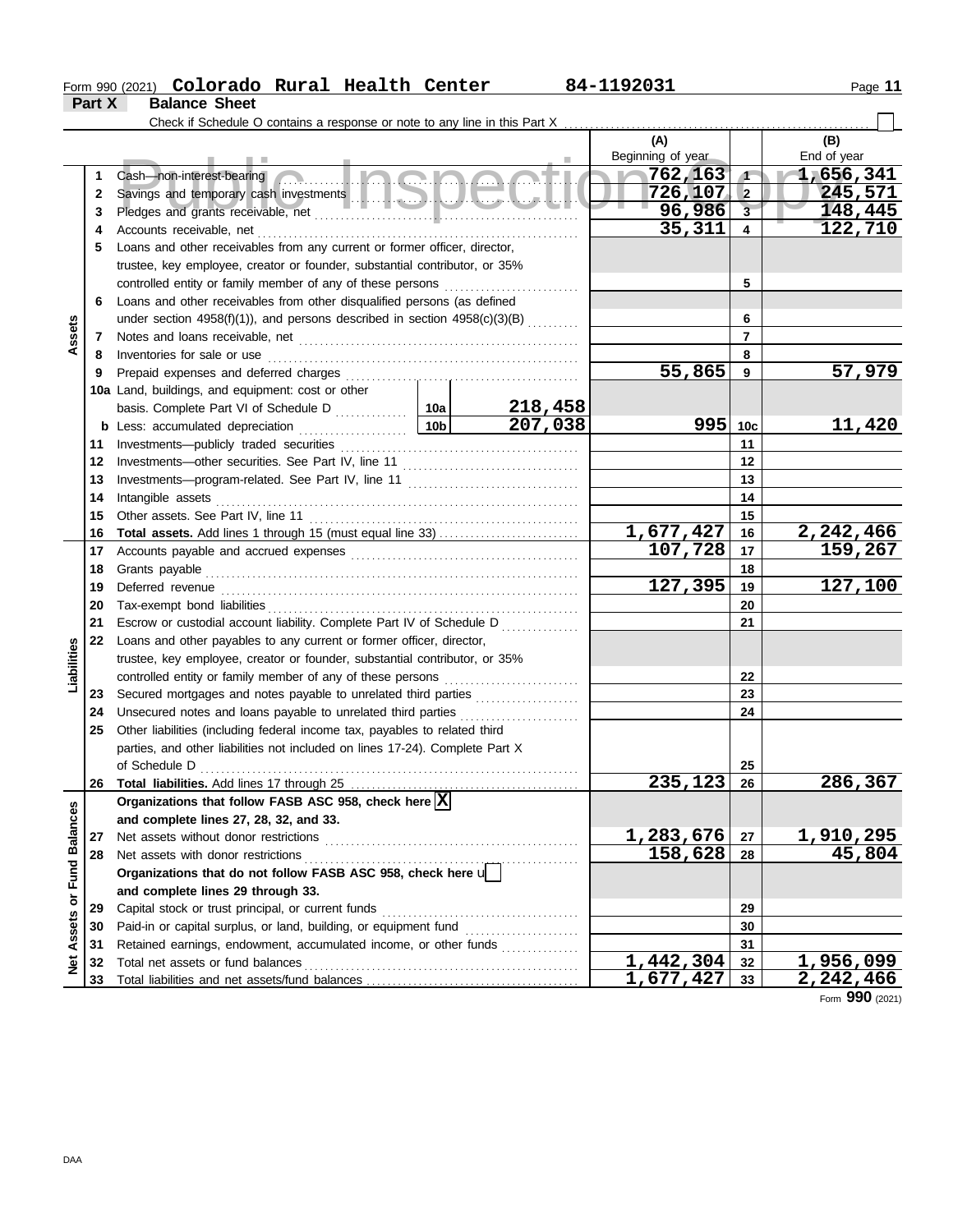Form 990 (2021) **Colorado Rural Health Center** **84-1192031**

**Part X Balance Sheet**

Check if Schedule O contains a response or note to any line in this Part X ☐

| | | | | (A) Beginning of year | | (B) End of year |
|---|---|---|---|---|---|---|
| **Assets** | 1 | Cash—non-interest-bearing | | 762,163 | 1 | 1,656,341 |
| | 2 | Savings and temporary cash investments | | 726,107 | 2 | 245,571 |
| | 3 | Pledges and grants receivable, net | | 96,986 | 3 | 148,445 |
| | 4 | Accounts receivable, net | | 35,311 | 4 | 122,710 |
| | 5 | Loans and other receivables from any current or former officer, director, trustee, key employee, creator or founder, substantial contributor, or 35% controlled entity or family member of any of these persons | | | 5 | |
| | 6 | Loans and other receivables from other disqualified persons (as defined under section 4958(f)(1)), and persons described in section 4958(c)(3)(B) | | | 6 | |
| | 7 | Notes and loans receivable, net | | | 7 | |
| | 8 | Inventories for sale or use | | | 8 | |
| | 9 | Prepaid expenses and deferred charges | | 55,865 | 9 | 57,979 |
| | 10a | Land, buildings, and equipment: cost or other basis. Complete Part VI of Schedule D | 10a 218,458 | | | |
| | b | Less: accumulated depreciation | 10b 207,038 | 995 | 10c | 11,420 |
| | 11 | Investments—publicly traded securities | | | 11 | |
| | 12 | Investments—other securities. See Part IV, line 11 | | | 12 | |
| | 13 | Investments—program-related. See Part IV, line 11 | | | 13 | |
| | 14 | Intangible assets | | | 14 | |
| | 15 | Other assets. See Part IV, line 11 | | | 15 | |
| | 16 | **Total assets.** Add lines 1 through 15 (must equal line 33) | | 1,677,427 | 16 | 2,242,466 |
| **Liabilities** | 17 | Accounts payable and accrued expenses | | 107,728 | 17 | 159,267 |
| | 18 | Grants payable | | | 18 | |
| | 19 | Deferred revenue | | 127,395 | 19 | 127,100 |
| | 20 | Tax-exempt bond liabilities | | | 20 | |
| | 21 | Escrow or custodial account liability. Complete Part IV of Schedule D | | | 21 | |
| | 22 | Loans and other payables to any current or former officer, director, trustee, key employee, creator or founder, substantial contributor, or 35% controlled entity or family member of any of these persons | | | 22 | |
| | 23 | Secured mortgages and notes payable to unrelated third parties | | | 23 | |
| | 24 | Unsecured notes and loans payable to unrelated third parties | | | 24 | |
| | 25 | Other liabilities (including federal income tax, payables to related third parties, and other liabilities not included on lines 17-24). Complete Part X of Schedule D | | | 25 | |
| | 26 | **Total liabilities.** Add lines 17 through 25 | | 235,123 | 26 | 286,367 |
| **Net Assets or Fund Balances** | | **Organizations that follow FASB ASC 958, check here** ☒ **and complete lines 27, 28, 32, and 33.** | | | | |
| | 27 | Net assets without donor restrictions | | 1,283,676 | 27 | 1,910,295 |
| | 28 | Net assets with donor restrictions | | 158,628 | 28 | 45,804 |
| | | **Organizations that do not follow FASB ASC 958, check here** ☐ **and complete lines 29 through 33.** | | | | |
| | 29 | Capital stock or trust principal, or current funds | | | 29 | |
| | 30 | Paid-in or capital surplus, or land, building, or equipment fund | | | 30 | |
| | 31 | Retained earnings, endowment, accumulated income, or other funds | | | 31 | |
| | 32 | Total net assets or fund balances | | 1,442,304 | 32 | 1,956,099 |
| | 33 | Total liabilities and net assets/fund balances | | 1,677,427 | 33 | 2,242,466 |

Form **990** (2021)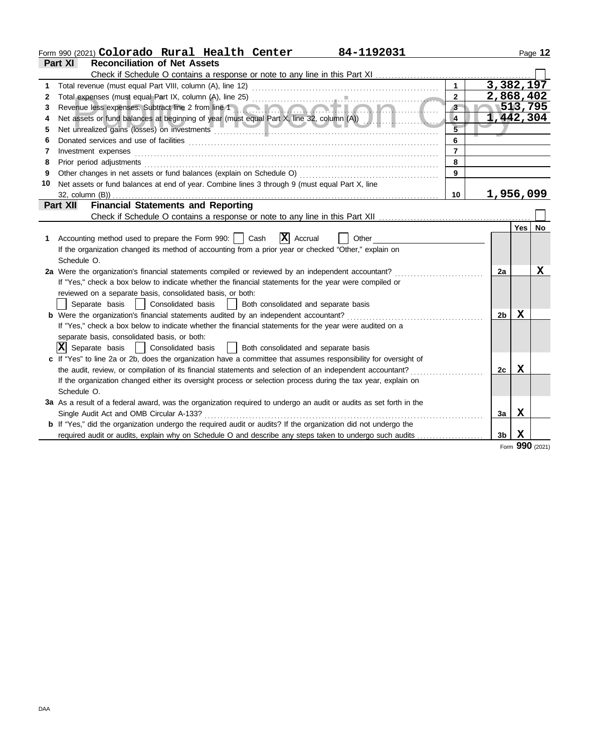Form 990 (2021) **Colorado Rural Health Center** **84-1192031**

**Part XI** **Reconciliation of Net Assets**

Check if Schedule O contains a response or note to any line in this Part XI ☐

| | | | |
|---|---|---|---|
| 1 | Total revenue (must equal Part VIII, column (A), line 12) | 1 | 3,382,197 |
| 2 | Total expenses (must equal Part IX, column (A), line 25) | 2 | 2,868,402 |
| 3 | Revenue less expenses. Subtract line 2 from line 1 | 3 | 513,795 |
| 4 | Net assets or fund balances at beginning of year (must equal Part X, line 32, column (A)) | 4 | 1,442,304 |
| 5 | Net unrealized gains (losses) on investments | 5 | |
| 6 | Donated services and use of facilities | 6 | |
| 7 | Investment expenses | 7 | |
| 8 | Prior period adjustments | 8 | |
| 9 | Other changes in net assets or fund balances (explain on Schedule O) | 9 | |
| 10 | Net assets or fund balances at end of year. Combine lines 3 through 9 (must equal Part X, line 32, column (B)) | 10 | 1,956,099 |

**Part XII** **Financial Statements and Reporting**

Check if Schedule O contains a response or note to any line in this Part XII ☐

| | | | Yes | No |
|---|---|---|---|---|
| 1 | Accounting method used to prepare the Form 990: ☐ Cash ☒ Accrual ☐ Other<br>If the organization changed its method of accounting from a prior year or checked "Other," explain on Schedule O. | | | |
| 2a | Were the organization's financial statements compiled or reviewed by an independent accountant?<br>If "Yes," check a box below to indicate whether the financial statements for the year were compiled or reviewed on a separate basis, consolidated basis, or both:<br>☐ Separate basis ☐ Consolidated basis ☐ Both consolidated and separate basis | 2a | | X |
| b | Were the organization's financial statements audited by an independent accountant?<br>If "Yes," check a box below to indicate whether the financial statements for the year were audited on a separate basis, consolidated basis, or both:<br>☒ Separate basis ☐ Consolidated basis ☐ Both consolidated and separate basis | 2b | X | |
| c | If "Yes" to line 2a or 2b, does the organization have a committee that assumes responsibility for oversight of the audit, review, or compilation of its financial statements and selection of an independent accountant?<br>If the organization changed either its oversight process or selection process during the tax year, explain on Schedule O. | 2c | X | |
| 3a | As a result of a federal award, was the organization required to undergo an audit or audits as set forth in the Single Audit Act and OMB Circular A-133? | 3a | X | |
| b | If "Yes," did the organization undergo the required audit or audits? If the organization did not undergo the required audit or audits, explain why on Schedule O and describe any steps taken to undergo such audits | 3b | X | |

Form **990** (2021)

DAA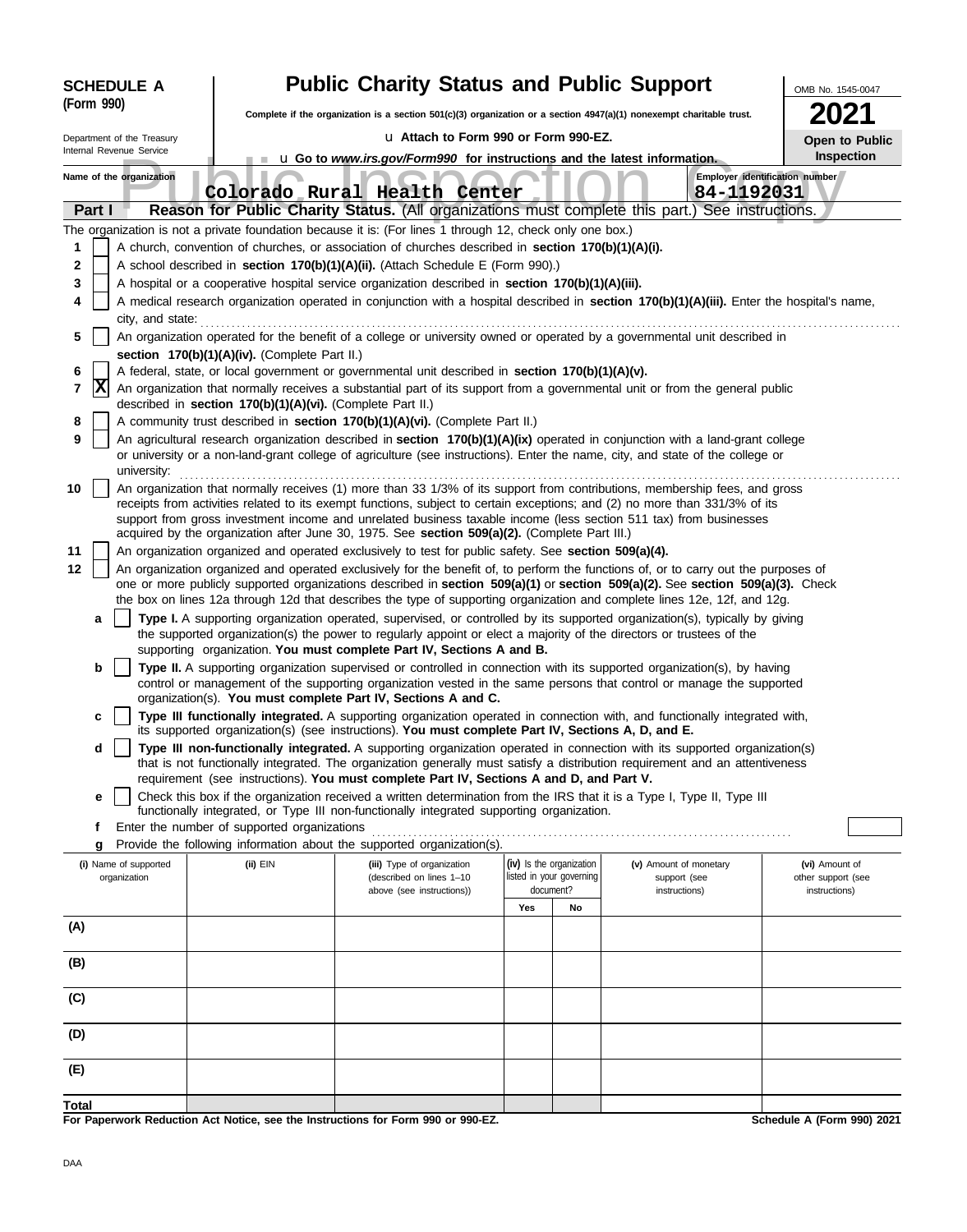**SCHEDULE A (Form 990)**

Department of the Treasury
Internal Revenue Service

# Public Charity Status and Public Support

**Complete if the organization is a section 501(c)(3) organization or a section 4947(a)(1) nonexempt charitable trust.**

u Attach to Form 990 or Form 990-EZ.

u Go to *www.irs.gov/Form990* for instructions and the latest information.

OMB No. 1545-0047

**2021**

**Open to Public Inspection**

Public Inspection Copy

Name of the organization: **Colorado Rural Health Center**

Employer identification number: **84-1192031**

**Part I — Reason for Public Charity Status.** (All organizations must complete this part.) See instructions.

The organization is not a private foundation because it is: (For lines 1 through 12, check only one box.)

1. [ ] A church, convention of churches, or association of churches described in **section 170(b)(1)(A)(i).**
2. [ ] A school described in **section 170(b)(1)(A)(ii).** (Attach Schedule E (Form 990).)
3. [ ] A hospital or a cooperative hospital service organization described in **section 170(b)(1)(A)(iii).**
4. [ ] A medical research organization operated in conjunction with a hospital described in **section 170(b)(1)(A)(iii).** Enter the hospital's name, city, and state:
5. [ ] An organization operated for the benefit of a college or university owned or operated by a governmental unit described in **section 170(b)(1)(A)(iv).** (Complete Part II.)
6. [ ] A federal, state, or local government or governmental unit described in **section 170(b)(1)(A)(v).**
7. [X] An organization that normally receives a substantial part of its support from a governmental unit or from the general public described in **section 170(b)(1)(A)(vi).** (Complete Part II.)
8. [ ] A community trust described in **section 170(b)(1)(A)(vi).** (Complete Part II.)
9. [ ] An agricultural research organization described in **section 170(b)(1)(A)(ix)** operated in conjunction with a land-grant college or university or a non-land-grant college of agriculture (see instructions). Enter the name, city, and state of the college or university:
10. [ ] An organization that normally receives (1) more than 33 1/3% of its support from contributions, membership fees, and gross receipts from activities related to its exempt functions, subject to certain exceptions; and (2) no more than 331/3% of its support from gross investment income and unrelated business taxable income (less section 511 tax) from businesses acquired by the organization after June 30, 1975. See **section 509(a)(2).** (Complete Part III.)
11. [ ] An organization organized and operated exclusively to test for public safety. See **section 509(a)(4).**
12. [ ] An organization organized and operated exclusively for the benefit of, to perform the functions of, or to carry out the purposes of one or more publicly supported organizations described in **section 509(a)(1)** or **section 509(a)(2).** See **section 509(a)(3).** Check the box on lines 12a through 12d that describes the type of supporting organization and complete lines 12e, 12f, and 12g.
   - **a** [ ] **Type I.** A supporting organization operated, supervised, or controlled by its supported organization(s), typically by giving the supported organization(s) the power to regularly appoint or elect a majority of the directors or trustees of the supporting organization. **You must complete Part IV, Sections A and B.**
   - **b** [ ] **Type II.** A supporting organization supervised or controlled in connection with its supported organization(s), by having control or management of the supporting organization vested in the same persons that control or manage the supported organization(s). **You must complete Part IV, Sections A and C.**
   - **c** [ ] **Type III functionally integrated.** A supporting organization operated in connection with, and functionally integrated with, its supported organization(s) (see instructions). **You must complete Part IV, Sections A, D, and E.**
   - **d** [ ] **Type III non-functionally integrated.** A supporting organization operated in connection with its supported organization(s) that is not functionally integrated. The organization generally must satisfy a distribution requirement and an attentiveness requirement (see instructions). **You must complete Part IV, Sections A and D, and Part V.**
   - **e** [ ] Check this box if the organization received a written determination from the IRS that it is a Type I, Type II, Type III functionally integrated, or Type III non-functionally integrated supporting organization.
   - **f** Enter the number of supported organizations
   - **g** Provide the following information about the supported organization(s).

| (i) Name of supported organization | (ii) EIN | (iii) Type of organization (described on lines 1–10 above (see instructions)) | (iv) Is the organization listed in your governing document? Yes | No | (v) Amount of monetary support (see instructions) | (vi) Amount of other support (see instructions) |
|---|---|---|---|---|---|---|
| (A) | | | | | | |
| (B) | | | | | | |
| (C) | | | | | | |
| (D) | | | | | | |
| (E) | | | | | | |
| Total | | | | | | |

**For Paperwork Reduction Act Notice, see the Instructions for Form 990 or 990-EZ.**

**Schedule A (Form 990) 2021**

DAA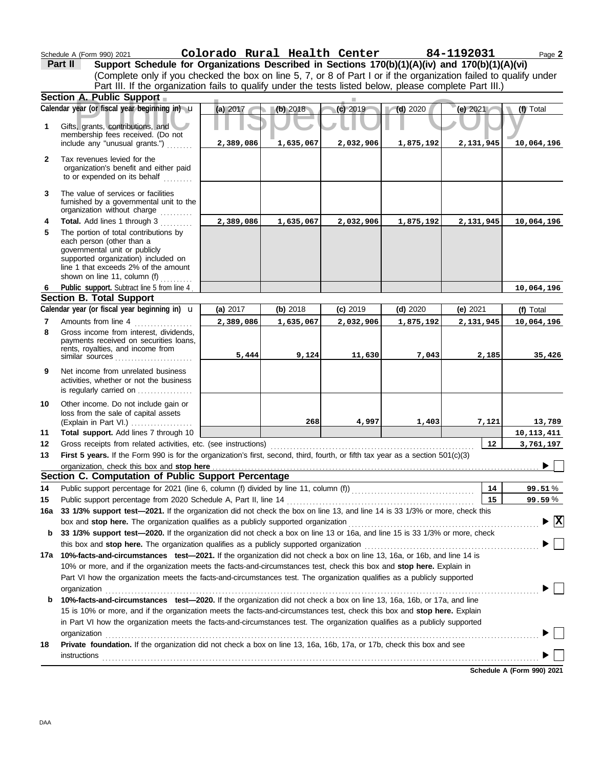Schedule A (Form 990) 2021 **Colorado Rural Health Center** **84-1192031** Page **2**

## Part II Support Schedule for Organizations Described in Sections 170(b)(1)(A)(iv) and 170(b)(1)(A)(vi)

(Complete only if you checked the box on line 5, 7, or 8 of Part I or if the organization failed to qualify under Part III. If the organization fails to qualify under the tests listed below, please complete Part III.)

### Section A. Public Support

| Calendar year (or fiscal year beginning in) | (a) 2017 | (b) 2018 | (c) 2019 | (d) 2020 | (e) 2021 | (f) Total |
|---|---|---|---|---|---|---|
| **1** Gifts, grants, contributions, and membership fees received. (Do not include any "unusual grants.") | 2,389,086 | 1,635,067 | 2,032,906 | 1,875,192 | 2,131,945 | 10,064,196 |
| **2** Tax revenues levied for the organization's benefit and either paid to or expended on its behalf | | | | | | |
| **3** The value of services or facilities furnished by a governmental unit to the organization without charge | | | | | | |
| **4 Total.** Add lines 1 through 3 | 2,389,086 | 1,635,067 | 2,032,906 | 1,875,192 | 2,131,945 | 10,064,196 |
| **5** The portion of total contributions by each person (other than a governmental unit or publicly supported organization) included on line 1 that exceeds 2% of the amount shown on line 11, column (f) | | | | | | |
| **6 Public support.** Subtract line 5 from line 4 | | | | | | 10,064,196 |

### Section B. Total Support

| Calendar year (or fiscal year beginning in) | (a) 2017 | (b) 2018 | (c) 2019 | (d) 2020 | (e) 2021 | (f) Total |
|---|---|---|---|---|---|---|
| **7** Amounts from line 4 | 2,389,086 | 1,635,067 | 2,032,906 | 1,875,192 | 2,131,945 | 10,064,196 |
| **8** Gross income from interest, dividends, payments received on securities loans, rents, royalties, and income from similar sources | 5,444 | 9,124 | 11,630 | 7,043 | 2,185 | 35,426 |
| **9** Net income from unrelated business activities, whether or not the business is regularly carried on | | | | | | |
| **10** Other income. Do not include gain or loss from the sale of capital assets (Explain in Part VI.) | | 268 | 4,997 | 1,403 | 7,121 | 13,789 |
| **11 Total support.** Add lines 7 through 10 | | | | | | 10,113,411 |
| **12** Gross receipts from related activities, etc. (see instructions) | | | | | **12** | 3,761,197 |

**13 First 5 years.** If the Form 990 is for the organization's first, second, third, fourth, or fifth tax year as a section 501(c)(3) organization, check this box and **stop here** ▶ ☐

### Section C. Computation of Public Support Percentage

| | | | |
|---|---|---|---|
| **14** | Public support percentage for 2021 (line 6, column (f) divided by line 11, column (f)) | **14** | 99.51 % |
| **15** | Public support percentage from 2020 Schedule A, Part II, line 14 | **15** | 99.59 % |

**16a 33 1/3% support test—2021.** If the organization did not check the box on line 13, and line 14 is 33 1/3% or more, check this box and **stop here.** The organization qualifies as a publicly supported organization ▶ ☒

**b 33 1/3% support test—2020.** If the organization did not check a box on line 13 or 16a, and line 15 is 33 1/3% or more, check this box and **stop here.** The organization qualifies as a publicly supported organization ▶ ☐

**17a 10%-facts-and-circumstances test—2021.** If the organization did not check a box on line 13, 16a, or 16b, and line 14 is 10% or more, and if the organization meets the facts-and-circumstances test, check this box and **stop here.** Explain in Part VI how the organization meets the facts-and-circumstances test. The organization qualifies as a publicly supported organization ▶ ☐

**b 10%-facts-and-circumstances test—2020.** If the organization did not check a box on line 13, 16a, 16b, or 17a, and line 15 is 10% or more, and if the organization meets the facts-and-circumstances test, check this box and **stop here.** Explain in Part VI how the organization meets the facts-and-circumstances test. The organization qualifies as a publicly supported organization ▶ ☐

**18 Private foundation.** If the organization did not check a box on line 13, 16a, 16b, 17a, or 17b, check this box and see instructions ▶ ☐

**Schedule A (Form 990) 2021**

DAA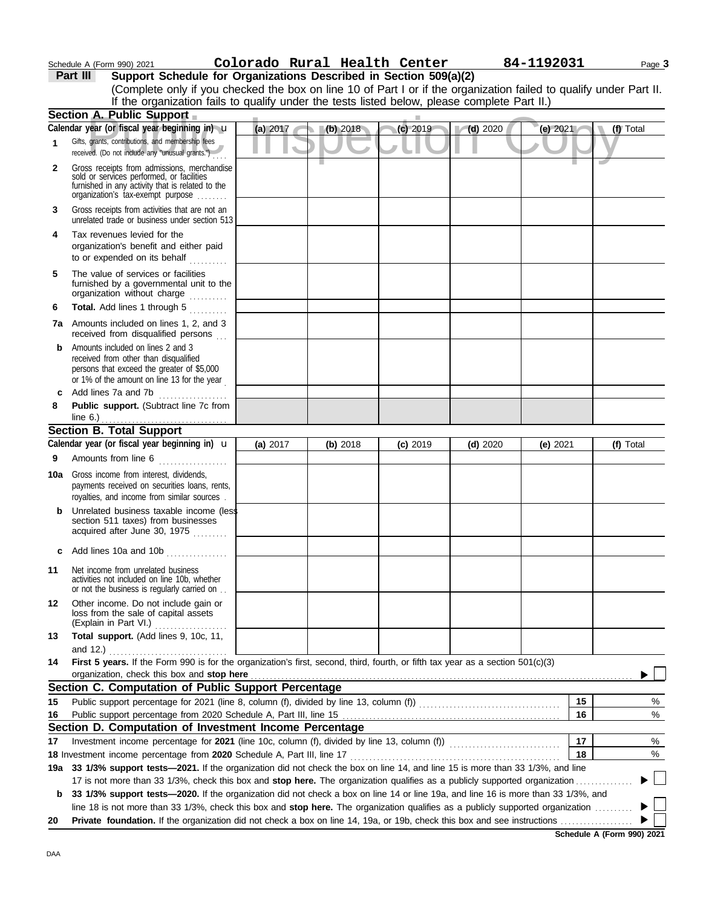Schedule A (Form 990) 2021 **Colorado Rural Health Center** **84-1192031**

## Part III Support Schedule for Organizations Described in Section 509(a)(2)

(Complete only if you checked the box on line 10 of Part I or if the organization failed to qualify under Part II. If the organization fails to qualify under the tests listed below, please complete Part II.)

### Section A. Public Support

| Calendar year (or fiscal year beginning in) | (a) 2017 | (b) 2018 | (c) 2019 | (d) 2020 | (e) 2021 | (f) Total |
|---|---|---|---|---|---|---|
| **1** Gifts, grants, contributions, and membership fees received. (Do not include any "unusual grants.") | | | | | | |
| **2** Gross receipts from admissions, merchandise sold or services performed, or facilities furnished in any activity that is related to the organization's tax-exempt purpose | | | | | | |
| **3** Gross receipts from activities that are not an unrelated trade or business under section 513 | | | | | | |
| **4** Tax revenues levied for the organization's benefit and either paid to or expended on its behalf | | | | | | |
| **5** The value of services or facilities furnished by a governmental unit to the organization without charge | | | | | | |
| **6** **Total.** Add lines 1 through 5 | | | | | | |
| **7a** Amounts included on lines 1, 2, and 3 received from disqualified persons | | | | | | |
| **b** Amounts included on lines 2 and 3 received from other than disqualified persons that exceed the greater of $5,000 or 1% of the amount on line 13 for the year | | | | | | |
| **c** Add lines 7a and 7b | | | | | | |
| **8** **Public support.** (Subtract line 7c from line 6.) | | | | | | |

### Section B. Total Support

| Calendar year (or fiscal year beginning in) | (a) 2017 | (b) 2018 | (c) 2019 | (d) 2020 | (e) 2021 | (f) Total |
|---|---|---|---|---|---|---|
| **9** Amounts from line 6 | | | | | | |
| **10a** Gross income from interest, dividends, payments received on securities loans, rents, royalties, and income from similar sources | | | | | | |
| **b** Unrelated business taxable income (less section 511 taxes) from businesses acquired after June 30, 1975 | | | | | | |
| **c** Add lines 10a and 10b | | | | | | |
| **11** Net income from unrelated business activities not included on line 10b, whether or not the business is regularly carried on | | | | | | |
| **12** Other income. Do not include gain or loss from the sale of capital assets (Explain in Part VI.) | | | | | | |
| **13** **Total support.** (Add lines 9, 10c, 11, and 12.) | | | | | | |

**14** **First 5 years.** If the Form 990 is for the organization's first, second, third, fourth, or fifth tax year as a section 501(c)(3) organization, check this box and **stop here** ☐

### Section C. Computation of Public Support Percentage

| | | | |
|---|---|---|---|
| **15** | Public support percentage for 2021 (line 8, column (f), divided by line 13, column (f)) | 15 | % |
| **16** | Public support percentage from 2020 Schedule A, Part III, line 15 | 16 | % |

### Section D. Computation of Investment Income Percentage

| | | | |
|---|---|---|---|
| **17** | Investment income percentage for **2021** (line 10c, column (f), divided by line 13, column (f)) | 17 | % |
| **18** | Investment income percentage from **2020** Schedule A, Part III, line 17 | 18 | % |

**19a** **33 1/3% support tests—2021.** If the organization did not check the box on line 14, and line 15 is more than 33 1/3%, and line 17 is not more than 33 1/3%, check this box and **stop here.** The organization qualifies as a publicly supported organization ☐

**b** **33 1/3% support tests—2020.** If the organization did not check a box on line 14 or line 19a, and line 16 is more than 33 1/3%, and line 18 is not more than 33 1/3%, check this box and **stop here.** The organization qualifies as a publicly supported organization ☐

**20** **Private foundation.** If the organization did not check a box on line 14, 19a, or 19b, check this box and see instructions ☐

**Schedule A (Form 990) 2021**

DAA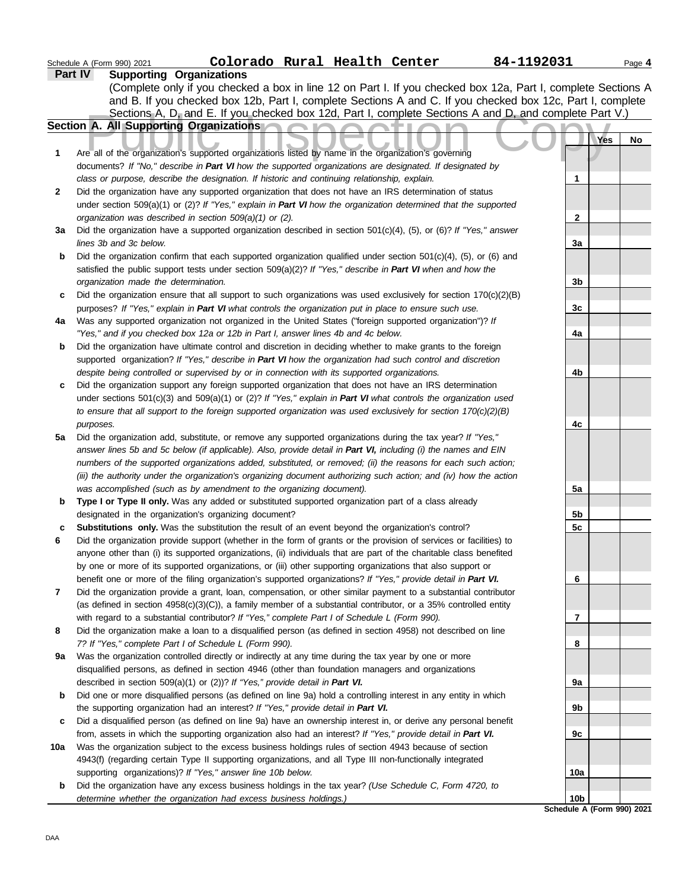Colorado Rural Health Center 84-1192031

## Part IV Supporting Organizations

(Complete only if you checked a box in line 12 on Part I. If you checked box 12a, Part I, complete Sections A and B. If you checked box 12b, Part I, complete Sections A and C. If you checked box 12c, Part I, complete Sections A, D, and E. If you checked box 12d, Part I, complete Sections A and D, and complete Part V.)

### Section A. All Supporting Organizations

Public Inspection Copy

| | | | Yes | No |
|---|---|---|---|---|
| 1 | Are all of the organization's supported organizations listed by name in the organization's governing documents? *If "No," describe in **Part VI** how the supported organizations are designated. If designated by class or purpose, describe the designation. If historic and continuing relationship, explain.* | 1 | | |
| 2 | Did the organization have any supported organization that does not have an IRS determination of status under section 509(a)(1) or (2)? *If "Yes," explain in **Part VI** how the organization determined that the supported organization was described in section 509(a)(1) or (2).* | 2 | | |
| 3a | Did the organization have a supported organization described in section 501(c)(4), (5), or (6)? *If "Yes," answer lines 3b and 3c below.* | 3a | | |
| b | Did the organization confirm that each supported organization qualified under section 501(c)(4), (5), or (6) and satisfied the public support tests under section 509(a)(2)? *If "Yes," describe in **Part VI** when and how the organization made the determination.* | 3b | | |
| c | Did the organization ensure that all support to such organizations was used exclusively for section 170(c)(2)(B) purposes? *If "Yes," explain in **Part VI** what controls the organization put in place to ensure such use.* | 3c | | |
| 4a | Was any supported organization not organized in the United States ("foreign supported organization")? *If "Yes," and if you checked box 12a or 12b in Part I, answer lines 4b and 4c below.* | 4a | | |
| b | Did the organization have ultimate control and discretion in deciding whether to make grants to the foreign supported organization? *If "Yes," describe in **Part VI** how the organization had such control and discretion despite being controlled or supervised by or in connection with its supported organizations.* | 4b | | |
| c | Did the organization support any foreign supported organization that does not have an IRS determination under sections 501(c)(3) and 509(a)(1) or (2)? *If "Yes," explain in **Part VI** what controls the organization used to ensure that all support to the foreign supported organization was used exclusively for section 170(c)(2)(B) purposes.* | 4c | | |
| 5a | Did the organization add, substitute, or remove any supported organizations during the tax year? *If "Yes," answer lines 5b and 5c below (if applicable). Also, provide detail in **Part VI,** including (i) the names and EIN numbers of the supported organizations added, substituted, or removed; (ii) the reasons for each such action; (iii) the authority under the organization's organizing document authorizing such action; and (iv) how the action was accomplished (such as by amendment to the organizing document).* | 5a | | |
| b | **Type I or Type II only.** Was any added or substituted supported organization part of a class already designated in the organization's organizing document? | 5b | | |
| c | **Substitutions only.** Was the substitution the result of an event beyond the organization's control? | 5c | | |
| 6 | Did the organization provide support (whether in the form of grants or the provision of services or facilities) to anyone other than (i) its supported organizations, (ii) individuals that are part of the charitable class benefited by one or more of its supported organizations, or (iii) other supporting organizations that also support or benefit one or more of the filing organization's supported organizations? *If "Yes," provide detail in **Part VI.*** | 6 | | |
| 7 | Did the organization provide a grant, loan, compensation, or other similar payment to a substantial contributor (as defined in section 4958(c)(3)(C)), a family member of a substantial contributor, or a 35% controlled entity with regard to a substantial contributor? *If "Yes," complete Part I of Schedule L (Form 990).* | 7 | | |
| 8 | Did the organization make a loan to a disqualified person (as defined in section 4958) not described on line 7? *If "Yes," complete Part I of Schedule L (Form 990).* | 8 | | |
| 9a | Was the organization controlled directly or indirectly at any time during the tax year by one or more disqualified persons, as defined in section 4946 (other than foundation managers and organizations described in section 509(a)(1) or (2))? *If "Yes," provide detail in **Part VI.*** | 9a | | |
| b | Did one or more disqualified persons (as defined on line 9a) hold a controlling interest in any entity in which the supporting organization had an interest? *If "Yes," provide detail in **Part VI.*** | 9b | | |
| c | Did a disqualified person (as defined on line 9a) have an ownership interest in, or derive any personal benefit from, assets in which the supporting organization also had an interest? *If "Yes," provide detail in **Part VI.*** | 9c | | |
| 10a | Was the organization subject to the excess business holdings rules of section 4943 because of section 4943(f) (regarding certain Type II supporting organizations, and all Type III non-functionally integrated supporting organizations)? *If "Yes," answer line 10b below.* | 10a | | |
| b | Did the organization have any excess business holdings in the tax year? *(Use Schedule C, Form 4720, to determine whether the organization had excess business holdings.)* | 10b | | |

**Schedule A (Form 990) 2021**

DAA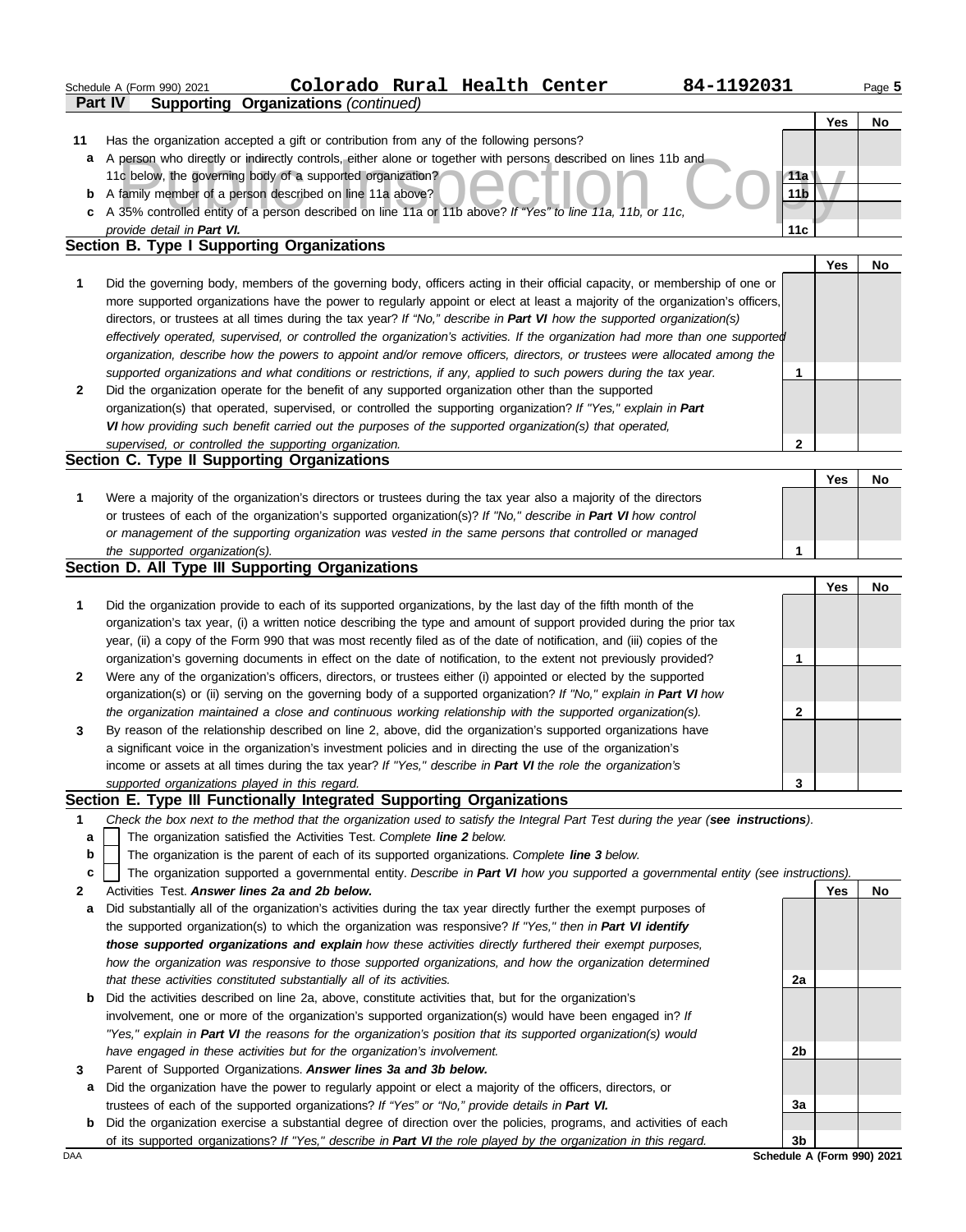Schedule A (Form 990) 2021 **Colorado Rural Health Center** 84-1192031

## Part IV Supporting Organizations *(continued)*

| | | | Yes | No |
|---|---|---|---|---|
| **11** | Has the organization accepted a gift or contribution from any of the following persons? | | | |
| **a** | A person who directly or indirectly controls, either alone or together with persons described on lines 11b and 11c below, the governing body of a supported organization? | 11a | | |
| **b** | A family member of a person described on line 11a above? | 11b | | |
| **c** | A 35% controlled entity of a person described on line 11a or 11b above? *If "Yes" to line 11a, 11b, or 11c, provide detail in **Part VI.*** | 11c | | |

### Section B. Type I Supporting Organizations

| | | | Yes | No |
|---|---|---|---|---|
| **1** | Did the governing body, members of the governing body, officers acting in their official capacity, or membership of one or more supported organizations have the power to regularly appoint or elect at least a majority of the organization's officers, directors, or trustees at all times during the tax year? *If "No," describe in **Part VI** how the supported organization(s) effectively operated, supervised, or controlled the organization's activities. If the organization had more than one supported organization, describe how the powers to appoint and/or remove officers, directors, or trustees were allocated among the supported organizations and what conditions or restrictions, if any, applied to such powers during the tax year.* | 1 | | |
| **2** | Did the organization operate for the benefit of any supported organization other than the supported organization(s) that operated, supervised, or controlled the supporting organization? *If "Yes," explain in **Part VI** how providing such benefit carried out the purposes of the supported organization(s) that operated, supervised, or controlled the supporting organization.* | 2 | | |

### Section C. Type II Supporting Organizations

| | | | Yes | No |
|---|---|---|---|---|
| **1** | Were a majority of the organization's directors or trustees during the tax year also a majority of the directors or trustees of each of the organization's supported organization(s)? *If "No," describe in **Part VI** how control or management of the supporting organization was vested in the same persons that controlled or managed the supported organization(s).* | 1 | | |

### Section D. All Type III Supporting Organizations

| | | | Yes | No |
|---|---|---|---|---|
| **1** | Did the organization provide to each of its supported organizations, by the last day of the fifth month of the organization's tax year, (i) a written notice describing the type and amount of support provided during the prior tax year, (ii) a copy of the Form 990 that was most recently filed as of the date of notification, and (iii) copies of the organization's governing documents in effect on the date of notification, to the extent not previously provided? | 1 | | |
| **2** | Were any of the organization's officers, directors, or trustees either (i) appointed or elected by the supported organization(s) or (ii) serving on the governing body of a supported organization? *If "No," explain in **Part VI** how the organization maintained a close and continuous working relationship with the supported organization(s).* | 2 | | |
| **3** | By reason of the relationship described on line 2, above, did the organization's supported organizations have a significant voice in the organization's investment policies and in directing the use of the organization's income or assets at all times during the tax year? *If "Yes," describe in **Part VI** the role the organization's supported organizations played in this regard.* | 3 | | |

### Section E. Type III Functionally Integrated Supporting Organizations

**1** *Check the box next to the method that the organization used to satisfy the Integral Part Test during the year (**see instructions**).*

- **a** ☐ The organization satisfied the Activities Test. *Complete **line 2** below.*
- **b** ☐ The organization is the parent of each of its supported organizations. *Complete **line 3** below.*
- **c** ☐ The organization supported a governmental entity. *Describe in **Part VI** how you supported a governmental entity (see instructions).*

| | | | Yes | No |
|---|---|---|---|---|
| **2** | Activities Test. ***Answer lines 2a and 2b below.*** | | | |
| **a** | Did substantially all of the organization's activities during the tax year directly further the exempt purposes of the supported organization(s) to which the organization was responsive? *If "Yes," then in **Part VI identify those supported organizations and explain** how these activities directly furthered their exempt purposes, how the organization was responsive to those supported organizations, and how the organization determined that these activities constituted substantially all of its activities.* | 2a | | |
| **b** | Did the activities described on line 2a, above, constitute activities that, but for the organization's involvement, one or more of the organization's supported organization(s) would have been engaged in? *If "Yes," explain in **Part VI** the reasons for the organization's position that its supported organization(s) would have engaged in these activities but for the organization's involvement.* | 2b | | |
| **3** | Parent of Supported Organizations. ***Answer lines 3a and 3b below.*** | | | |
| **a** | Did the organization have the power to regularly appoint or elect a majority of the officers, directors, or trustees of each of the supported organizations? *If "Yes" or "No," provide details in **Part VI.*** | 3a | | |
| **b** | Did the organization exercise a substantial degree of direction over the policies, programs, and activities of each of its supported organizations? *If "Yes," describe in **Part VI** the role played by the organization in this regard.* | 3b | | |

DAA **Schedule A (Form 990) 2021**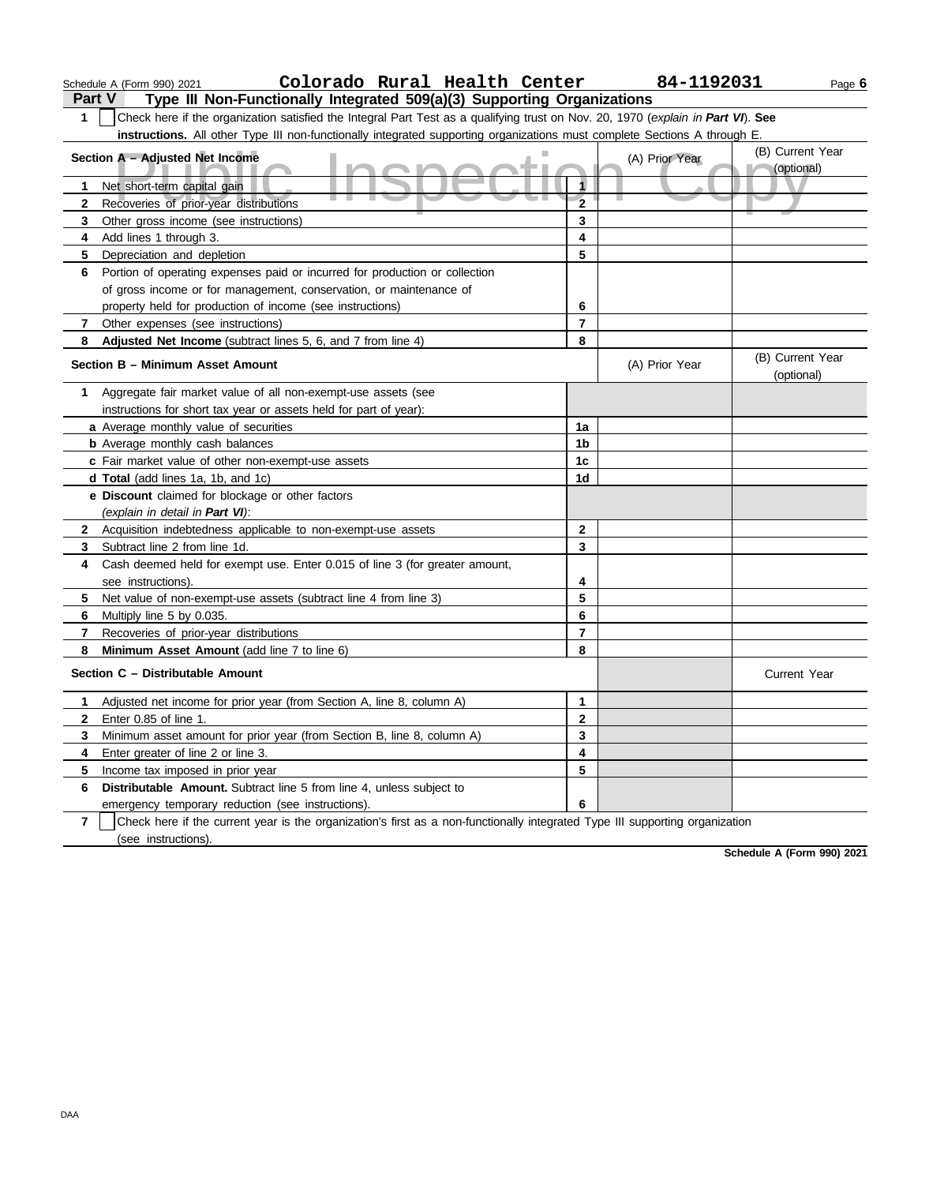Schedule A (Form 990) 2021 **Colorado Rural Health Center** **84-1192031**

**Part V** **Type III Non-Functionally Integrated 509(a)(3) Supporting Organizations**

**1** ☐ Check here if the organization satisfied the Integral Part Test as a qualifying trust on Nov. 20, 1970 (*explain in **Part VI***). **See instructions.** All other Type III non-functionally integrated supporting organizations must complete Sections A through E.

| **Section A – Adjusted Net Income** | | (A) Prior Year | (B) Current Year (optional) |
|---|---|---|---|
| **1** Net short-term capital gain | 1 | | |
| **2** Recoveries of prior-year distributions | 2 | | |
| **3** Other gross income (see instructions) | 3 | | |
| **4** Add lines 1 through 3. | 4 | | |
| **5** Depreciation and depletion | 5 | | |
| **6** Portion of operating expenses paid or incurred for production or collection of gross income or for management, conservation, or maintenance of property held for production of income (see instructions) | 6 | | |
| **7** Other expenses (see instructions) | 7 | | |
| **8** **Adjusted Net Income** (subtract lines 5, 6, and 7 from line 4) | 8 | | |

| **Section B – Minimum Asset Amount** | | (A) Prior Year | (B) Current Year (optional) |
|---|---|---|---|
| **1** Aggregate fair market value of all non-exempt-use assets (see instructions for short tax year or assets held for part of year): | | | |
| **a** Average monthly value of securities | 1a | | |
| **b** Average monthly cash balances | 1b | | |
| **c** Fair market value of other non-exempt-use assets | 1c | | |
| **d** **Total** (add lines 1a, 1b, and 1c) | 1d | | |
| **e** **Discount** claimed for blockage or other factors (*explain in detail in **Part VI***): | | | |
| **2** Acquisition indebtedness applicable to non-exempt-use assets | 2 | | |
| **3** Subtract line 2 from line 1d. | 3 | | |
| **4** Cash deemed held for exempt use. Enter 0.015 of line 3 (for greater amount, see instructions). | 4 | | |
| **5** Net value of non-exempt-use assets (subtract line 4 from line 3) | 5 | | |
| **6** Multiply line 5 by 0.035. | 6 | | |
| **7** Recoveries of prior-year distributions | 7 | | |
| **8** **Minimum Asset Amount** (add line 7 to line 6) | 8 | | |

| **Section C – Distributable Amount** | | | Current Year |
|---|---|---|---|
| **1** Adjusted net income for prior year (from Section A, line 8, column A) | 1 | | |
| **2** Enter 0.85 of line 1. | 2 | | |
| **3** Minimum asset amount for prior year (from Section B, line 8, column A) | 3 | | |
| **4** Enter greater of line 2 or line 3. | 4 | | |
| **5** Income tax imposed in prior year | 5 | | |
| **6** **Distributable Amount.** Subtract line 5 from line 4, unless subject to emergency temporary reduction (see instructions). | 6 | | |

**7** ☐ Check here if the current year is the organization's first as a non-functionally integrated Type III supporting organization (see instructions).

**Schedule A (Form 990) 2021**

DAA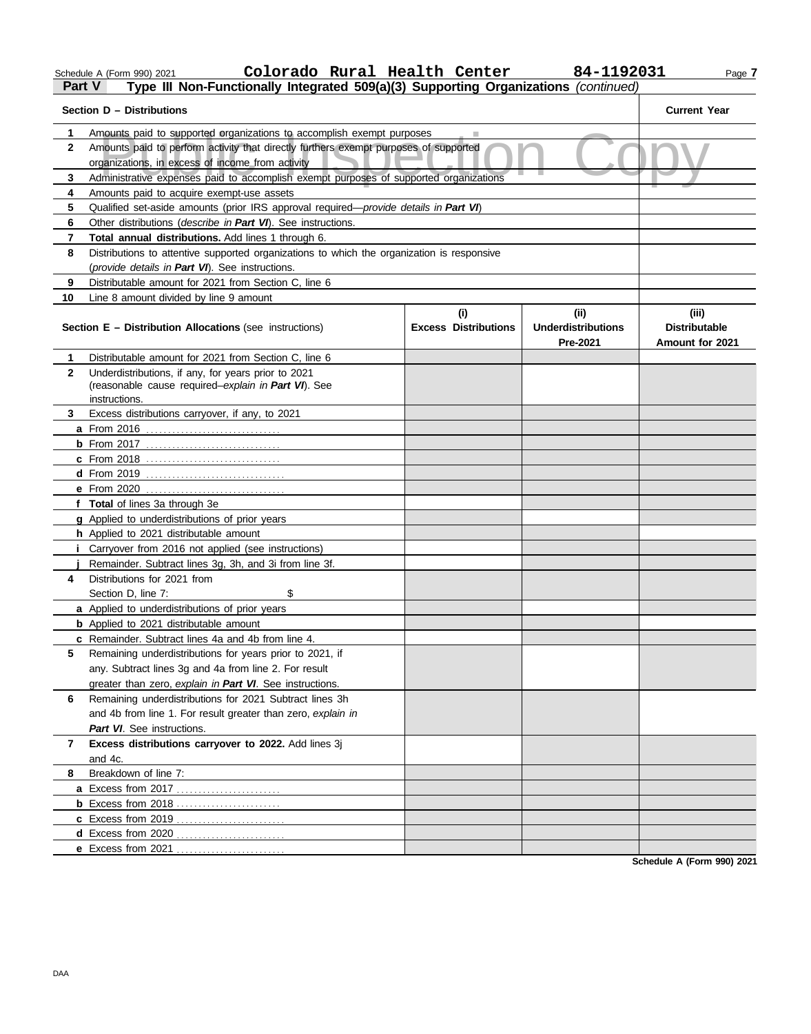Schedule A (Form 990) 2021 **Colorado Rural Health Center** **84-1192031**

**Part V** **Type III Non-Functionally Integrated 509(a)(3) Supporting Organizations** *(continued)*

| **Section D – Distributions** | | **Current Year** |
|---|---|---|
| 1 | Amounts paid to supported organizations to accomplish exempt purposes | |
| 2 | Amounts paid to perform activity that directly furthers exempt purposes of supported organizations, in excess of income from activity | |
| 3 | Administrative expenses paid to accomplish exempt purposes of supported organizations | |
| 4 | Amounts paid to acquire exempt-use assets | |
| 5 | Qualified set-aside amounts (prior IRS approval required—*provide details in **Part VI***) | |
| 6 | Other distributions (*describe in **Part VI***). See instructions. | |
| 7 | **Total annual distributions.** Add lines 1 through 6. | |
| 8 | Distributions to attentive supported organizations to which the organization is responsive (*provide details in **Part VI***). See instructions. | |
| 9 | Distributable amount for 2021 from Section C, line 6 | |
| 10 | Line 8 amount divided by line 9 amount | |

| **Section E – Distribution Allocations** (see instructions) | | **(i) Excess Distributions** | **(ii) Underdistributions Pre-2021** | **(iii) Distributable Amount for 2021** |
|---|---|---|---|---|
| 1 | Distributable amount for 2021 from Section C, line 6 | | | |
| 2 | Underdistributions, if any, for years prior to 2021 (reasonable cause required–*explain in **Part VI***). See instructions. | | | |
| 3 | Excess distributions carryover, if any, to 2021 | | | |
| **a** | From 2016 | | | |
| **b** | From 2017 | | | |
| **c** | From 2018 | | | |
| **d** | From 2019 | | | |
| **e** | From 2020 | | | |
| **f** | **Total** of lines 3a through 3e | | | |
| **g** | Applied to underdistributions of prior years | | | |
| **h** | Applied to 2021 distributable amount | | | |
| **i** | Carryover from 2016 not applied (see instructions) | | | |
| **j** | Remainder. Subtract lines 3g, 3h, and 3i from line 3f. | | | |
| 4 | Distributions for 2021 from Section D, line 7: $ | | | |
| **a** | Applied to underdistributions of prior years | | | |
| **b** | Applied to 2021 distributable amount | | | |
| **c** | Remainder. Subtract lines 4a and 4b from line 4. | | | |
| 5 | Remaining underdistributions for years prior to 2021, if any. Subtract lines 3g and 4a from line 2. For result greater than zero, *explain in **Part VI***. See instructions. | | | |
| 6 | Remaining underdistributions for 2021 Subtract lines 3h and 4b from line 1. For result greater than zero, *explain in **Part VI***. See instructions. | | | |
| 7 | **Excess distributions carryover to 2022.** Add lines 3j and 4c. | | | |
| 8 | Breakdown of line 7: | | | |
| **a** | Excess from 2017 | | | |
| **b** | Excess from 2018 | | | |
| **c** | Excess from 2019 | | | |
| **d** | Excess from 2020 | | | |
| **e** | Excess from 2021 | | | |

**Schedule A (Form 990) 2021**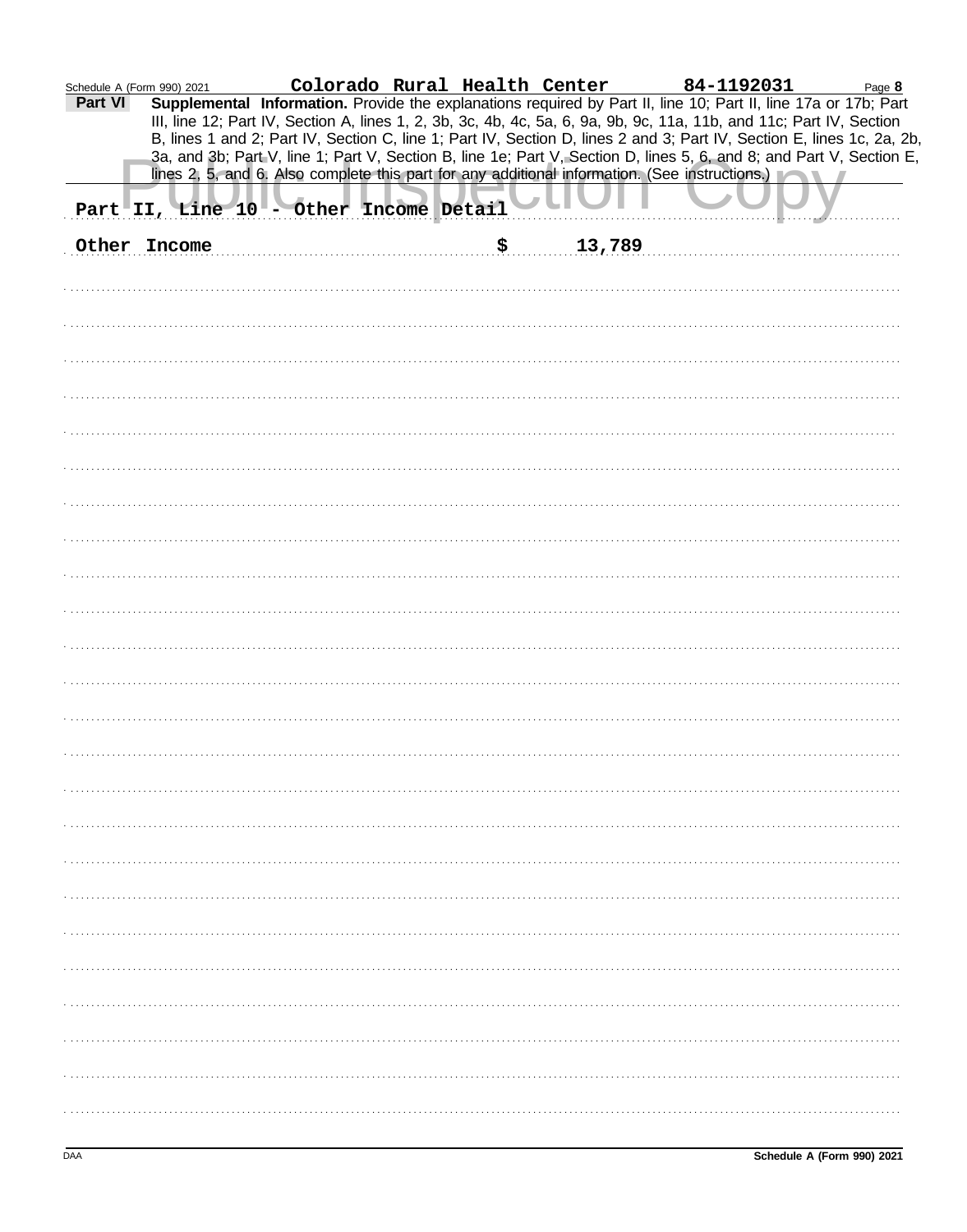Schedule A (Form 990) 2021 Colorado Rural Health Center 84-1192031

**Part VI** **Supplemental Information.** Provide the explanations required by Part II, line 10; Part II, line 17a or 17b; Part III, line 12; Part IV, Section A, lines 1, 2, 3b, 3c, 4b, 4c, 5a, 6, 9a, 9b, 9c, 11a, 11b, and 11c; Part IV, Section B, lines 1 and 2; Part IV, Section C, line 1; Part IV, Section D, lines 2 and 3; Part IV, Section E, lines 1c, 2a, 2b, 3a, and 3b; Part V, line 1; Part V, Section B, line 1e; Part V, Section D, lines 5, 6, and 8; and Part V, Section E, lines 2, 5, and 6. Also complete this part for any additional information. (See instructions.)

Public Inspection Copy

Part II, Line 10 - Other Income Detail

Other Income $ 13,789

DAA Schedule A (Form 990) 2021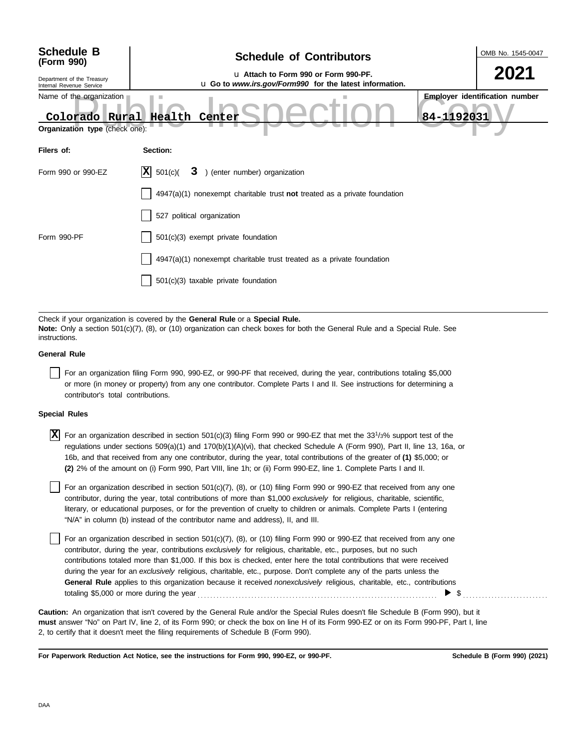**Schedule B (Form 990)**

Department of the Treasury
Internal Revenue Service

# Schedule of Contributors

u Attach to Form 990 or Form 990-PF.
u Go to *www.irs.gov/Form990* for the latest information.

OMB No. 1545-0047

**2021**

Public Inspection Copy

| Name of the organization | Employer identification number |
|---|---|
| Colorado Rural Health Center | 84-1192031 |

**Organization type** (check one):

| **Filers of:** | **Section:** |
|---|---|
| Form 990 or 990-EZ | [X] 501(c)( **3** ) (enter number) organization |
| | [ ] 4947(a)(1) nonexempt charitable trust **not** treated as a private foundation |
| | [ ] 527 political organization |
| Form 990-PF | [ ] 501(c)(3) exempt private foundation |
| | [ ] 4947(a)(1) nonexempt charitable trust treated as a private foundation |
| | [ ] 501(c)(3) taxable private foundation |

Check if your organization is covered by the **General Rule** or a **Special Rule.**
**Note:** Only a section 501(c)(7), (8), or (10) organization can check boxes for both the General Rule and a Special Rule. See instructions.

**General Rule**

[ ] For an organization filing Form 990, 990-EZ, or 990-PF that received, during the year, contributions totaling $5,000 or more (in money or property) from any one contributor. Complete Parts I and II. See instructions for determining a contributor's total contributions.

**Special Rules**

[X] For an organization described in section 501(c)(3) filing Form 990 or 990-EZ that met the 33 1/3% support test of the regulations under sections 509(a)(1) and 170(b)(1)(A)(vi), that checked Schedule A (Form 990), Part II, line 13, 16a, or 16b, and that received from any one contributor, during the year, total contributions of the greater of **(1)** $5,000; or **(2)** 2% of the amount on (i) Form 990, Part VIII, line 1h; or (ii) Form 990-EZ, line 1. Complete Parts I and II.

[ ] For an organization described in section 501(c)(7), (8), or (10) filing Form 990 or 990-EZ that received from any one contributor, during the year, total contributions of more than $1,000 *exclusively* for religious, charitable, scientific, literary, or educational purposes, or for the prevention of cruelty to children or animals. Complete Parts I (entering "N/A" in column (b) instead of the contributor name and address), II, and III.

[ ] For an organization described in section 501(c)(7), (8), or (10) filing Form 990 or 990-EZ that received from any one contributor, during the year, contributions *exclusively* for religious, charitable, etc., purposes, but no such contributions totaled more than $1,000. If this box is checked, enter here the total contributions that were received during the year for an *exclusively* religious, charitable, etc., purpose. Don't complete any of the parts unless the **General Rule** applies to this organization because it received *nonexclusively* religious, charitable, etc., contributions totaling $5,000 or more during the year . . . . . . . . . . ▶ $ . . . . . . . .

**Caution:** An organization that isn't covered by the General Rule and/or the Special Rules doesn't file Schedule B (Form 990), but it **must** answer "No" on Part IV, line 2, of its Form 990; or check the box on line H of its Form 990-EZ or on its Form 990-PF, Part I, line 2, to certify that it doesn't meet the filing requirements of Schedule B (Form 990).

**For Paperwork Reduction Act Notice, see the instructions for Form 990, 990-EZ, or 990-PF.** **Schedule B (Form 990) (2021)**

DAA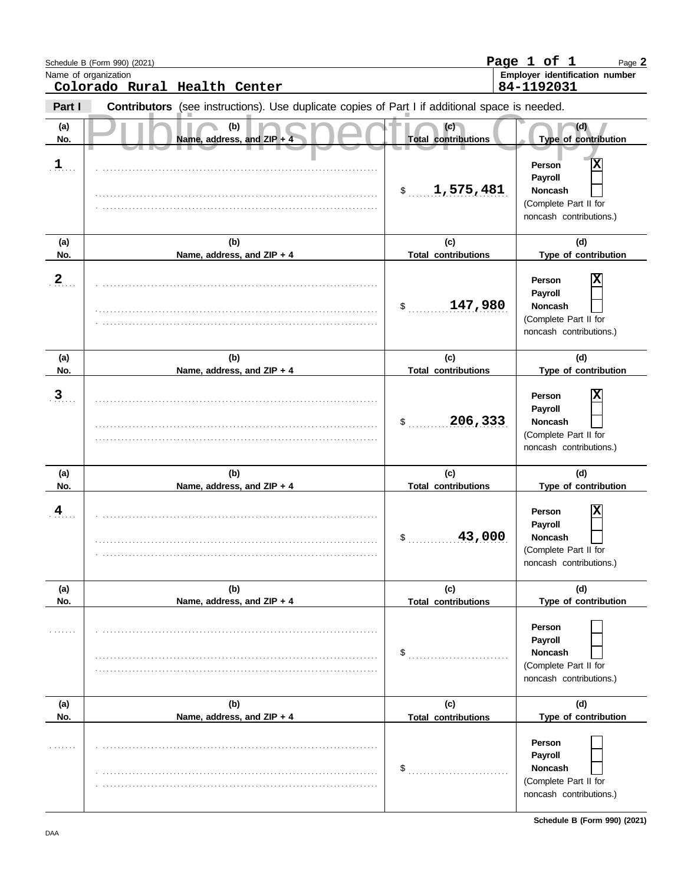Schedule B (Form 990) (2021)

Name of organization
**Colorado Rural Health Center**

Employer identification number
**84-1192031**

**Part I** **Contributors** (see instructions). Use duplicate copies of Part I if additional space is needed.

Public Inspection Copy

| (a) No. | (b) Name, address, and ZIP + 4 | (c) Total contributions | (d) Type of contribution |
|---|---|---|---|
| 1 | | $ 1,575,481 | Person [X] Payroll [ ] Noncash [ ] (Complete Part II for noncash contributions.) |
| 2 | | $ 147,980 | Person [X] Payroll [ ] Noncash [ ] (Complete Part II for noncash contributions.) |
| 3 | | $ 206,333 | Person [X] Payroll [ ] Noncash [ ] (Complete Part II for noncash contributions.) |
| 4 | | $ 43,000 | Person [X] Payroll [ ] Noncash [ ] (Complete Part II for noncash contributions.) |
| | | $ | Person [ ] Payroll [ ] Noncash [ ] (Complete Part II for noncash contributions.) |
| | | $ | Person [ ] Payroll [ ] Noncash [ ] (Complete Part II for noncash contributions.) |

Schedule B (Form 990) (2021)

DAA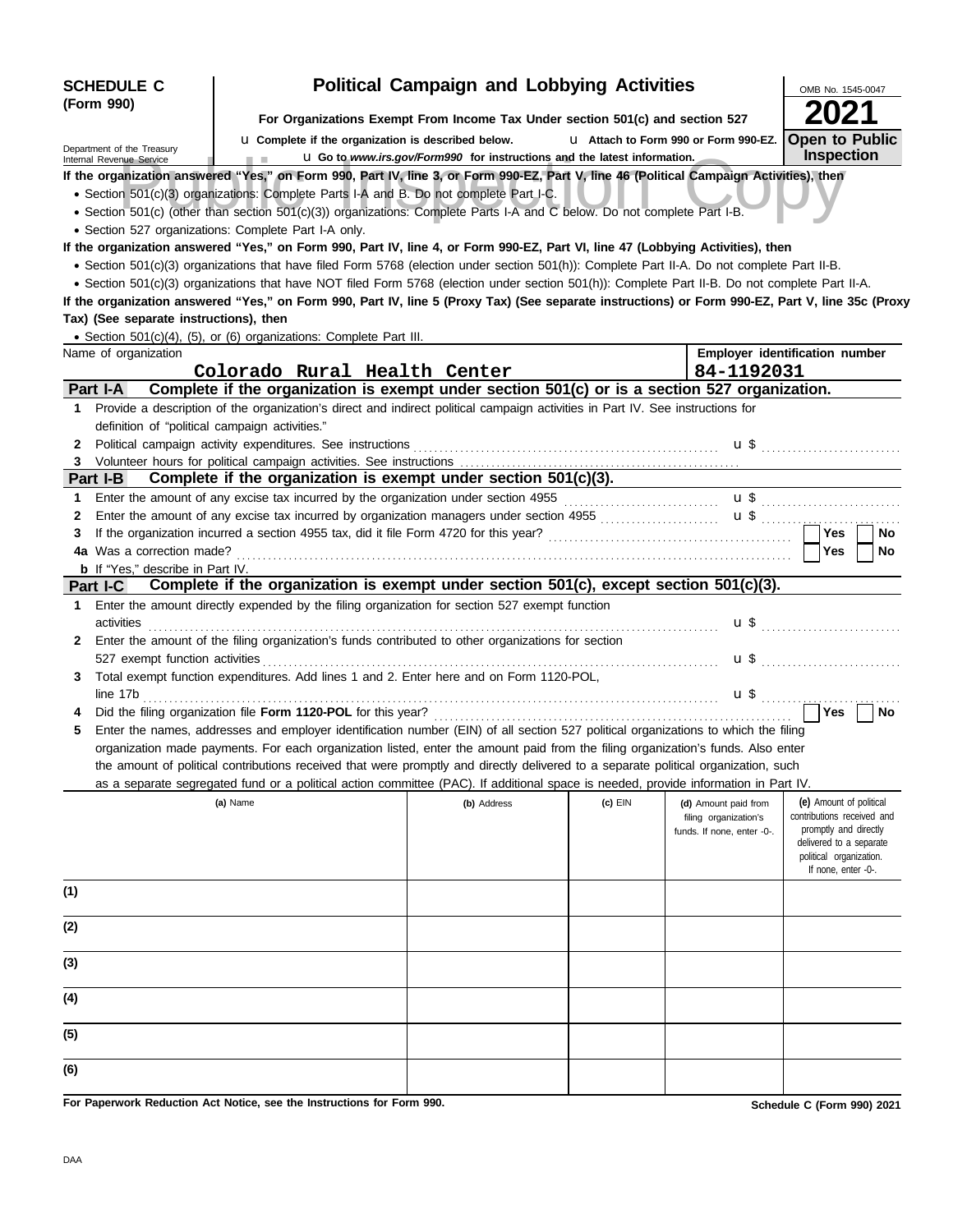**SCHEDULE C (Form 990)**

# Political Campaign and Lobbying Activities

**For Organizations Exempt From Income Tax Under section 501(c) and section 527**

u **Complete if the organization is described below.** u **Attach to Form 990 or Form 990-EZ.**

u **Go to *www.irs.gov/Form990* for instructions and the latest information.**

Department of the Treasury
Internal Revenue Service

OMB No. 1545-0047

**2021**

**Open to Public Inspection**

Public Inspection Copy

**If the organization answered "Yes," on Form 990, Part IV, line 3, or Form 990-EZ, Part V, line 46 (Political Campaign Activities), then**

- Section 501(c)(3) organizations: Complete Parts I-A and B. Do not complete Part I-C.
- Section 501(c) (other than section 501(c)(3)) organizations: Complete Parts I-A and C below. Do not complete Part I-B.
- Section 527 organizations: Complete Part I-A only.

**If the organization answered "Yes," on Form 990, Part IV, line 4, or Form 990-EZ, Part VI, line 47 (Lobbying Activities), then**

- Section 501(c)(3) organizations that have filed Form 5768 (election under section 501(h)): Complete Part II-A. Do not complete Part II-B.
- Section 501(c)(3) organizations that have NOT filed Form 5768 (election under section 501(h)): Complete Part II-B. Do not complete Part II-A.

**If the organization answered "Yes," on Form 990, Part IV, line 5 (Proxy Tax) (See separate instructions) or Form 990-EZ, Part V, line 35c (Proxy Tax) (See separate instructions), then**

- Section 501(c)(4), (5), or (6) organizations: Complete Part III.

| Name of organization | Employer identification number |
|---|---|
| Colorado Rural Health Center | 84-1192031 |

## Part I-A Complete if the organization is exempt under section 501(c) or is a section 527 organization.

1. Provide a description of the organization's direct and indirect political campaign activities in Part IV. See instructions for definition of "political campaign activities."
2. Political campaign activity expenditures. See instructions ........ u $ ..........
3. Volunteer hours for political campaign activities. See instructions ........

## Part I-B Complete if the organization is exempt under section 501(c)(3).

1. Enter the amount of any excise tax incurred by the organization under section 4955 ........ u $ ..........
2. Enter the amount of any excise tax incurred by organization managers under section 4955 ........ u $ ..........
3. If the organization incurred a section 4955 tax, did it file Form 4720 for this year? ........ Yes ☐ No ☐

4a Was a correction made? ........ Yes ☐ No ☐

**b** If "Yes," describe in Part IV.

## Part I-C Complete if the organization is exempt under section 501(c), except section 501(c)(3).

1. Enter the amount directly expended by the filing organization for section 527 exempt function activities ........ u $ ..........
2. Enter the amount of the filing organization's funds contributed to other organizations for section 527 exempt function activities ........ u $ ..........
3. Total exempt function expenditures. Add lines 1 and 2. Enter here and on Form 1120-POL, line 17b ........ u $ ..........
4. Did the filing organization file **Form 1120-POL** for this year? ........ Yes ☐ No ☐
5. Enter the names, addresses and employer identification number (EIN) of all section 527 political organizations to which the filing organization made payments. For each organization listed, enter the amount paid from the filing organization's funds. Also enter the amount of political contributions received that were promptly and directly delivered to a separate political organization, such as a separate segregated fund or a political action committee (PAC). If additional space is needed, provide information in Part IV.

| | (a) Name | (b) Address | (c) EIN | (d) Amount paid from filing organization's funds. If none, enter -0-. | (e) Amount of political contributions received and promptly and directly delivered to a separate political organization. If none, enter -0-. |
|---|---|---|---|---|---|
| (1) | | | | | |
| (2) | | | | | |
| (3) | | | | | |
| (4) | | | | | |
| (5) | | | | | |
| (6) | | | | | |

**For Paperwork Reduction Act Notice, see the Instructions for Form 990.**

**Schedule C (Form 990) 2021**

DAA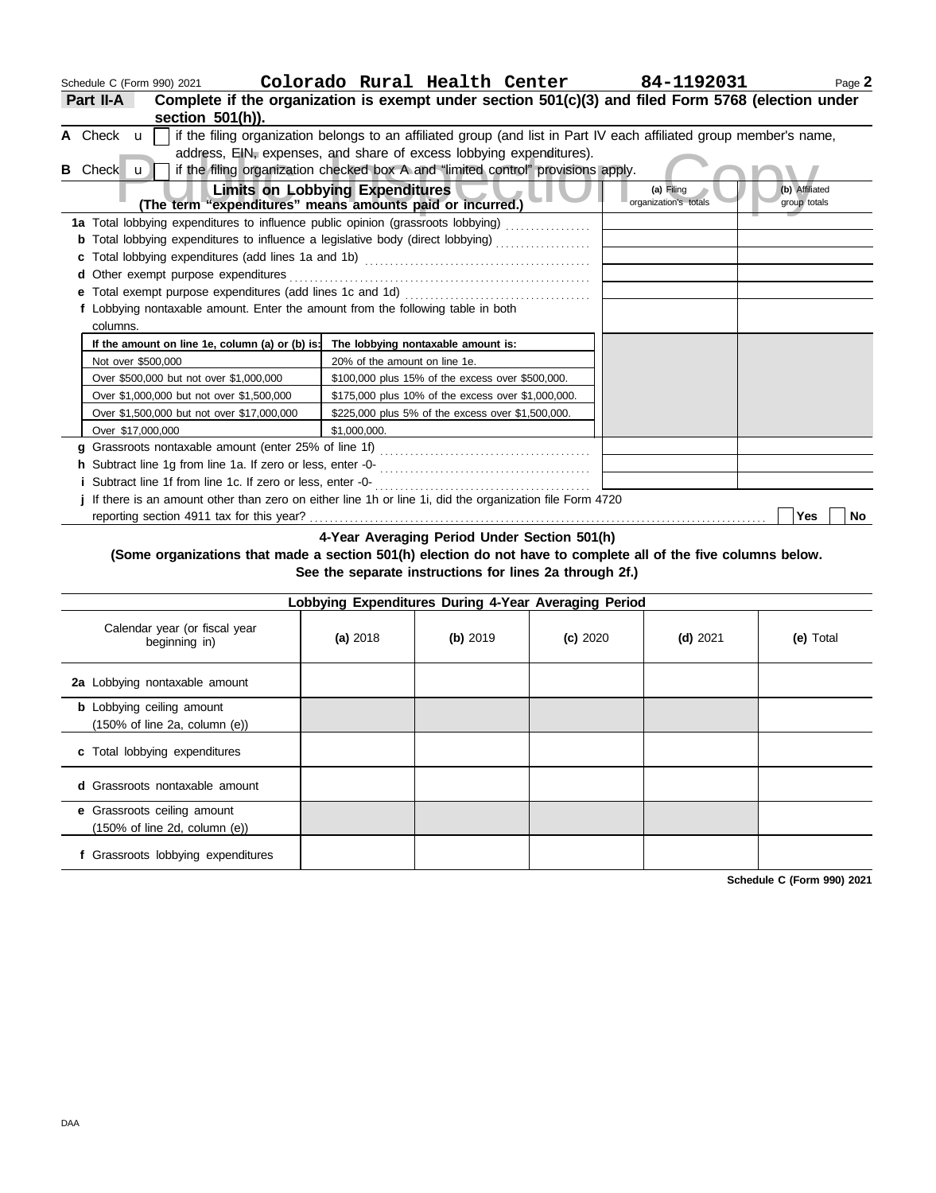Schedule C (Form 990) 2021 **Colorado Rural Health Center** **84-1192031**

**Part II-A** **Complete if the organization is exempt under section 501(c)(3) and filed Form 5768 (election under section 501(h)).**

**A** Check u ☐ if the filing organization belongs to an affiliated group (and list in Part IV each affiliated group member's name, address, EIN, expenses, and share of excess lobbying expenditures).

**B** Check u ☐ if the filing organization checked box A and "limited control" provisions apply.

Public Inspection Copy

| **Limits on Lobbying Expenditures** (The term "expenditures" means amounts paid or incurred.) | **(a)** Filing organization's totals | **(b)** Affiliated group totals |
|---|---|---|
| **1a** Total lobbying expenditures to influence public opinion (grassroots lobbying) | | |
| **b** Total lobbying expenditures to influence a legislative body (direct lobbying) | | |
| **c** Total lobbying expenditures (add lines 1a and 1b) | | |
| **d** Other exempt purpose expenditures | | |
| **e** Total exempt purpose expenditures (add lines 1c and 1d) | | |
| **f** Lobbying nontaxable amount. Enter the amount from the following table in both columns. | | |

| If the amount on line 1e, column (a) or (b) is: | The lobbying nontaxable amount is: |
|---|---|
| Not over $500,000 | 20% of the amount on line 1e. |
| Over $500,000 but not over $1,000,000 | $100,000 plus 15% of the excess over $500,000. |
| Over $1,000,000 but not over $1,500,000 | $175,000 plus 10% of the excess over $1,000,000. |
| Over $1,500,000 but not over $17,000,000 | $225,000 plus 5% of the excess over $1,500,000. |
| Over $17,000,000 | $1,000,000. |

| | (a) | (b) |
|---|---|---|
| **g** Grassroots nontaxable amount (enter 25% of line 1f) | | |
| **h** Subtract line 1g from line 1a. If zero or less, enter -0- | | |
| **i** Subtract line 1f from line 1c. If zero or less, enter -0- | | |

**j** If there is an amount other than zero on either line 1h or line 1i, did the organization file Form 4720 reporting section 4911 tax for this year? ☐ **Yes** ☐ **No**

**4-Year Averaging Period Under Section 501(h)**
**(Some organizations that made a section 501(h) election do not have to complete all of the five columns below. See the separate instructions for lines 2a through 2f.)**

**Lobbying Expenditures During 4-Year Averaging Period**

| Calendar year (or fiscal year beginning in) | **(a)** 2018 | **(b)** 2019 | **(c)** 2020 | **(d)** 2021 | **(e)** Total |
|---|---|---|---|---|---|
| **2a** Lobbying nontaxable amount | | | | | |
| **b** Lobbying ceiling amount (150% of line 2a, column (e)) | | | | | |
| **c** Total lobbying expenditures | | | | | |
| **d** Grassroots nontaxable amount | | | | | |
| **e** Grassroots ceiling amount (150% of line 2d, column (e)) | | | | | |
| **f** Grassroots lobbying expenditures | | | | | |

**Schedule C (Form 990) 2021**

DAA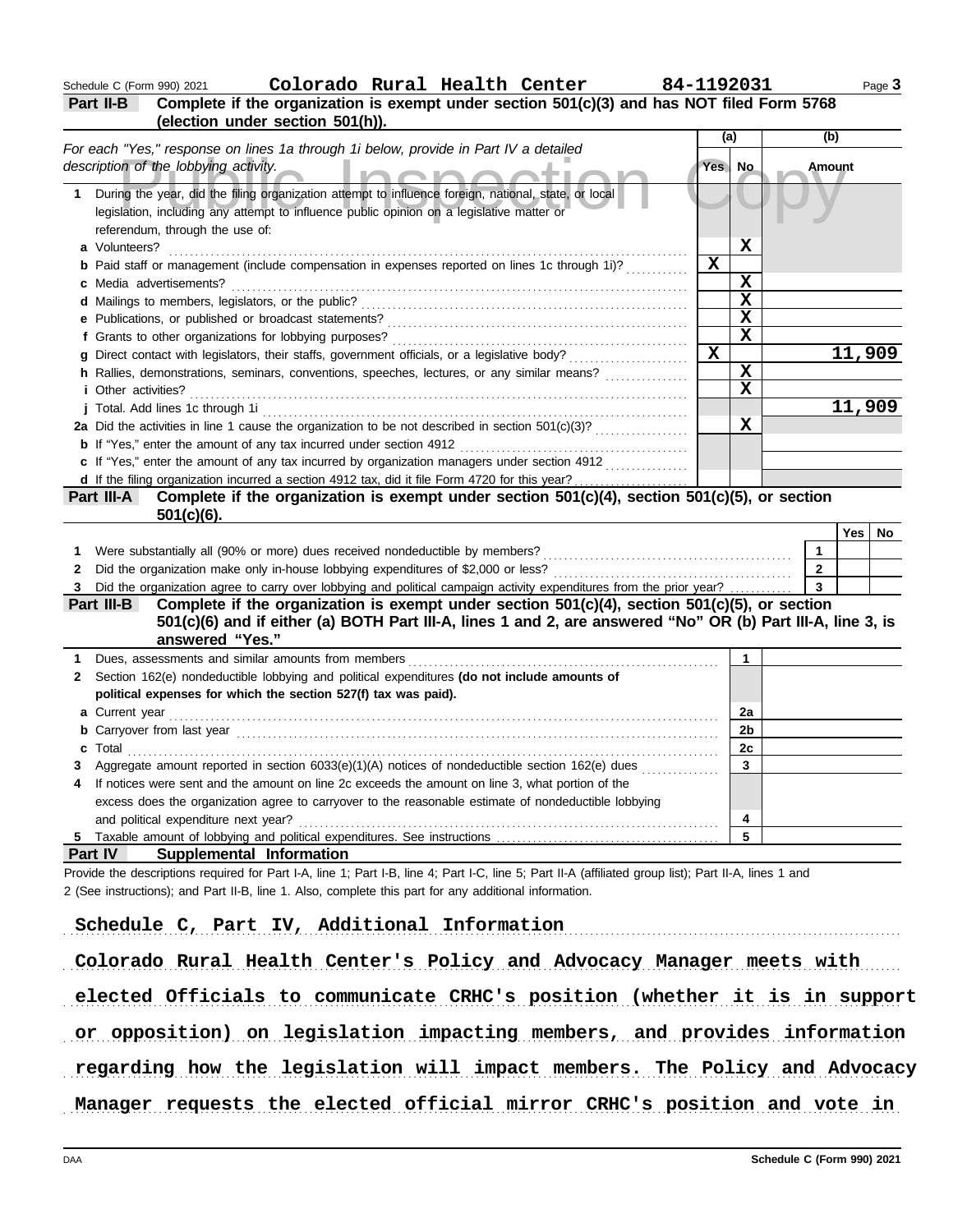Schedule C (Form 990) 2021 **Colorado Rural Health Center** **84-1192031** Page **3**

**Part II-B** **Complete if the organization is exempt under section 501(c)(3) and has NOT filed Form 5768 (election under section 501(h)).**

| For each "Yes," response on lines 1a through 1i below, provide in Part IV a detailed description of the lobbying activity. | (a) Yes | (a) No | (b) Amount |
|---|---|---|---|
| **1** During the year, did the filing organization attempt to influence foreign, national, state, or local legislation, including any attempt to influence public opinion on a legislative matter or referendum, through the use of: | | | |
| **a** Volunteers? | | X | |
| **b** Paid staff or management (include compensation in expenses reported on lines 1c through 1i)? | X | | |
| **c** Media advertisements? | | X | |
| **d** Mailings to members, legislators, or the public? | | X | |
| **e** Publications, or published or broadcast statements? | | X | |
| **f** Grants to other organizations for lobbying purposes? | | X | |
| **g** Direct contact with legislators, their staffs, government officials, or a legislative body? | X | | 11,909 |
| **h** Rallies, demonstrations, seminars, conventions, speeches, lectures, or any similar means? | | X | |
| **i** Other activities? | | X | |
| **j** Total. Add lines 1c through 1i | | | 11,909 |
| **2a** Did the activities in line 1 cause the organization to be not described in section 501(c)(3)? | | X | |
| **b** If "Yes," enter the amount of any tax incurred under section 4912 | | | |
| **c** If "Yes," enter the amount of any tax incurred by organization managers under section 4912 | | | |
| **d** If the filing organization incurred a section 4912 tax, did it file Form 4720 for this year? | | | |

**Part III-A** **Complete if the organization is exempt under section 501(c)(4), section 501(c)(5), or section 501(c)(6).**

| | | Yes | No |
|---|---|---|---|
| **1** Were substantially all (90% or more) dues received nondeductible by members? | 1 | | |
| **2** Did the organization make only in-house lobbying expenditures of $2,000 or less? | 2 | | |
| **3** Did the organization agree to carry over lobbying and political campaign activity expenditures from the prior year? | 3 | | |

**Part III-B** **Complete if the organization is exempt under section 501(c)(4), section 501(c)(5), or section 501(c)(6) and if either (a) BOTH Part III-A, lines 1 and 2, are answered "No" OR (b) Part III-A, line 3, is answered "Yes."**

| | | |
|---|---|---|
| **1** Dues, assessments and similar amounts from members | 1 | |
| **2** Section 162(e) nondeductible lobbying and political expenditures **(do not include amounts of political expenses for which the section 527(f) tax was paid).** | | |
| **a** Current year | 2a | |
| **b** Carryover from last year | 2b | |
| **c** Total | 2c | |
| **3** Aggregate amount reported in section 6033(e)(1)(A) notices of nondeductible section 162(e) dues | 3 | |
| **4** If notices were sent and the amount on line 2c exceeds the amount on line 3, what portion of the excess does the organization agree to carryover to the reasonable estimate of nondeductible lobbying and political expenditure next year? | 4 | |
| **5** Taxable amount of lobbying and political expenditures. See instructions | 5 | |

**Part IV** **Supplemental Information**

Provide the descriptions required for Part I-A, line 1; Part I-B, line 4; Part I-C, line 5; Part II-A (affiliated group list); Part II-A, lines 1 and 2 (See instructions); and Part II-B, line 1. Also, complete this part for any additional information.

Schedule C, Part IV, Additional Information

Colorado Rural Health Center's Policy and Advocacy Manager meets with elected Officials to communicate CRHC's position (whether it is in support or opposition) on legislation impacting members, and provides information regarding how the legislation will impact members. The Policy and Advocacy Manager requests the elected official mirror CRHC's position and vote in

DAA **Schedule C (Form 990) 2021**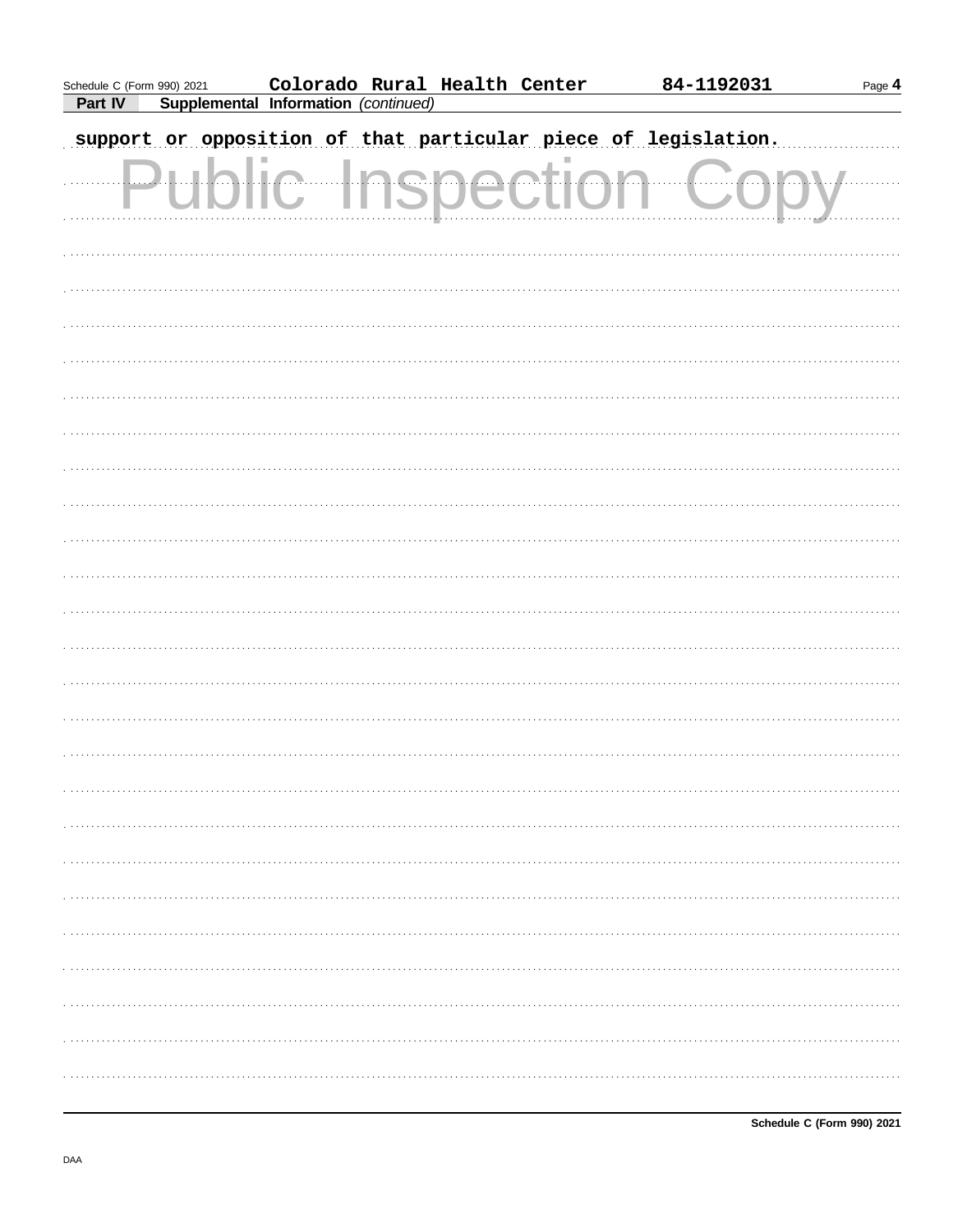## Part IV Supplemental Information *(continued)*

support or opposition of that particular piece of legislation.

Public Inspection Copy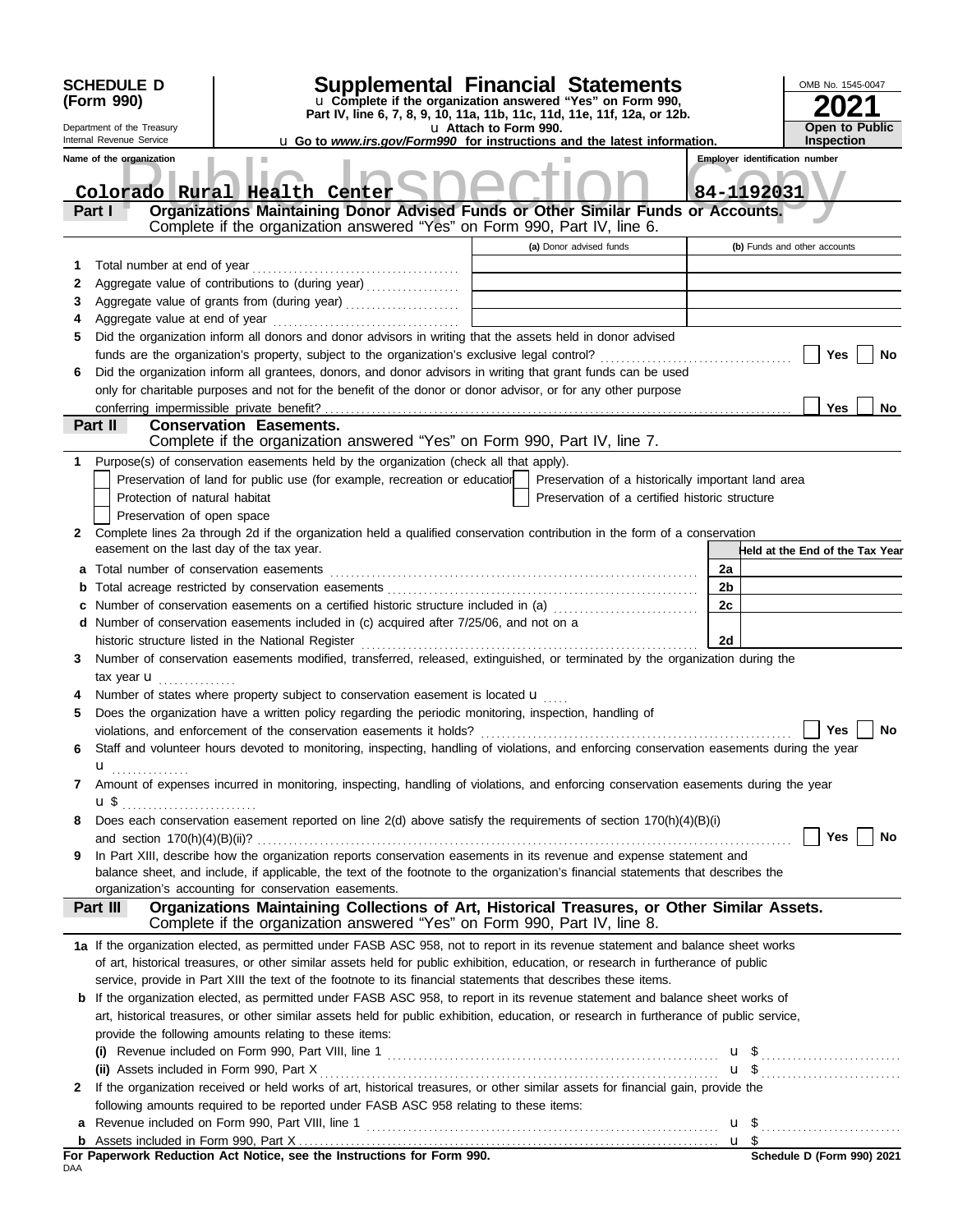**SCHEDULE D (Form 990)**

Department of the Treasury
Internal Revenue Service

# Supplemental Financial Statements

u Complete if the organization answered "Yes" on Form 990, Part IV, line 6, 7, 8, 9, 10, 11a, 11b, 11c, 11d, 11e, 11f, 12a, or 12b.
u Attach to Form 990.
u Go to *www.irs.gov/Form990* for instructions and the latest information.

OMB No. 1545-0047

**2021**

**Open to Public Inspection**

Public Inspection Copy

Name of the organization: Colorado Rural Health Center

Employer identification number: 84-1192031

## Part I Organizations Maintaining Donor Advised Funds or Other Similar Funds or Accounts.

Complete if the organization answered "Yes" on Form 990, Part IV, line 6.

| | | (a) Donor advised funds | (b) Funds and other accounts |
|---|---|---|---|
| 1 | Total number at end of year | | |
| 2 | Aggregate value of contributions to (during year) | | |
| 3 | Aggregate value of grants from (during year) | | |
| 4 | Aggregate value at end of year | | |

5 Did the organization inform all donors and donor advisors in writing that the assets held in donor advised funds are the organization's property, subject to the organization's exclusive legal control? ☐ Yes ☐ No

6 Did the organization inform all grantees, donors, and donor advisors in writing that grant funds can be used only for charitable purposes and not for the benefit of the donor or donor advisor, or for any other purpose conferring impermissible private benefit? ☐ Yes ☐ No

## Part II Conservation Easements.

Complete if the organization answered "Yes" on Form 990, Part IV, line 7.

1 Purpose(s) of conservation easements held by the organization (check all that apply).

- ☐ Preservation of land for public use (for example, recreation or education)
- ☐ Protection of natural habitat
- ☐ Preservation of open space
- ☐ Preservation of a historically important land area
- ☐ Preservation of a certified historic structure

2 Complete lines 2a through 2d if the organization held a qualified conservation contribution in the form of a conservation easement on the last day of the tax year.

| | | | Held at the End of the Tax Year |
|---|---|---|---|
| a | Total number of conservation easements | 2a | |
| b | Total acreage restricted by conservation easements | 2b | |
| c | Number of conservation easements on a certified historic structure included in (a) | 2c | |
| d | Number of conservation easements included in (c) acquired after 7/25/06, and not on a historic structure listed in the National Register | 2d | |

3 Number of conservation easements modified, transferred, released, extinguished, or terminated by the organization during the tax year u

4 Number of states where property subject to conservation easement is located u

5 Does the organization have a written policy regarding the periodic monitoring, inspection, handling of violations, and enforcement of the conservation easements it holds? ☐ Yes ☐ No

6 Staff and volunteer hours devoted to monitoring, inspecting, handling of violations, and enforcing conservation easements during the year u

7 Amount of expenses incurred in monitoring, inspecting, handling of violations, and enforcing conservation easements during the year u $

8 Does each conservation easement reported on line 2(d) above satisfy the requirements of section 170(h)(4)(B)(i) and section 170(h)(4)(B)(ii)? ☐ Yes ☐ No

9 In Part XIII, describe how the organization reports conservation easements in its revenue and expense statement and balance sheet, and include, if applicable, the text of the footnote to the organization's financial statements that describes the organization's accounting for conservation easements.

## Part III Organizations Maintaining Collections of Art, Historical Treasures, or Other Similar Assets.

Complete if the organization answered "Yes" on Form 990, Part IV, line 8.

1a If the organization elected, as permitted under FASB ASC 958, not to report in its revenue statement and balance sheet works of art, historical treasures, or other similar assets held for public exhibition, education, or research in furtherance of public service, provide in Part XIII the text of the footnote to its financial statements that describes these items.

b If the organization elected, as permitted under FASB ASC 958, to report in its revenue statement and balance sheet works of art, historical treasures, or other similar assets held for public exhibition, education, or research in furtherance of public service, provide the following amounts relating to these items:

(i) Revenue included on Form 990, Part VIII, line 1 u $

(ii) Assets included in Form 990, Part X u $

2 If the organization received or held works of art, historical treasures, or other similar assets for financial gain, provide the following amounts required to be reported under FASB ASC 958 relating to these items:

a Revenue included on Form 990, Part VIII, line 1 u $

b Assets included in Form 990, Part X u $

**For Paperwork Reduction Act Notice, see the Instructions for Form 990.**

DAA

**Schedule D (Form 990) 2021**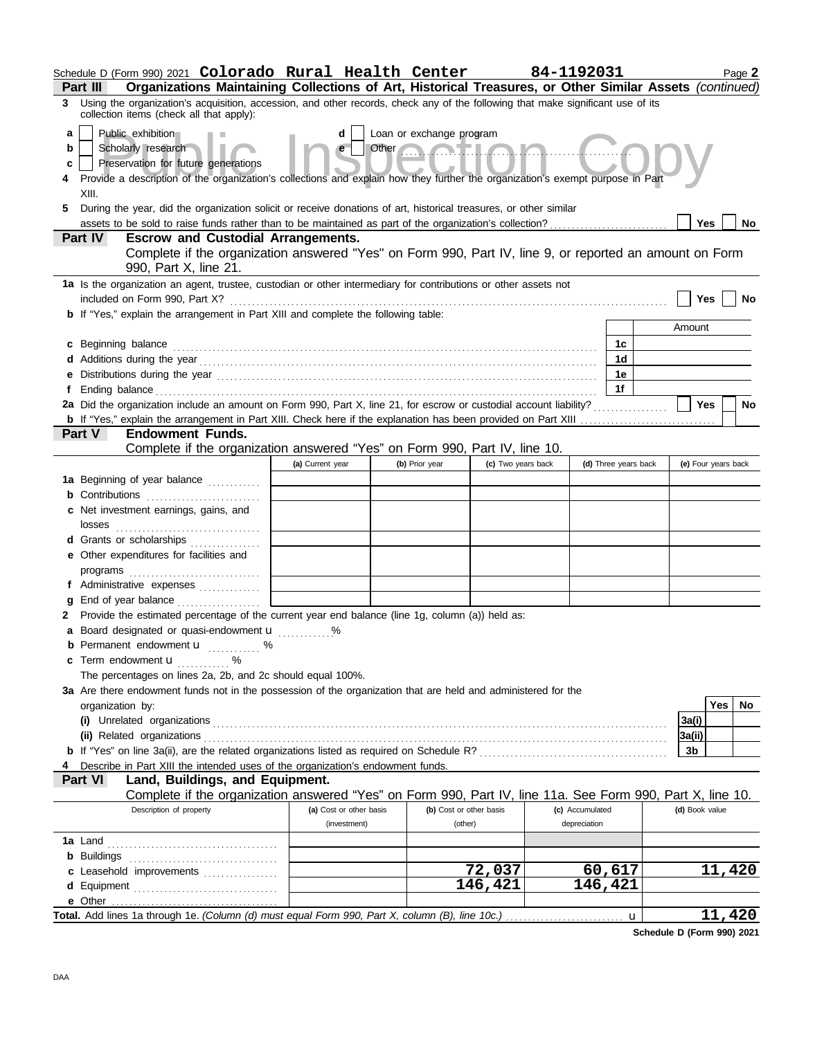Schedule D (Form 990) 2021 **Colorado Rural Health Center** 84-1192031 Page **2**

**Part III Organizations Maintaining Collections of Art, Historical Treasures, or Other Similar Assets** *(continued)*

**3** Using the organization's acquisition, accession, and other records, check any of the following that make significant use of its collection items (check all that apply):

- **a** ☐ Public exhibition
- **b** ☐ Scholarly research
- **c** ☐ Preservation for future generations
- **d** ☐ Loan or exchange program
- **e** ☐ Other ..........

**4** Provide a description of the organization's collections and explain how they further the organization's exempt purpose in Part XIII.

**5** During the year, did the organization solicit or receive donations of art, historical treasures, or other similar assets to be sold to raise funds rather than to be maintained as part of the organization's collection? ☐ Yes ☐ No

**Part IV Escrow and Custodial Arrangements.**
Complete if the organization answered "Yes" on Form 990, Part IV, line 9, or reported an amount on Form 990, Part X, line 21.

**1a** Is the organization an agent, trustee, custodian or other intermediary for contributions or other assets not included on Form 990, Part X? ☐ Yes ☐ No

**b** If "Yes," explain the arrangement in Part XIII and complete the following table:

| | | Amount |
|---|---|---|
| **c** Beginning balance | 1c | |
| **d** Additions during the year | 1d | |
| **e** Distributions during the year | 1e | |
| **f** Ending balance | 1f | |

**2a** Did the organization include an amount on Form 990, Part X, line 21, for escrow or custodial account liability? ☐ Yes ☐ No

**b** If "Yes," explain the arrangement in Part XIII. Check here if the explanation has been provided on Part XIII ☐

**Part V Endowment Funds.**
Complete if the organization answered "Yes" on Form 990, Part IV, line 10.

| | (a) Current year | (b) Prior year | (c) Two years back | (d) Three years back | (e) Four years back |
|---|---|---|---|---|---|
| **1a** Beginning of year balance | | | | | |
| **b** Contributions | | | | | |
| **c** Net investment earnings, gains, and losses | | | | | |
| **d** Grants or scholarships | | | | | |
| **e** Other expenditures for facilities and programs | | | | | |
| **f** Administrative expenses | | | | | |
| **g** End of year balance | | | | | |

**2** Provide the estimated percentage of the current year end balance (line 1g, column (a)) held as:

- **a** Board designated or quasi-endowment u ..........%
- **b** Permanent endowment u .......... %
- **c** Term endowment u .......... %

The percentages on lines 2a, 2b, and 2c should equal 100%.

**3a** Are there endowment funds not in the possession of the organization that are held and administered for the organization by:

| | | Yes | No |
|---|---|---|---|
| **(i)** Unrelated organizations | 3a(i) | | |
| **(ii)** Related organizations | 3a(ii) | | |
| **b** If "Yes" on line 3a(ii), are the related organizations listed as required on Schedule R? | 3b | | |

**4** Describe in Part XIII the intended uses of the organization's endowment funds.

**Part VI Land, Buildings, and Equipment.**
Complete if the organization answered "Yes" on Form 990, Part IV, line 11a. See Form 990, Part X, line 10.

| Description of property | (a) Cost or other basis (investment) | (b) Cost or other basis (other) | (c) Accumulated depreciation | (d) Book value |
|---|---|---|---|---|
| **1a** Land | | | | |
| **b** Buildings | | | | |
| **c** Leasehold improvements | | 72,037 | 60,617 | 11,420 |
| **d** Equipment | | 146,421 | 146,421 | |
| **e** Other | | | | |
| **Total.** Add lines 1a through 1e. *(Column (d) must equal Form 990, Part X, column (B), line 10c.)* u | | | | 11,420 |

**Schedule D (Form 990) 2021**

DAA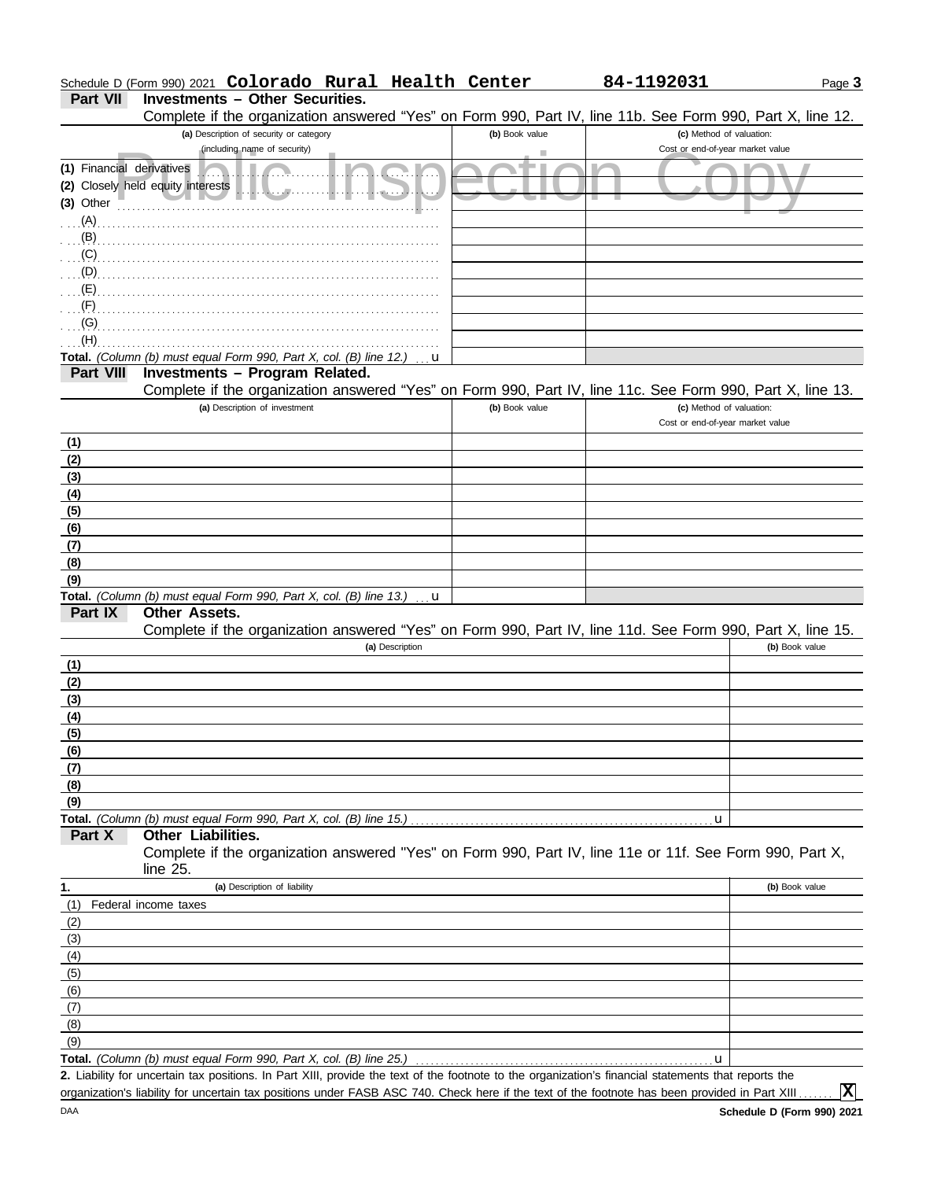Schedule D (Form 990) 2021 **Colorado Rural Health Center** **84-1192031**

## Part VII Investments – Other Securities.

Complete if the organization answered "Yes" on Form 990, Part IV, line 11b. See Form 990, Part X, line 12.

| (a) Description of security or category (including name of security) | (b) Book value | (c) Method of valuation: Cost or end-of-year market value |
|---|---|---|
| (1) Financial derivatives | | |
| (2) Closely held equity interests | | |
| (3) Other | | |
| (A) | | |
| (B) | | |
| (C) | | |
| (D) | | |
| (E) | | |
| (F) | | |
| (G) | | |
| (H) | | |
| **Total.** *(Column (b) must equal Form 990, Part X, col. (B) line 12.)* u | | |

Public Inspection Copy

## Part VIII Investments – Program Related.

Complete if the organization answered "Yes" on Form 990, Part IV, line 11c. See Form 990, Part X, line 13.

| (a) Description of investment | (b) Book value | (c) Method of valuation: Cost or end-of-year market value |
|---|---|---|
| (1) | | |
| (2) | | |
| (3) | | |
| (4) | | |
| (5) | | |
| (6) | | |
| (7) | | |
| (8) | | |
| (9) | | |
| **Total.** *(Column (b) must equal Form 990, Part X, col. (B) line 13.)* u | | |

## Part IX Other Assets.

Complete if the organization answered "Yes" on Form 990, Part IV, line 11d. See Form 990, Part X, line 15.

| (a) Description | (b) Book value |
|---|---|
| (1) | |
| (2) | |
| (3) | |
| (4) | |
| (5) | |
| (6) | |
| (7) | |
| (8) | |
| (9) | |
| **Total.** *(Column (b) must equal Form 990, Part X, col. (B) line 15.)* u | |

## Part X Other Liabilities.

Complete if the organization answered "Yes" on Form 990, Part IV, line 11e or 11f. See Form 990, Part X, line 25.

| 1. (a) Description of liability | (b) Book value |
|---|---|
| (1) Federal income taxes | |
| (2) | |
| (3) | |
| (4) | |
| (5) | |
| (6) | |
| (7) | |
| (8) | |
| (9) | |
| **Total.** *(Column (b) must equal Form 990, Part X, col. (B) line 25.)* u | |

**2.** Liability for uncertain tax positions. In Part XIII, provide the text of the footnote to the organization's financial statements that reports the organization's liability for uncertain tax positions under FASB ASC 740. Check here if the text of the footnote has been provided in Part XIII ....... **X**

DAA **Schedule D (Form 990) 2021**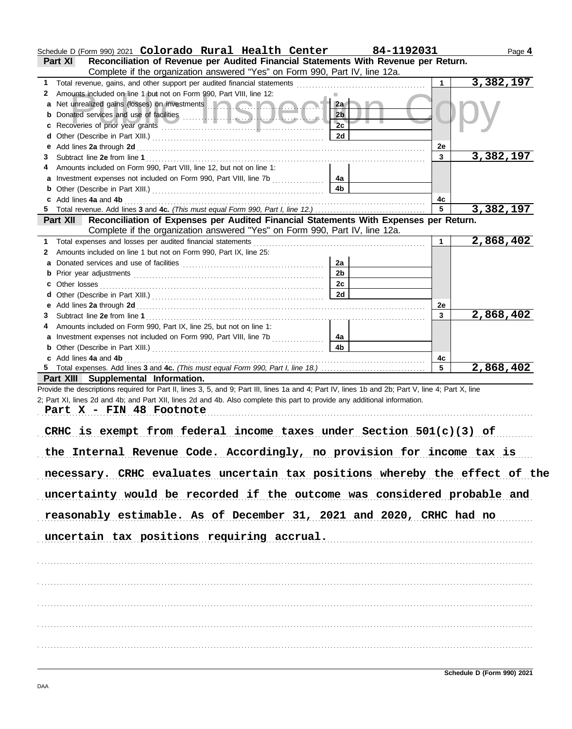Schedule D (Form 990) 2021 **Colorado Rural Health Center** **84-1192031**

## Part XI Reconciliation of Revenue per Audited Financial Statements With Revenue per Return.

Complete if the organization answered "Yes" on Form 990, Part IV, line 12a.

| Line | Description | Ref | Amount | Line | Amount |
|---|---|---|---|---|---|
| 1 | Total revenue, gains, and other support per audited financial statements | | | 1 | 3,382,197 |
| 2 | Amounts included on line 1 but not on Form 990, Part VIII, line 12: | | | | |
| a | Net unrealized gains (losses) on investments | 2a | | | |
| b | Donated services and use of facilities | 2b | | | |
| c | Recoveries of prior year grants | 2c | | | |
| d | Other (Describe in Part XIII.) | 2d | | | |
| e | Add lines **2a** through **2d** | | | 2e | |
| 3 | Subtract line **2e** from line **1** | | | 3 | 3,382,197 |
| 4 | Amounts included on Form 990, Part VIII, line 12, but not on line 1: | | | | |
| a | Investment expenses not included on Form 990, Part VIII, line 7b | 4a | | | |
| b | Other (Describe in Part XIII.) | 4b | | | |
| c | Add lines **4a** and **4b** | | | 4c | |
| 5 | Total revenue. Add lines **3** and **4c.** *(This must equal Form 990, Part I, line 12.)* | | | 5 | 3,382,197 |

## Part XII Reconciliation of Expenses per Audited Financial Statements With Expenses per Return.

Complete if the organization answered "Yes" on Form 990, Part IV, line 12a.

| Line | Description | Ref | Amount | Line | Amount |
|---|---|---|---|---|---|
| 1 | Total expenses and losses per audited financial statements | | | 1 | 2,868,402 |
| 2 | Amounts included on line 1 but not on Form 990, Part IX, line 25: | | | | |
| a | Donated services and use of facilities | 2a | | | |
| b | Prior year adjustments | 2b | | | |
| c | Other losses | 2c | | | |
| d | Other (Describe in Part XIII.) | 2d | | | |
| e | Add lines **2a** through **2d** | | | 2e | |
| 3 | Subtract line **2e** from line **1** | | | 3 | 2,868,402 |
| 4 | Amounts included on Form 990, Part IX, line 25, but not on line 1: | | | | |
| a | Investment expenses not included on Form 990, Part VIII, line 7b | 4a | | | |
| b | Other (Describe in Part XIII.) | 4b | | | |
| c | Add lines **4a** and **4b** | | | 4c | |
| 5 | Total expenses. Add lines **3** and **4c.** *(This must equal Form 990, Part I, line 18.)* | | | 5 | 2,868,402 |

## Part XIII Supplemental Information.

Provide the descriptions required for Part II, lines 3, 5, and 9; Part III, lines 1a and 4; Part IV, lines 1b and 2b; Part V, line 4; Part X, line 2; Part XI, lines 2d and 4b; and Part XII, lines 2d and 4b. Also complete this part to provide any additional information.

**Part X - FIN 48 Footnote**

CRHC is exempt from federal income taxes under Section 501(c)(3) of the Internal Revenue Code. Accordingly, no provision for income tax is necessary. CRHC evaluates uncertain tax positions whereby the effect of the uncertainty would be recorded if the outcome was considered probable and reasonably estimable. As of December 31, 2021 and 2020, CRHC had no uncertain tax positions requiring accrual.

Schedule D (Form 990) 2021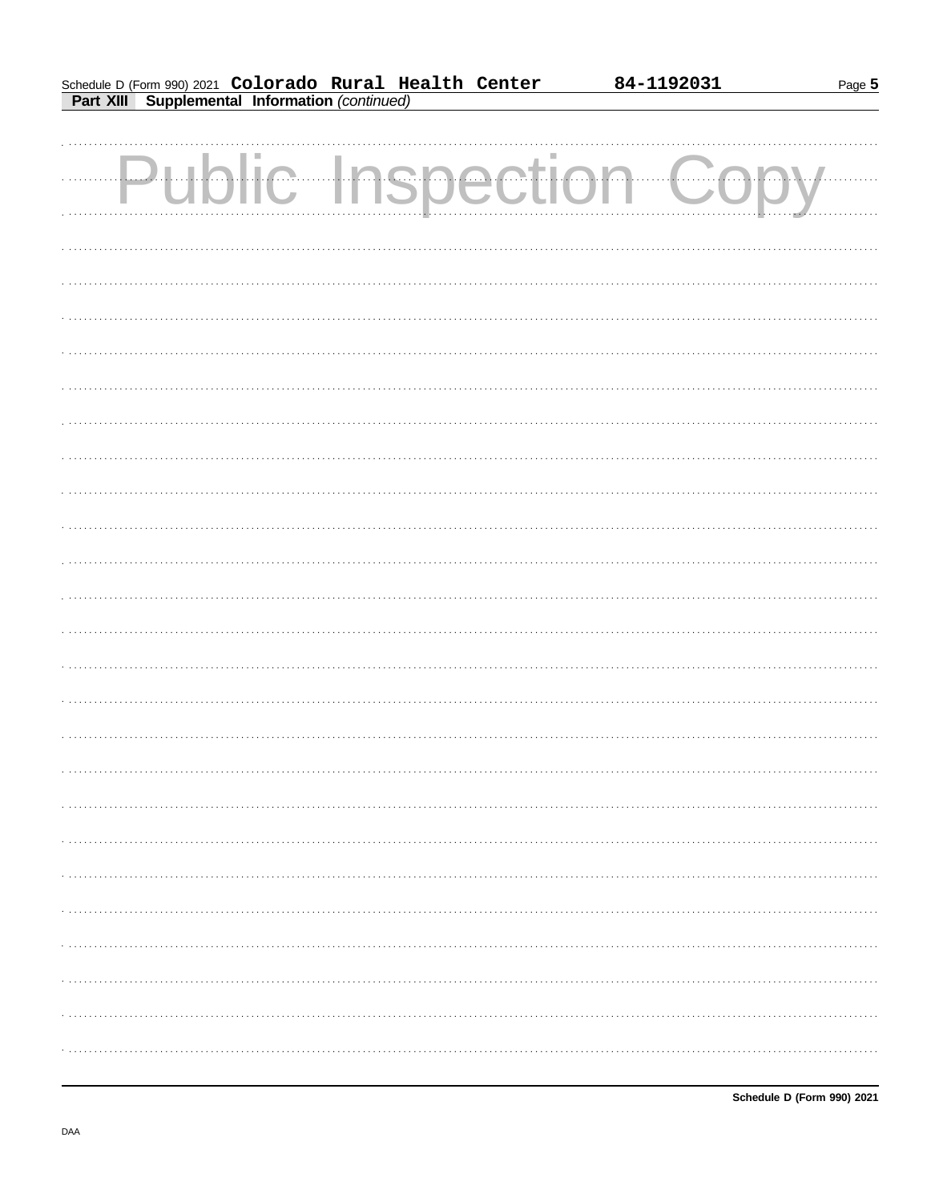Schedule D (Form 990) 2021 **Colorado Rural Health Center** **84-1192031**

**Part XIII** **Supplemental Information** *(continued)*

Public Inspection Copy

**Schedule D (Form 990) 2021**

DAA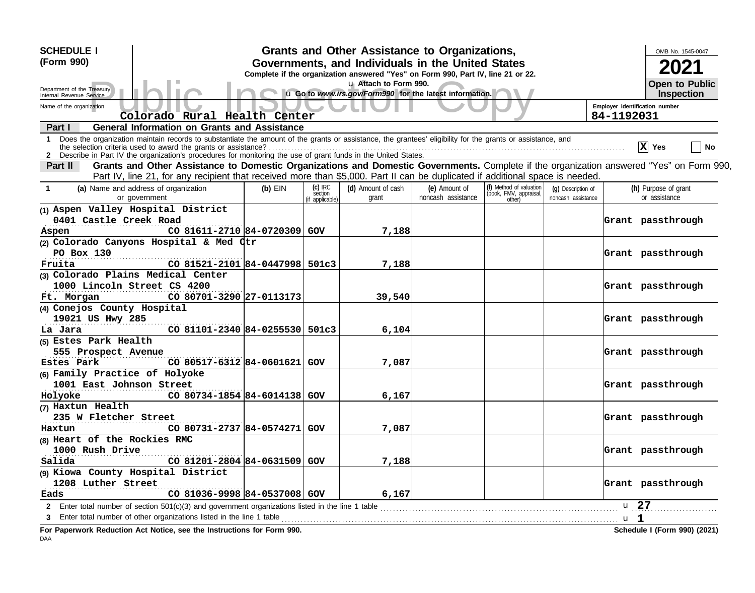**SCHEDULE I (Form 990)**

# Grants and Other Assistance to Organizations, Governments, and Individuals in the United States

**Complete if the organization answered "Yes" on Form 990, Part IV, line 21 or 22.**

u Attach to Form 990.

u Go to *www.irs.gov/Form990* for the latest information.

Department of the Treasury
Internal Revenue Service

OMB No. 1545-0047

**2021**

**Open to Public Inspection**

Public Inspection Copy

Name of the organization: Colorado Rural Health Center

Employer identification number: 84-1192031

**Part I — General Information on Grants and Assistance**

1 Does the organization maintain records to substantiate the amount of the grants or assistance, the grantees' eligibility for the grants or assistance, and the selection criteria used to award the grants or assistance? [X] Yes [ ] No

2 Describe in Part IV the organization's procedures for monitoring the use of grant funds in the United States.

**Part II — Grants and Other Assistance to Domestic Organizations and Domestic Governments.** Complete if the organization answered "Yes" on Form 990, Part IV, line 21, for any recipient that received more than $5,000. Part II can be duplicated if additional space is needed.

| 1 (a) Name and address of organization or government | (b) EIN | (c) IRC section (if applicable) | (d) Amount of cash grant | (e) Amount of noncash assistance | (f) Method of valuation (book, FMV, appraisal, other) | (g) Description of noncash assistance | (h) Purpose of grant or assistance |
|---|---|---|---|---|---|---|---|
| (1) Aspen Valley Hospital District, 0401 Castle Creek Road, Aspen CO 81611-2710 | 84-0720309 | GOV | 7,188 | | | | Grant passthrough |
| (2) Colorado Canyons Hospital & Med Ctr, PO Box 130, Fruita CO 81521-2101 | 84-0447998 | 501c3 | 7,188 | | | | Grant passthrough |
| (3) Colorado Plains Medical Center, 1000 Lincoln Street CS 4200, Ft. Morgan CO 80701-3290 | 27-0113173 | | 39,540 | | | | Grant passthrough |
| (4) Conejos County Hospital, 19021 US Hwy 285, La Jara CO 81101-2340 | 84-0255530 | 501c3 | 6,104 | | | | Grant passthrough |
| (5) Estes Park Health, 555 Prospect Avenue, Estes Park CO 80517-6312 | 84-0601621 | GOV | 7,087 | | | | Grant passthrough |
| (6) Family Practice of Holyoke, 1001 East Johnson Street, Holyoke CO 80734-1854 | 84-6014138 | GOV | 6,167 | | | | Grant passthrough |
| (7) Haxtun Health, 235 W Fletcher Street, Haxtun CO 80731-2737 | 84-0574271 | GOV | 7,087 | | | | Grant passthrough |
| (8) Heart of the Rockies RMC, 1000 Rush Drive, Salida CO 81201-2804 | 84-0631509 | GOV | 7,188 | | | | Grant passthrough |
| (9) Kiowa County Hospital District, 1208 Luther Street, Eads CO 81036-9998 | 84-0537008 | GOV | 6,167 | | | | Grant passthrough |

2 Enter total number of section 501(c)(3) and government organizations listed in the line 1 table u 27

3 Enter total number of other organizations listed in the line 1 table u 1

**For Paperwork Reduction Act Notice, see the Instructions for Form 990.** **Schedule I (Form 990) (2021)**

DAA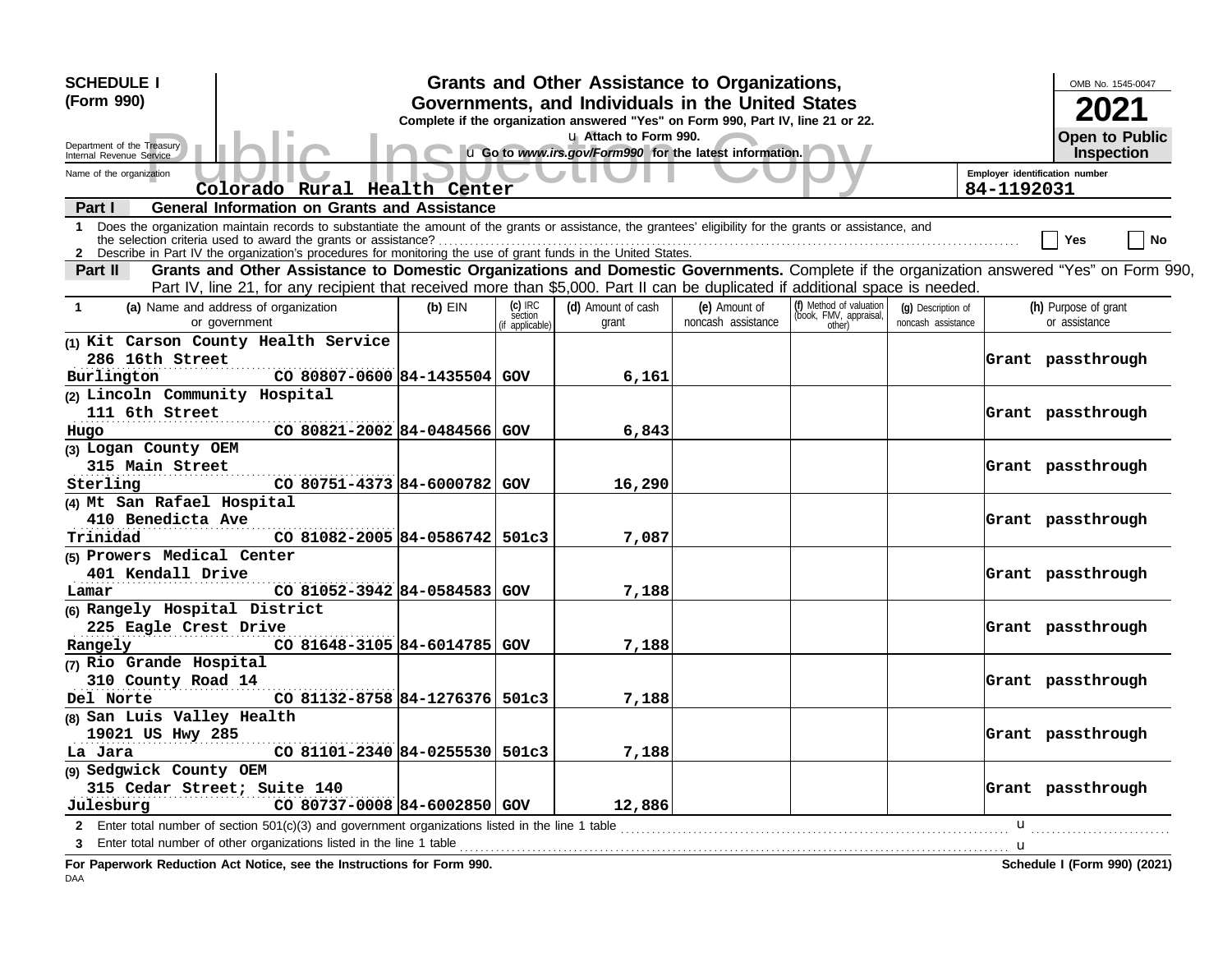**SCHEDULE I (Form 990)**

Department of the Treasury
Internal Revenue Service

# Grants and Other Assistance to Organizations, Governments, and Individuals in the United States

**Complete if the organization answered "Yes" on Form 990, Part IV, line 21 or 22.**

u Attach to Form 990.

u Go to *www.irs.gov/Form990* for the latest information.

OMB No. 1545-0047

**2021**

**Open to Public Inspection**

Public Inspection Copy

Name of the organization: Colorado Rural Health Center

Employer identification number: 84-1192031

**Part I — General Information on Grants and Assistance**

1 Does the organization maintain records to substantiate the amount of the grants or assistance, the grantees' eligibility for the grants or assistance, and the selection criteria used to award the grants or assistance? ☐ Yes ☐ No

2 Describe in Part IV the organization's procedures for monitoring the use of grant funds in the United States.

**Part II — Grants and Other Assistance to Domestic Organizations and Domestic Governments.** Complete if the organization answered "Yes" on Form 990, Part IV, line 21, for any recipient that received more than $5,000. Part II can be duplicated if additional space is needed.

| 1 (a) Name and address of organization or government | (b) EIN | (c) IRC section (if applicable) | (d) Amount of cash grant | (e) Amount of noncash assistance | (f) Method of valuation (book, FMV, appraisal, other) | (g) Description of noncash assistance | (h) Purpose of grant or assistance |
|---|---|---|---|---|---|---|---|
| (1) Kit Carson County Health Service<br>286 16th Street<br>Burlington CO 80807-0600 | 84-1435504 | GOV | 6,161 | | | | Grant passthrough |
| (2) Lincoln Community Hospital<br>111 6th Street<br>Hugo CO 80821-2002 | 84-0484566 | GOV | 6,843 | | | | Grant passthrough |
| (3) Logan County OEM<br>315 Main Street<br>Sterling CO 80751-4373 | 84-6000782 | GOV | 16,290 | | | | Grant passthrough |
| (4) Mt San Rafael Hospital<br>410 Benedicta Ave<br>Trinidad CO 81082-2005 | 84-0586742 | 501c3 | 7,087 | | | | Grant passthrough |
| (5) Prowers Medical Center<br>401 Kendall Drive<br>Lamar CO 81052-3942 | 84-0584583 | GOV | 7,188 | | | | Grant passthrough |
| (6) Rangely Hospital District<br>225 Eagle Crest Drive<br>Rangely CO 81648-3105 | 84-6014785 | GOV | 7,188 | | | | Grant passthrough |
| (7) Rio Grande Hospital<br>310 County Road 14<br>Del Norte CO 81132-8758 | 84-1276376 | 501c3 | 7,188 | | | | Grant passthrough |
| (8) San Luis Valley Health<br>19021 US Hwy 285<br>La Jara CO 81101-2340 | 84-0255530 | 501c3 | 7,188 | | | | Grant passthrough |
| (9) Sedgwick County OEM<br>315 Cedar Street; Suite 140<br>Julesburg CO 80737-0008 | 84-6002850 | GOV | 12,886 | | | | Grant passthrough |

2 Enter total number of section 501(c)(3) and government organizations listed in the line 1 table u

3 Enter total number of other organizations listed in the line 1 table u

**For Paperwork Reduction Act Notice, see the Instructions for Form 990.** **Schedule I (Form 990) (2021)**

DAA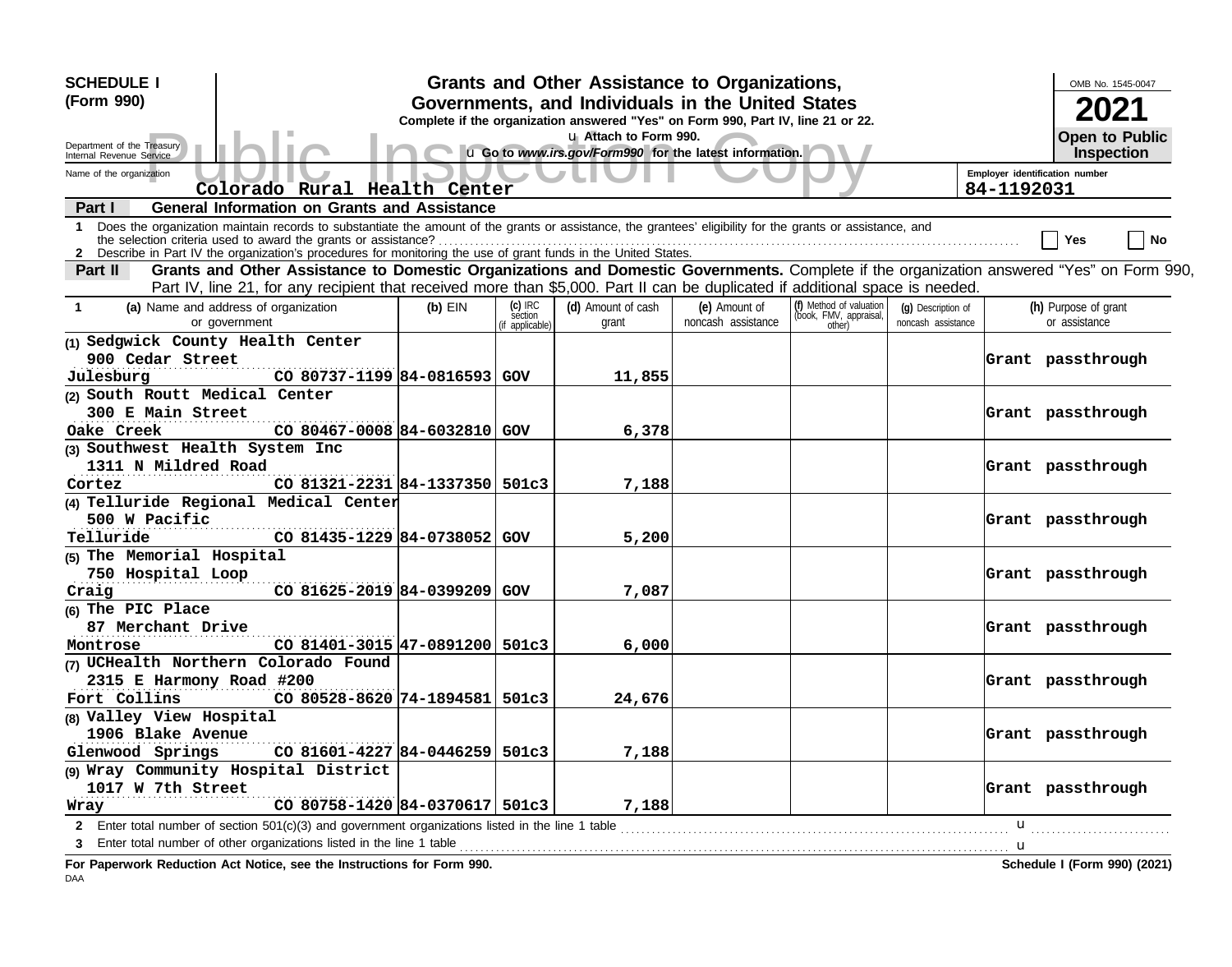**SCHEDULE I (Form 990)**

Department of the Treasury
Internal Revenue Service

# Grants and Other Assistance to Organizations, Governments, and Individuals in the United States

**Complete if the organization answered "Yes" on Form 990, Part IV, line 21 or 22.**

u Attach to Form 990.

u Go to *www.irs.gov/Form990* for the latest information.

OMB No. 1545-0047

**2021**

**Open to Public Inspection**

Public Inspection Copy

Name of the organization: Colorado Rural Health Center

Employer identification number: 84-1192031

**Part I — General Information on Grants and Assistance**

1 Does the organization maintain records to substantiate the amount of the grants or assistance, the grantees' eligibility for the grants or assistance, and the selection criteria used to award the grants or assistance? ☐ Yes ☐ No

2 Describe in Part IV the organization's procedures for monitoring the use of grant funds in the United States.

**Part II — Grants and Other Assistance to Domestic Organizations and Domestic Governments.** Complete if the organization answered "Yes" on Form 990, Part IV, line 21, for any recipient that received more than $5,000. Part II can be duplicated if additional space is needed.

| 1 (a) Name and address of organization or government | (b) EIN | (c) IRC section (if applicable) | (d) Amount of cash grant | (e) Amount of noncash assistance | (f) Method of valuation (book, FMV, appraisal, other) | (g) Description of noncash assistance | (h) Purpose of grant or assistance |
|---|---|---|---|---|---|---|---|
| (1) Sedgwick County Health Center, 900 Cedar Street, Julesburg CO 80737-1199 | 84-0816593 | GOV | 11,855 | | | | Grant passthrough |
| (2) South Routt Medical Center, 300 E Main Street, Oake Creek CO 80467-0008 | 84-6032810 | GOV | 6,378 | | | | Grant passthrough |
| (3) Southwest Health System Inc, 1311 N Mildred Road, Cortez CO 81321-2231 | 84-1337350 | 501c3 | 7,188 | | | | Grant passthrough |
| (4) Telluride Regional Medical Center, 500 W Pacific, Telluride CO 81435-1229 | 84-0738052 | GOV | 5,200 | | | | Grant passthrough |
| (5) The Memorial Hospital, 750 Hospital Loop, Craig CO 81625-2019 | 84-0399209 | GOV | 7,087 | | | | Grant passthrough |
| (6) The PIC Place, 87 Merchant Drive, Montrose CO 81401-3015 | 47-0891200 | 501c3 | 6,000 | | | | Grant passthrough |
| (7) UCHealth Northern Colorado Found, 2315 E Harmony Road #200, Fort Collins CO 80528-8620 | 74-1894581 | 501c3 | 24,676 | | | | Grant passthrough |
| (8) Valley View Hospital, 1906 Blake Avenue, Glenwood Springs CO 81601-4227 | 84-0446259 | 501c3 | 7,188 | | | | Grant passthrough |
| (9) Wray Community Hospital District, 1017 W 7th Street, Wray CO 80758-1420 | 84-0370617 | 501c3 | 7,188 | | | | Grant passthrough |

2 Enter total number of section 501(c)(3) and government organizations listed in the line 1 table u

3 Enter total number of other organizations listed in the line 1 table u

**For Paperwork Reduction Act Notice, see the Instructions for Form 990.** **Schedule I (Form 990) (2021)**

DAA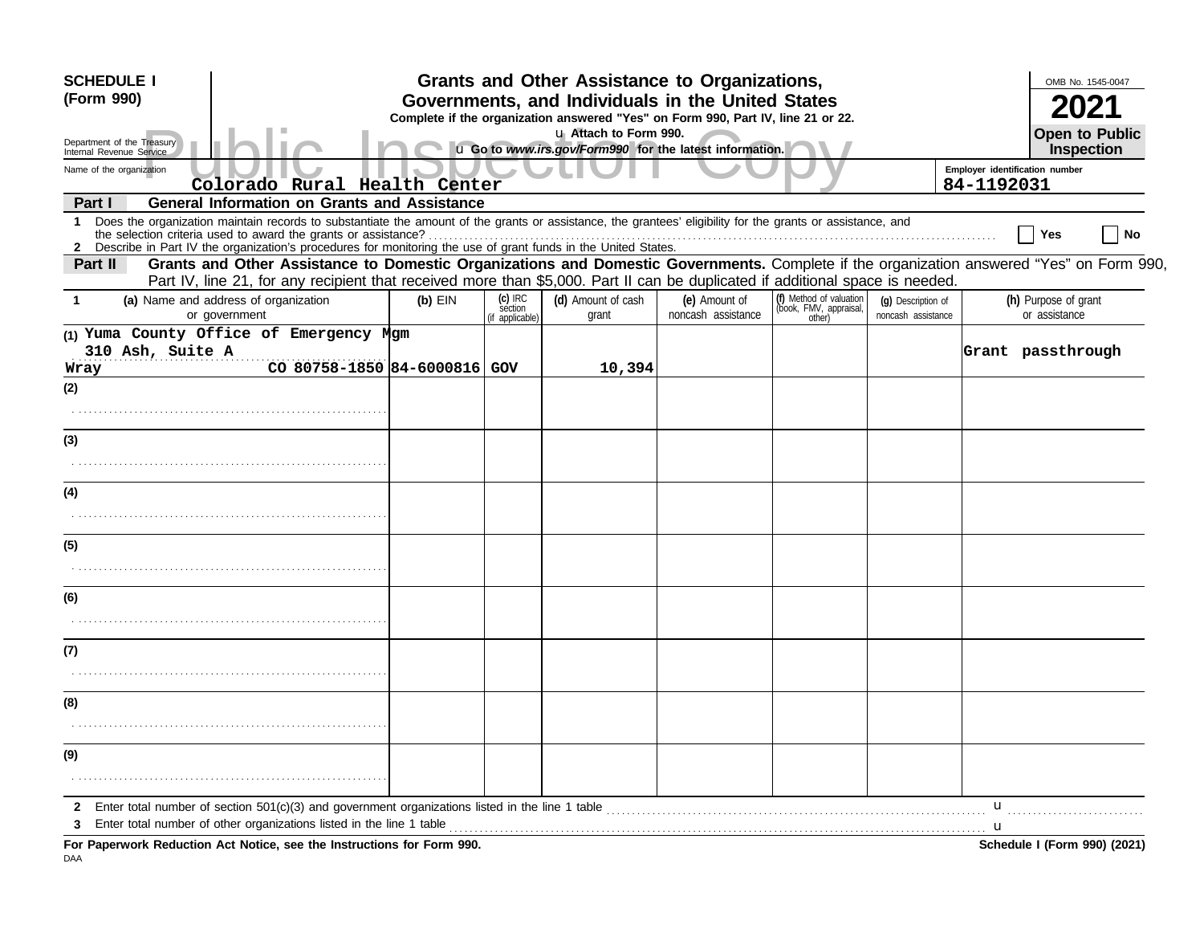**SCHEDULE I**
**(Form 990)**

Department of the Treasury
Internal Revenue Service

# Grants and Other Assistance to Organizations, Governments, and Individuals in the United States

**Complete if the organization answered "Yes" on Form 990, Part IV, line 21 or 22.**
u Attach to Form 990.
u Go to *www.irs.gov/Form990* for the latest information.

OMB No. 1545-0047
**2021**
**Open to Public Inspection**

Name of the organization: Colorado Rural Health Center
Employer identification number: 84-1192031

**Part I — General Information on Grants and Assistance**

1 Does the organization maintain records to substantiate the amount of the grants or assistance, the grantees' eligibility for the grants or assistance, and the selection criteria used to award the grants or assistance? ☐ Yes ☐ No

2 Describe in Part IV the organization's procedures for monitoring the use of grant funds in the United States.

**Part II — Grants and Other Assistance to Domestic Organizations and Domestic Governments.** Complete if the organization answered "Yes" on Form 990, Part IV, line 21, for any recipient that received more than $5,000. Part II can be duplicated if additional space is needed.

| 1 (a) Name and address of organization or government | (b) EIN | (c) IRC section (if applicable) | (d) Amount of cash grant | (e) Amount of noncash assistance | (f) Method of valuation (book, FMV, appraisal, other) | (g) Description of noncash assistance | (h) Purpose of grant or assistance |
|---|---|---|---|---|---|---|---|
| (1) Yuma County Office of Emergency Mgm 310 Ash, Suite A Wray CO 80758-1850 | 84-6000816 | GOV | 10,394 | | | | Grant passthrough |
| (2) | | | | | | | |
| (3) | | | | | | | |
| (4) | | | | | | | |
| (5) | | | | | | | |
| (6) | | | | | | | |
| (7) | | | | | | | |
| (8) | | | | | | | |
| (9) | | | | | | | |

2 Enter total number of section 501(c)(3) and government organizations listed in the line 1 table u

3 Enter total number of other organizations listed in the line 1 table u

**For Paperwork Reduction Act Notice, see the Instructions for Form 990.** **Schedule I (Form 990) (2021)**

DAA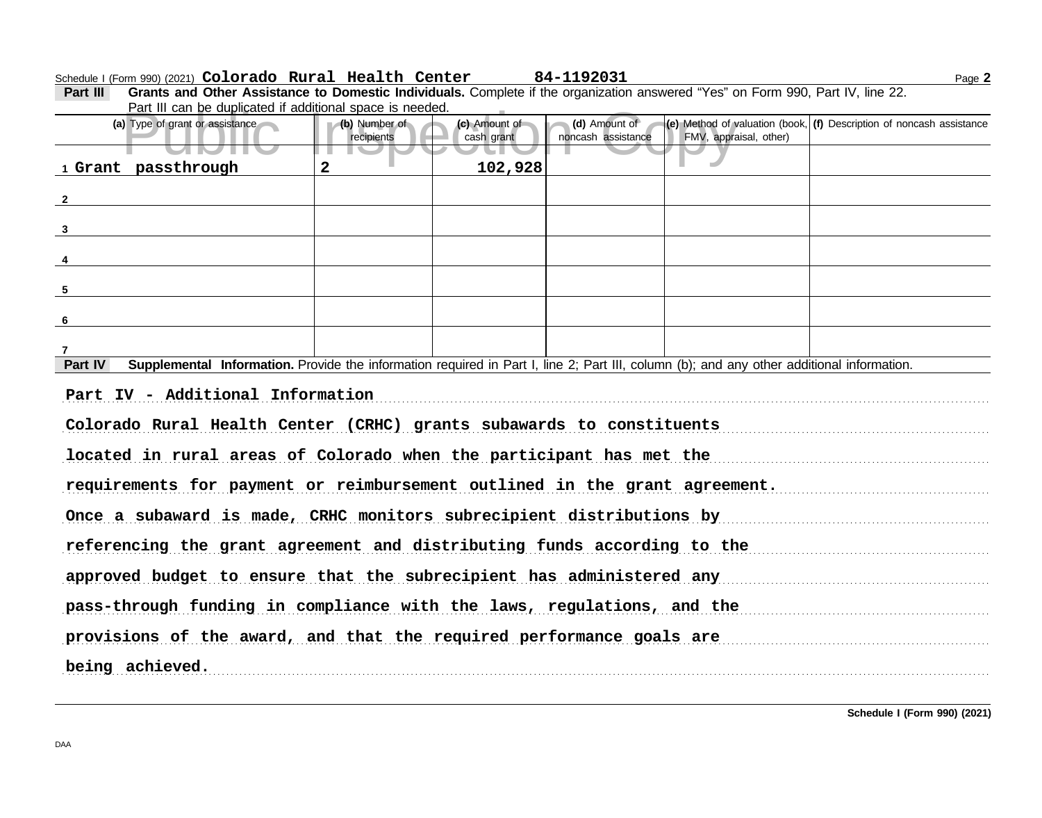Schedule I (Form 990) (2021) **Colorado Rural Health Center** **84-1192031** Page **2**

**Part III** **Grants and Other Assistance to Domestic Individuals.** Complete if the organization answered "Yes" on Form 990, Part IV, line 22. Part III can be duplicated if additional space is needed.

| | (a) Type of grant or assistance | (b) Number of recipients | (c) Amount of cash grant | (d) Amount of noncash assistance | (e) Method of valuation (book, FMV, appraisal, other) | (f) Description of noncash assistance |
|---|---|---|---|---|---|---|
| 1 | Grant passthrough | 2 | 102,928 | | | |
| 2 | | | | | | |
| 3 | | | | | | |
| 4 | | | | | | |
| 5 | | | | | | |
| 6 | | | | | | |
| 7 | | | | | | |

**Part IV** **Supplemental Information.** Provide the information required in Part I, line 2; Part III, column (b); and any other additional information.

Part IV - Additional Information

Colorado Rural Health Center (CRHC) grants subawards to constituents located in rural areas of Colorado when the participant has met the requirements for payment or reimbursement outlined in the grant agreement. Once a subaward is made, CRHC monitors subrecipient distributions by referencing the grant agreement and distributing funds according to the approved budget to ensure that the subrecipient has administered any pass-through funding in compliance with the laws, regulations, and the provisions of the award, and that the required performance goals are being achieved.

**Schedule I (Form 990) (2021)**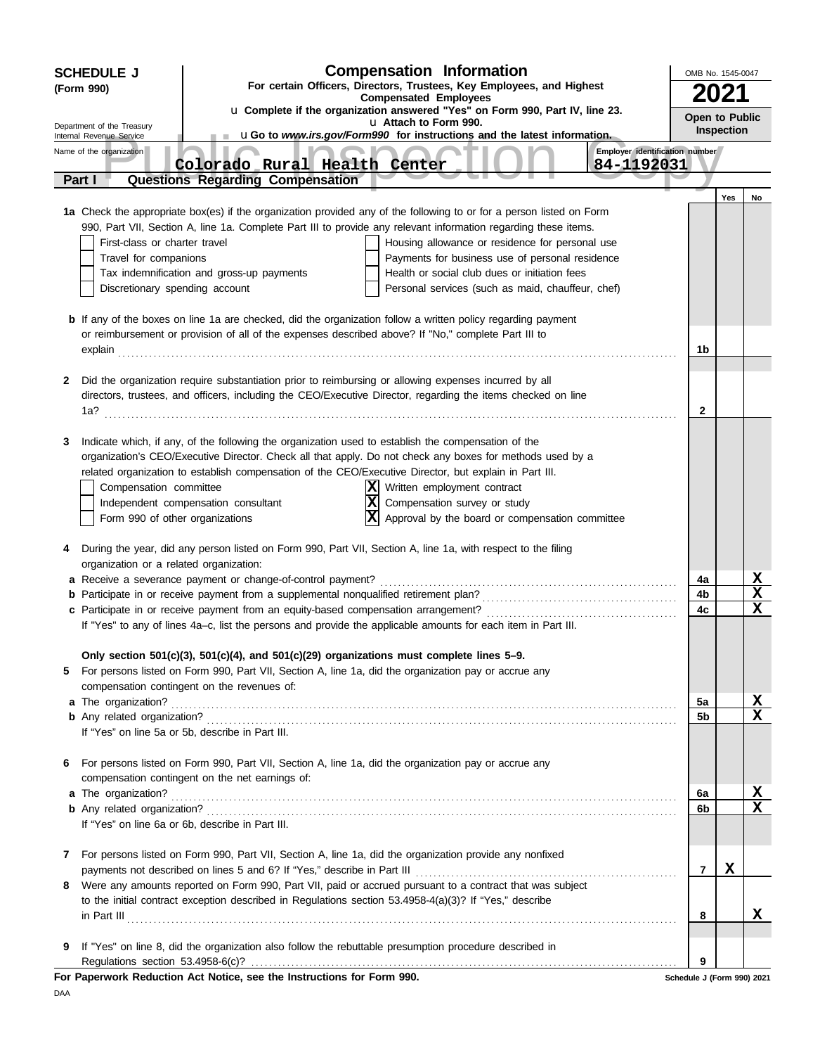**SCHEDULE J**
**(Form 990)**

Department of the Treasury
Internal Revenue Service

# Compensation Information

**For certain Officers, Directors, Trustees, Key Employees, and Highest Compensated Employees**

u **Complete if the organization answered "Yes" on Form 990, Part IV, line 23.**
u **Attach to Form 990.**
u **Go to *www.irs.gov/Form990* for instructions and the latest information.**

OMB No. 1545-0047
**2021**
**Open to Public Inspection**

Name of the organization: **Colorado Rural Health Center**
Employer identification number: **84-1192031**

## Part I — Questions Regarding Compensation

| | | | Yes | No |
|---|---|---|---|---|
| **1a** | Check the appropriate box(es) if the organization provided any of the following to or for a person listed on Form 990, Part VII, Section A, line 1a. Complete Part III to provide any relevant information regarding these items.<br>☐ First-class or charter travel ☐ Housing allowance or residence for personal use<br>☐ Travel for companions ☐ Payments for business use of personal residence<br>☐ Tax indemnification and gross-up payments ☐ Health or social club dues or initiation fees<br>☐ Discretionary spending account ☐ Personal services (such as maid, chauffeur, chef) | | | |
| **b** | If any of the boxes on line 1a are checked, did the organization follow a written policy regarding payment or reimbursement or provision of all of the expenses described above? If "No," complete Part III to explain | 1b | | |
| **2** | Did the organization require substantiation prior to reimbursing or allowing expenses incurred by all directors, trustees, and officers, including the CEO/Executive Director, regarding the items checked on line 1a? | 2 | | |
| **3** | Indicate which, if any, of the following the organization used to establish the compensation of the organization's CEO/Executive Director. Check all that apply. Do not check any boxes for methods used by a related organization to establish compensation of the CEO/Executive Director, but explain in Part III.<br>☐ Compensation committee ☒ Written employment contract<br>☐ Independent compensation consultant ☒ Compensation survey or study<br>☐ Form 990 of other organizations ☒ Approval by the board or compensation committee | | | |
| **4** | During the year, did any person listed on Form 990, Part VII, Section A, line 1a, with respect to the filing organization or a related organization: | | | |
| **a** | Receive a severance payment or change-of-control payment? | 4a | | X |
| **b** | Participate in or receive payment from a supplemental nonqualified retirement plan? | 4b | | X |
| **c** | Participate in or receive payment from an equity-based compensation arrangement? | 4c | | X |
| | If "Yes" to any of lines 4a–c, list the persons and provide the applicable amounts for each item in Part III. | | | |
| | **Only section 501(c)(3), 501(c)(4), and 501(c)(29) organizations must complete lines 5–9.** | | | |
| **5** | For persons listed on Form 990, Part VII, Section A, line 1a, did the organization pay or accrue any compensation contingent on the revenues of: | | | |
| **a** | The organization? | 5a | | X |
| **b** | Any related organization? | 5b | | X |
| | If "Yes" on line 5a or 5b, describe in Part III. | | | |
| **6** | For persons listed on Form 990, Part VII, Section A, line 1a, did the organization pay or accrue any compensation contingent on the net earnings of: | | | |
| **a** | The organization? | 6a | | X |
| **b** | Any related organization? | 6b | | X |
| | If "Yes" on line 6a or 6b, describe in Part III. | | | |
| **7** | For persons listed on Form 990, Part VII, Section A, line 1a, did the organization provide any nonfixed payments not described on lines 5 and 6? If "Yes," describe in Part III | 7 | X | |
| **8** | Were any amounts reported on Form 990, Part VII, paid or accrued pursuant to a contract that was subject to the initial contract exception described in Regulations section 53.4958-4(a)(3)? If "Yes," describe in Part III | 8 | | X |
| **9** | If "Yes" on line 8, did the organization also follow the rebuttable presumption procedure described in Regulations section 53.4958-6(c)? | 9 | | |

**For Paperwork Reduction Act Notice, see the Instructions for Form 990.** Schedule J (Form 990) 2021

DAA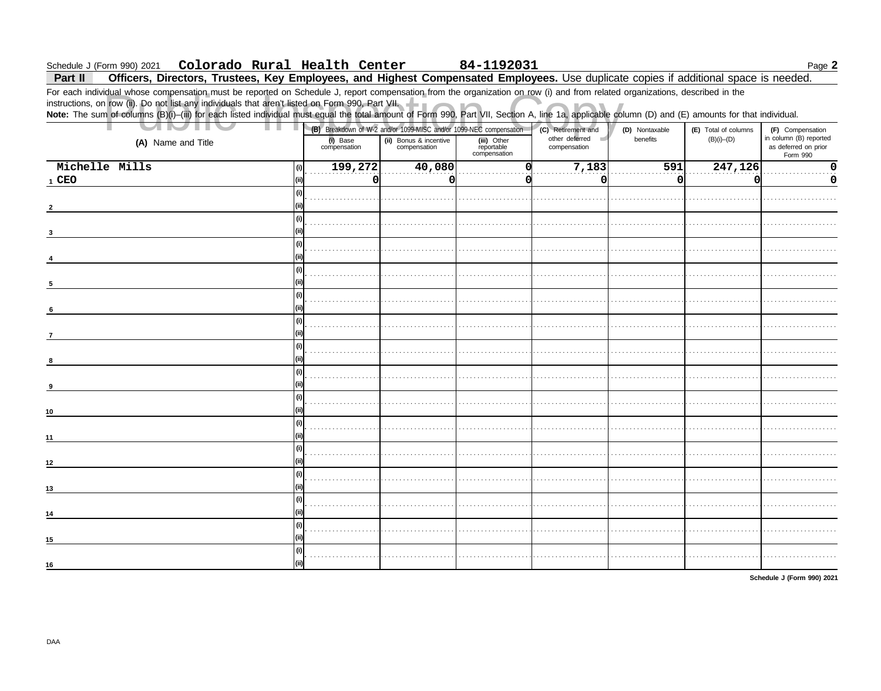Schedule J (Form 990) 2021 **Colorado Rural Health Center** **84-1192031** Page **2**

## Part II Officers, Directors, Trustees, Key Employees, and Highest Compensated Employees. Use duplicate copies if additional space is needed.

For each individual whose compensation must be reported on Schedule J, report compensation from the organization on row (i) and from related organizations, described in the instructions, on row (ii). Do not list any individuals that aren't listed on Form 990, Part VII.

**Note:** The sum of columns (B)(i)–(iii) for each listed individual must equal the total amount of Form 990, Part VII, Section A, line 1a, applicable column (D) and (E) amounts for that individual.

| (A) Name and Title | | (B) Breakdown of W-2 and/or 1099-MISC and/or 1099-NEC compensation | | | (C) Retirement and other deferred compensation | (D) Nontaxable benefits | (E) Total of columns (B)(i)–(D) | (F) Compensation in column (B) reported as deferred on prior Form 990 |
|---|---|---|---|---|---|---|---|---|
| | | (i) Base compensation | (ii) Bonus & incentive compensation | (iii) Other reportable compensation | | | | |
| 1 Michelle Mills CEO | (i) | 199,272 | 40,080 | 0 | 7,183 | 591 | 247,126 | 0 |
| | (ii) | 0 | 0 | 0 | 0 | 0 | 0 | 0 |
| 2 | (i) | | | | | | | |
| | (ii) | | | | | | | |
| 3 | (i) | | | | | | | |
| | (ii) | | | | | | | |
| 4 | (i) | | | | | | | |
| | (ii) | | | | | | | |
| 5 | (i) | | | | | | | |
| | (ii) | | | | | | | |
| 6 | (i) | | | | | | | |
| | (ii) | | | | | | | |
| 7 | (i) | | | | | | | |
| | (ii) | | | | | | | |
| 8 | (i) | | | | | | | |
| | (ii) | | | | | | | |
| 9 | (i) | | | | | | | |
| | (ii) | | | | | | | |
| 10 | (i) | | | | | | | |
| | (ii) | | | | | | | |
| 11 | (i) | | | | | | | |
| | (ii) | | | | | | | |
| 12 | (i) | | | | | | | |
| | (ii) | | | | | | | |
| 13 | (i) | | | | | | | |
| | (ii) | | | | | | | |
| 14 | (i) | | | | | | | |
| | (ii) | | | | | | | |
| 15 | (i) | | | | | | | |
| | (ii) | | | | | | | |
| 16 | (i) | | | | | | | |
| | (ii) | | | | | | | |

**Schedule J (Form 990) 2021**

DAA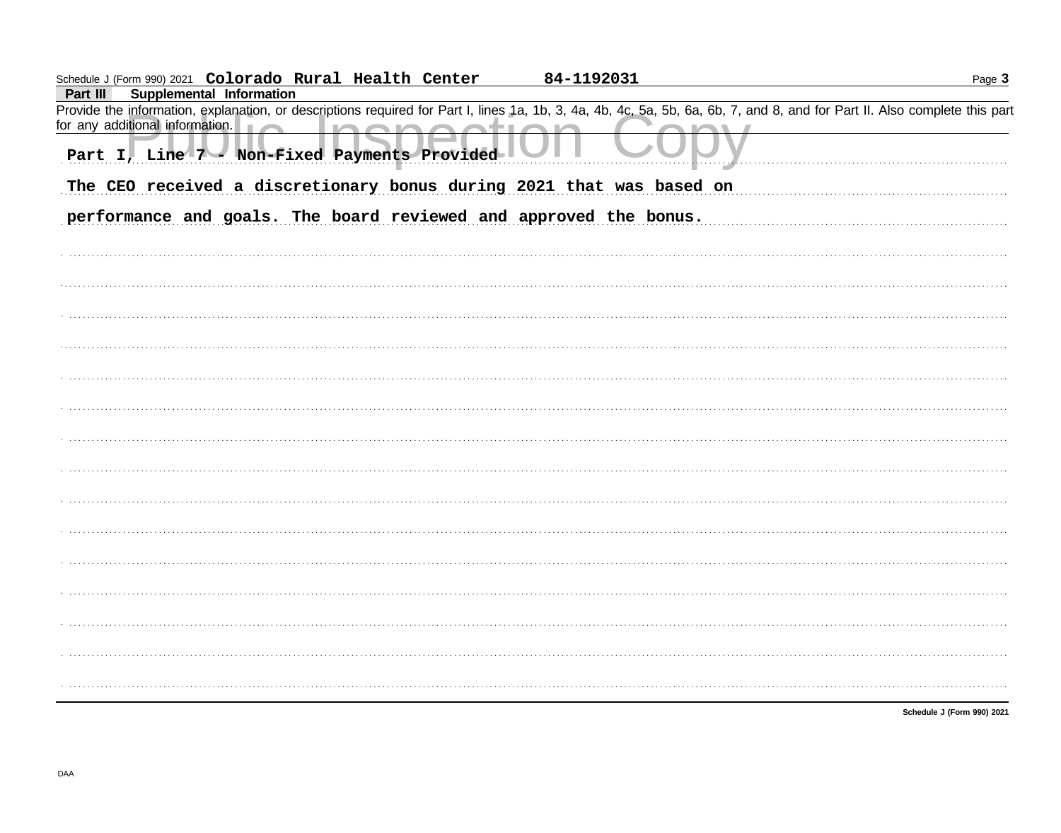Schedule J (Form 990) 2021 **Colorado Rural Health Center** **84-1192031**

**Part III Supplemental Information**

Provide the information, explanation, or descriptions required for Part I, lines 1a, 1b, 3, 4a, 4b, 4c, 5a, 5b, 6a, 6b, 7, and 8, and for Part II. Also complete this part for any additional information.

Public Inspection Copy

Part I, Line 7 - Non-Fixed Payments Provided

The CEO received a discretionary bonus during 2021 that was based on performance and goals. The board reviewed and approved the bonus.

**Schedule J (Form 990) 2021**

DAA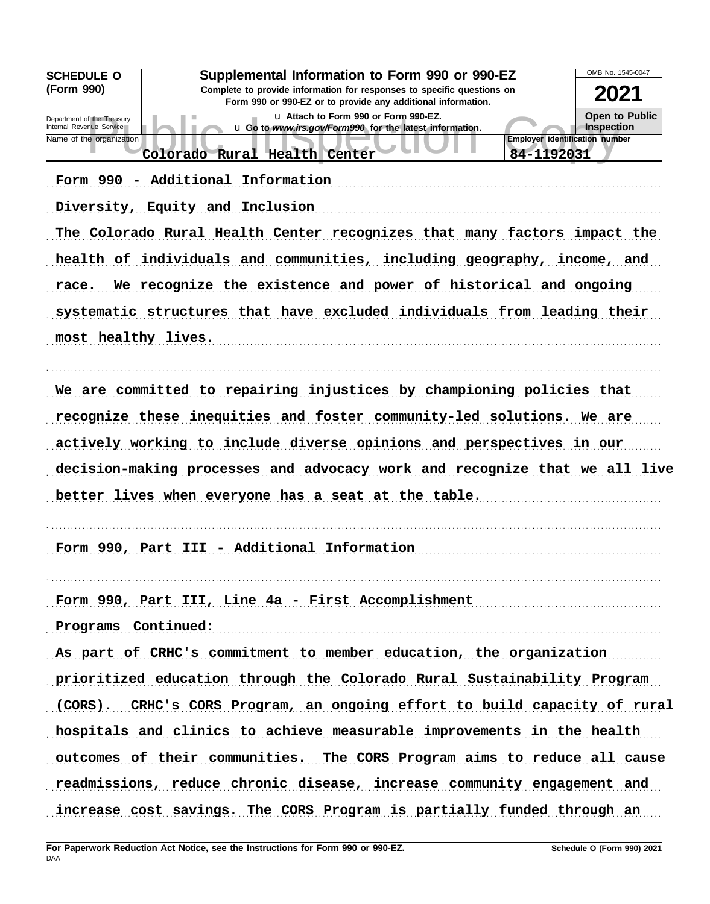**SCHEDULE O (Form 990)**

Department of the Treasury
Internal Revenue Service

# Supplemental Information to Form 990 or 990-EZ

**Complete to provide information for responses to specific questions on Form 990 or 990-EZ or to provide any additional information.**

u Attach to Form 990 or Form 990-EZ.
u Go to *www.irs.gov/Form990* for the latest information.

OMB No. 1545-0047

**2021**

**Open to Public Inspection**

Name of the organization: Colorado Rural Health Center

Employer identification number: 84-1192031

Form 990 - Additional Information

Diversity, Equity and Inclusion

The Colorado Rural Health Center recognizes that many factors impact the health of individuals and communities, including geography, income, and race. We recognize the existence and power of historical and ongoing systematic structures that have excluded individuals from leading their most healthy lives.

We are committed to repairing injustices by championing policies that recognize these inequities and foster community-led solutions. We are actively working to include diverse opinions and perspectives in our decision-making processes and advocacy work and recognize that we all live better lives when everyone has a seat at the table.

Form 990, Part III - Additional Information

Form 990, Part III, Line 4a - First Accomplishment

Programs Continued:

As part of CRHC's commitment to member education, the organization prioritized education through the Colorado Rural Sustainability Program (CORS). CRHC's CORS Program, an ongoing effort to build capacity of rural hospitals and clinics to achieve measurable improvements in the health outcomes of their communities. The CORS Program aims to reduce all cause readmissions, reduce chronic disease, increase community engagement and increase cost savings. The CORS Program is partially funded through an

**For Paperwork Reduction Act Notice, see the Instructions for Form 990 or 990-EZ.**

DAA

**Schedule O (Form 990) 2021**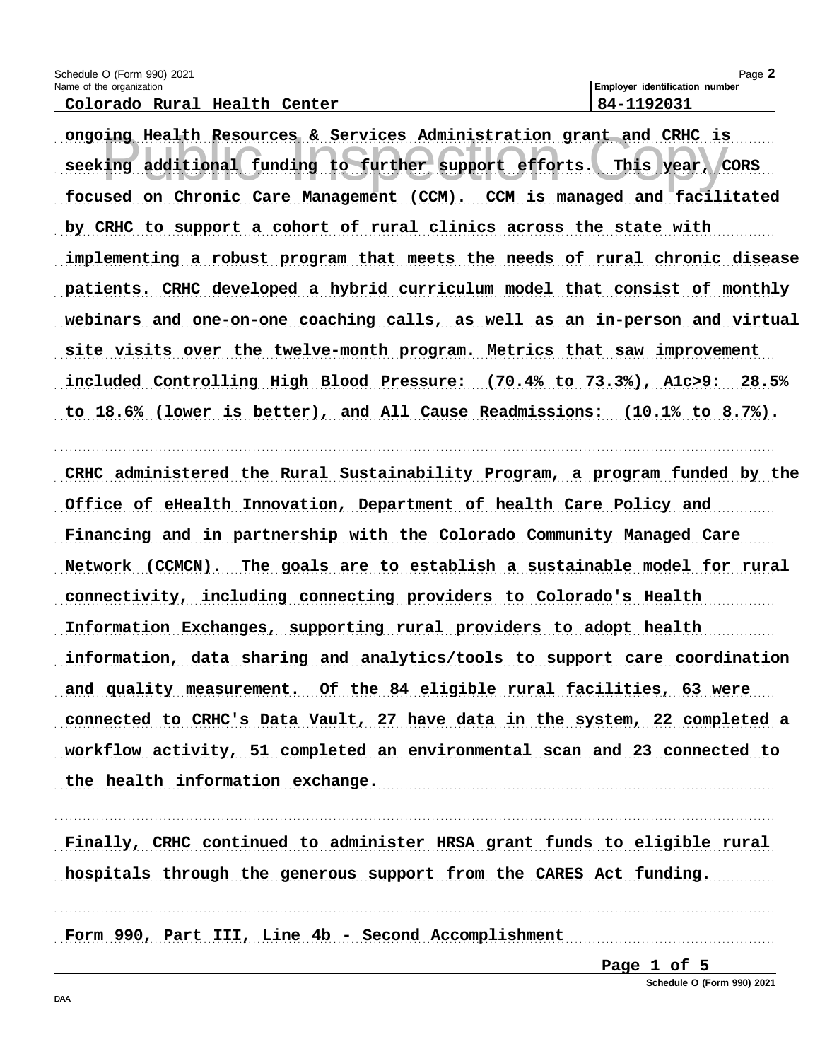Schedule O (Form 990) 2021

Name of the organization: **Colorado Rural Health Center**

Employer identification number: **84-1192031**

ongoing Health Resources & Services Administration grant and CRHC is seeking additional funding to further support efforts. This year, CORS focused on Chronic Care Management (CCM). CCM is managed and facilitated by CRHC to support a cohort of rural clinics across the state with implementing a robust program that meets the needs of rural chronic disease patients. CRHC developed a hybrid curriculum model that consist of monthly webinars and one-on-one coaching calls, as well as an in-person and virtual site visits over the twelve-month program. Metrics that saw improvement included Controlling High Blood Pressure: (70.4% to 73.3%), A1c>9: 28.5% to 18.6% (lower is better), and All Cause Readmissions: (10.1% to 8.7%).

CRHC administered the Rural Sustainability Program, a program funded by the Office of eHealth Innovation, Department of health Care Policy and Financing and in partnership with the Colorado Community Managed Care Network (CCMCN). The goals are to establish a sustainable model for rural connectivity, including connecting providers to Colorado's Health Information Exchanges, supporting rural providers to adopt health information, data sharing and analytics/tools to support care coordination and quality measurement. Of the 84 eligible rural facilities, 63 were connected to CRHC's Data Vault, 27 have data in the system, 22 completed a workflow activity, 51 completed an environmental scan and 23 connected to the health information exchange.

Finally, CRHC continued to administer HRSA grant funds to eligible rural hospitals through the generous support from the CARES Act funding.

Form 990, Part III, Line 4b - Second Accomplishment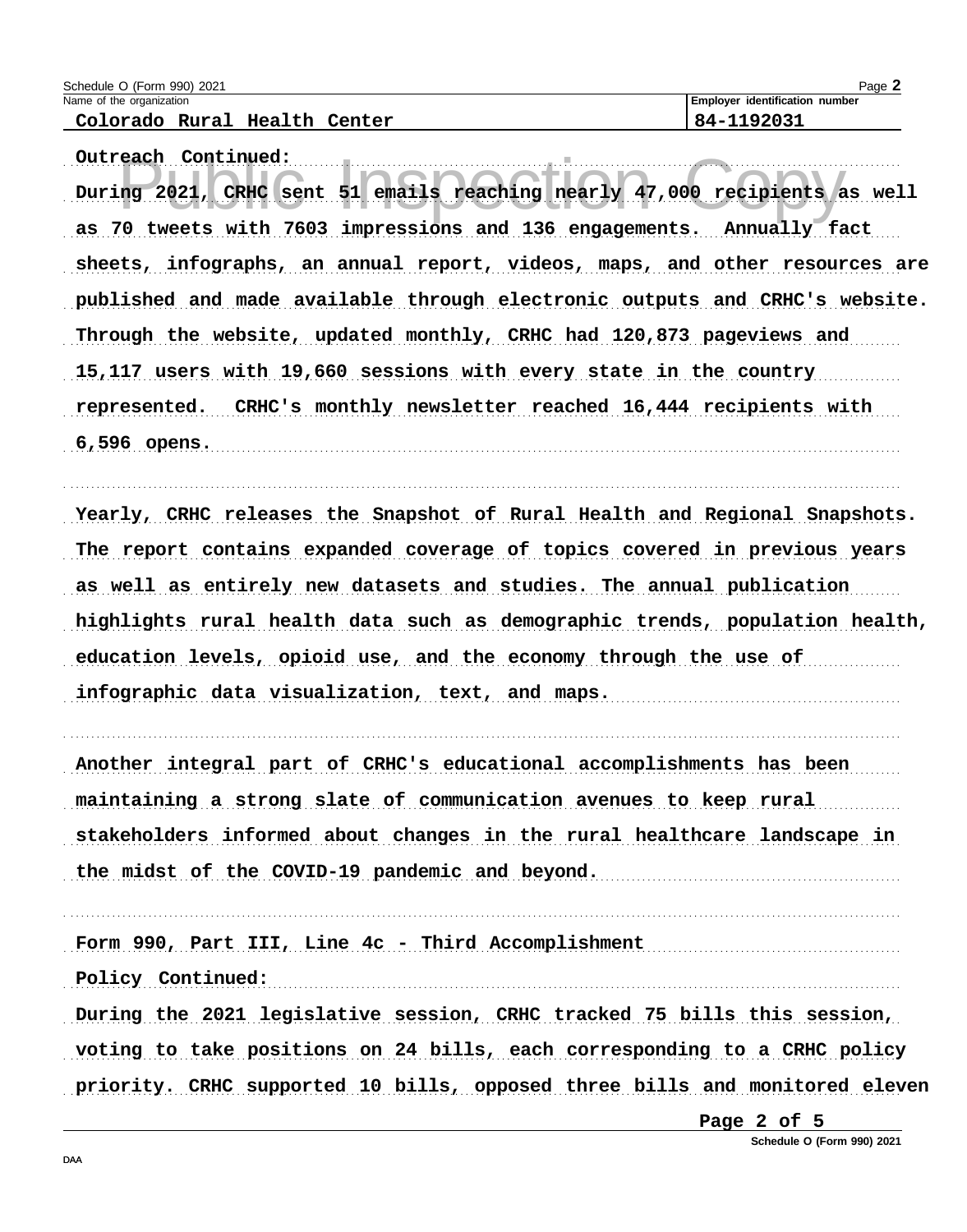Schedule O (Form 990) 2021

Name of the organization: **Colorado Rural Health Center**

Employer identification number: **84-1192031**

Outreach Continued:

During 2021, CRHC sent 51 emails reaching nearly 47,000 recipients as well as 70 tweets with 7603 impressions and 136 engagements. Annually fact sheets, infographs, an annual report, videos, maps, and other resources are published and made available through electronic outputs and CRHC's website. Through the website, updated monthly, CRHC had 120,873 pageviews and 15,117 users with 19,660 sessions with every state in the country represented. CRHC's monthly newsletter reached 16,444 recipients with 6,596 opens.

Yearly, CRHC releases the Snapshot of Rural Health and Regional Snapshots. The report contains expanded coverage of topics covered in previous years as well as entirely new datasets and studies. The annual publication highlights rural health data such as demographic trends, population health, education levels, opioid use, and the economy through the use of infographic data visualization, text, and maps.

Another integral part of CRHC's educational accomplishments has been maintaining a strong slate of communication avenues to keep rural stakeholders informed about changes in the rural healthcare landscape in the midst of the COVID-19 pandemic and beyond.

Form 990, Part III, Line 4c - Third Accomplishment

Policy Continued:

During the 2021 legislative session, CRHC tracked 75 bills this session, voting to take positions on 24 bills, each corresponding to a CRHC policy priority. CRHC supported 10 bills, opposed three bills and monitored eleven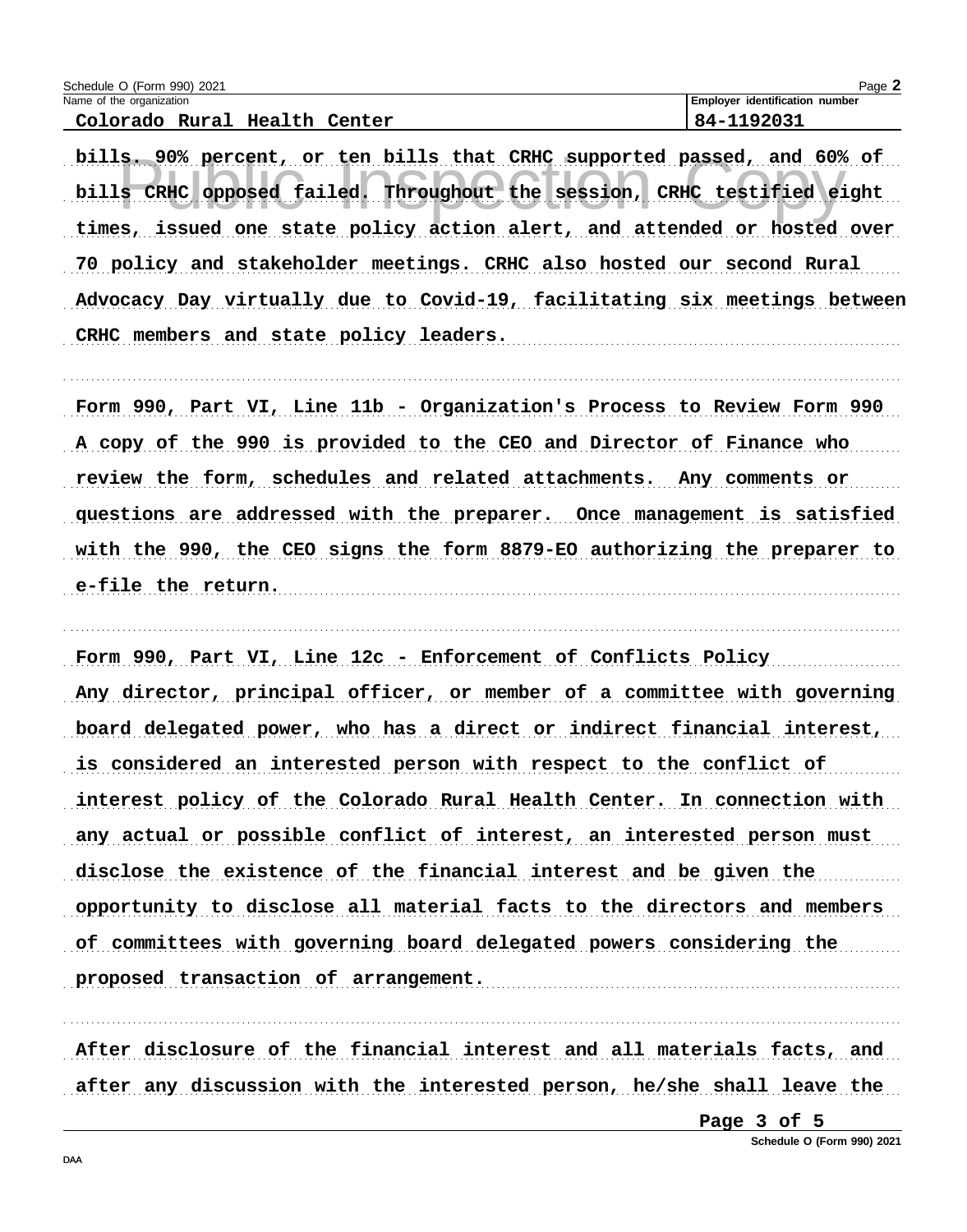Schedule O (Form 990) 2021

Name of the organization: Colorado Rural Health Center

Employer identification number: 84-1192031

bills. 90% percent, or ten bills that CRHC supported passed, and 60% of bills CRHC opposed failed. Throughout the session, CRHC testified eight times, issued one state policy action alert, and attended or hosted over 70 policy and stakeholder meetings. CRHC also hosted our second Rural Advocacy Day virtually due to Covid-19, facilitating six meetings between CRHC members and state policy leaders.

Form 990, Part VI, Line 11b - Organization's Process to Review Form 990

A copy of the 990 is provided to the CEO and Director of Finance who review the form, schedules and related attachments. Any comments or questions are addressed with the preparer. Once management is satisfied with the 990, the CEO signs the form 8879-EO authorizing the preparer to e-file the return.

Form 990, Part VI, Line 12c - Enforcement of Conflicts Policy

Any director, principal officer, or member of a committee with governing board delegated power, who has a direct or indirect financial interest, is considered an interested person with respect to the conflict of interest policy of the Colorado Rural Health Center. In connection with any actual or possible conflict of interest, an interested person must disclose the existence of the financial interest and be given the opportunity to disclose all material facts to the directors and members of committees with governing board delegated powers considering the proposed transaction of arrangement.

After disclosure of the financial interest and all materials facts, and after any discussion with the interested person, he/she shall leave the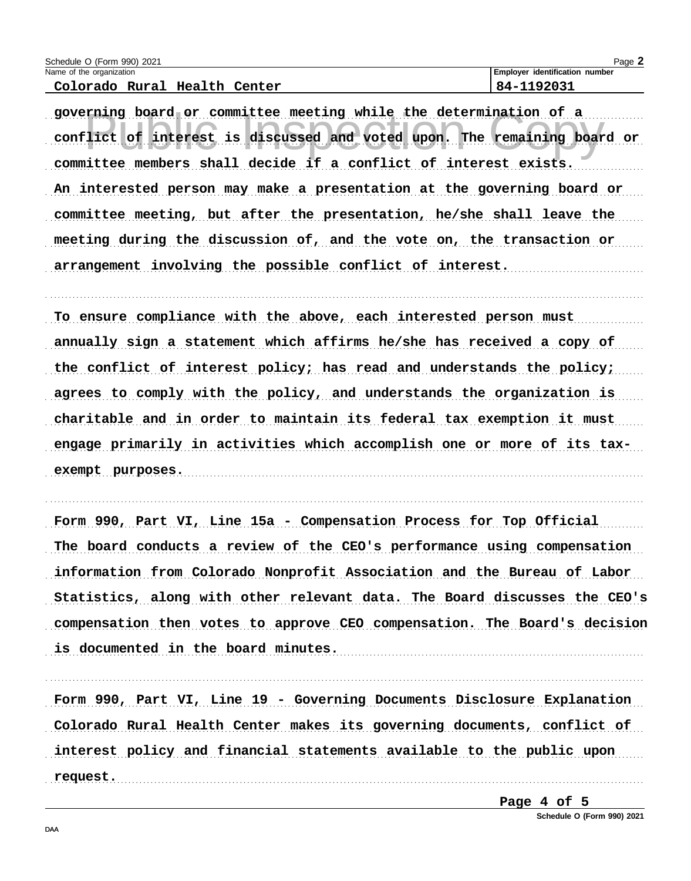Name of the organization: Colorado Rural Health Center

Employer identification number: 84-1192031

governing board or committee meeting while the determination of a conflict of interest is discussed and voted upon. The remaining board or committee members shall decide if a conflict of interest exists. An interested person may make a presentation at the governing board or committee meeting, but after the presentation, he/she shall leave the meeting during the discussion of, and the vote on, the transaction or arrangement involving the possible conflict of interest.

To ensure compliance with the above, each interested person must annually sign a statement which affirms he/she has received a copy of the conflict of interest policy; has read and understands the policy; agrees to comply with the policy, and understands the organization is charitable and in order to maintain its federal tax exemption it must engage primarily in activities which accomplish one or more of its tax-exempt purposes.

Form 990, Part VI, Line 15a - Compensation Process for Top Official

The board conducts a review of the CEO's performance using compensation information from Colorado Nonprofit Association and the Bureau of Labor Statistics, along with other relevant data. The Board discusses the CEO's compensation then votes to approve CEO compensation. The Board's decision is documented in the board minutes.

Form 990, Part VI, Line 19 - Governing Documents Disclosure Explanation

Colorado Rural Health Center makes its governing documents, conflict of interest policy and financial statements available to the public upon request.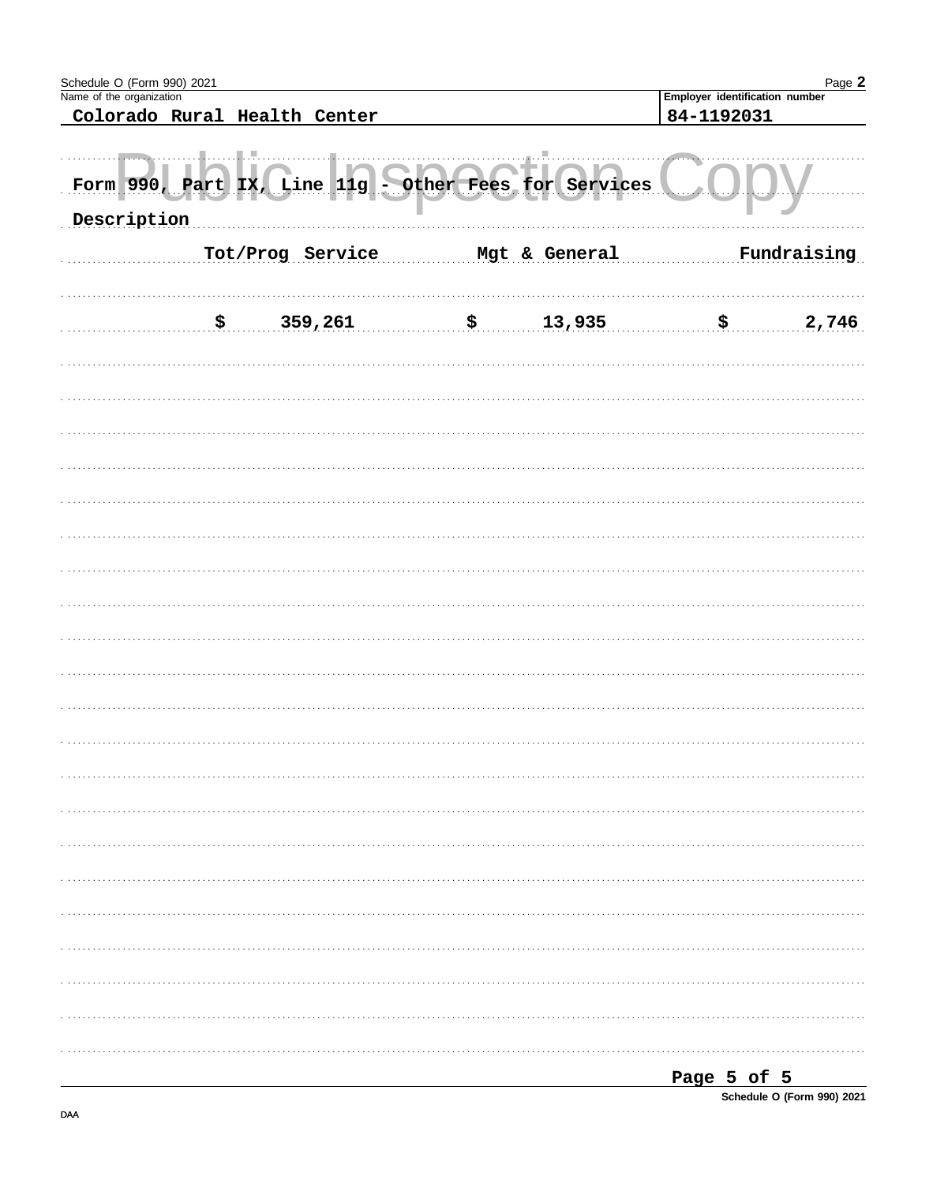Name of the organization: Colorado Rural Health Center

Employer identification number: 84-1192031

Public Inspection Copy

Form 990, Part IX, Line 11g - Other Fees for Services

Description

| Tot/Prog Service | Mgt & General | Fundraising |
|---|---|---|
| $ 359,261 | $ 13,935 | $ 2,746 |